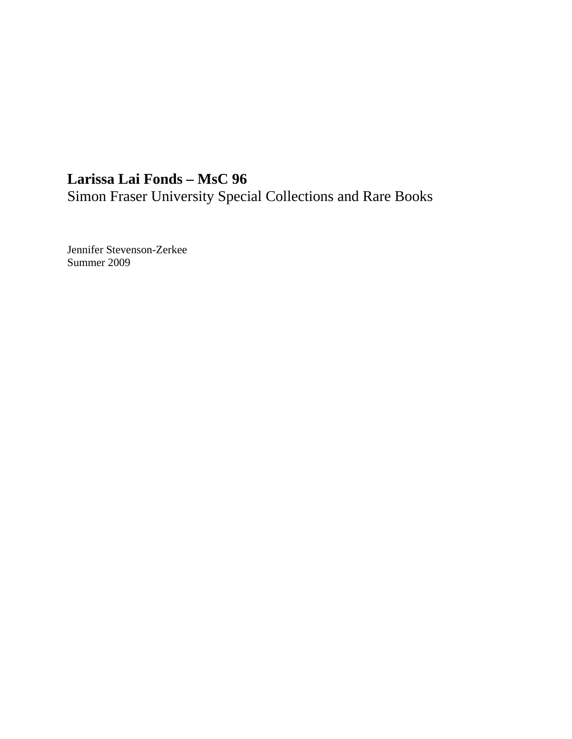# Larissa Lai Fonds – MsC 96

Simon Fraser University Special Collections and Rare Books

Jennifer Stevenson-Zerkee
Summer 2009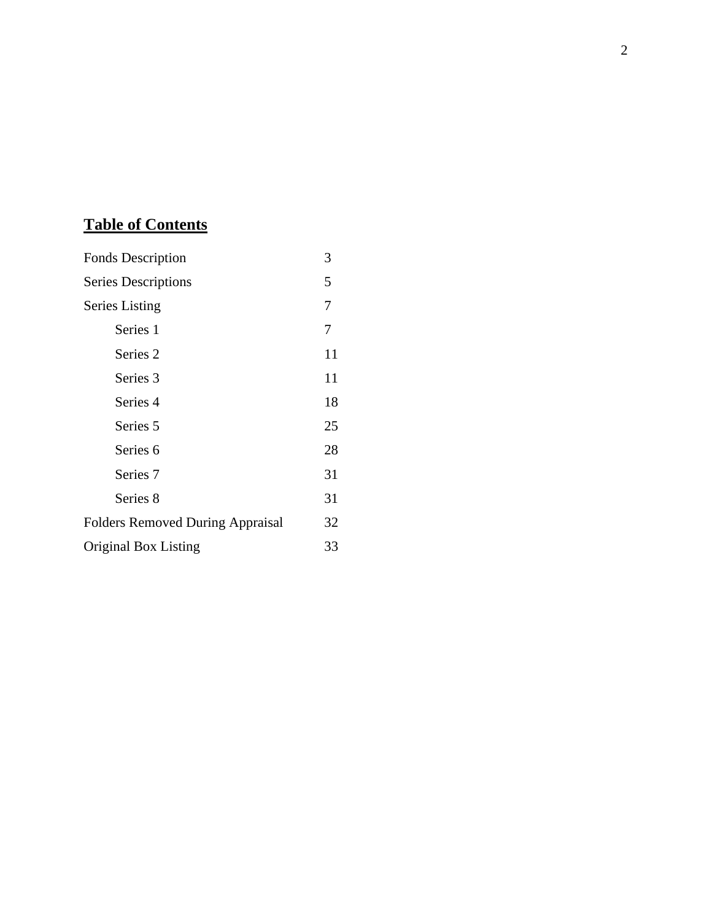## Table of Contents

| | |
|---|---|
| Fonds Description | 3 |
| Series Descriptions | 5 |
| Series Listing | 7 |
| Series 1 | 7 |
| Series 2 | 11 |
| Series 3 | 11 |
| Series 4 | 18 |
| Series 5 | 25 |
| Series 6 | 28 |
| Series 7 | 31 |
| Series 8 | 31 |
| Folders Removed During Appraisal | 32 |
| Original Box Listing | 33 |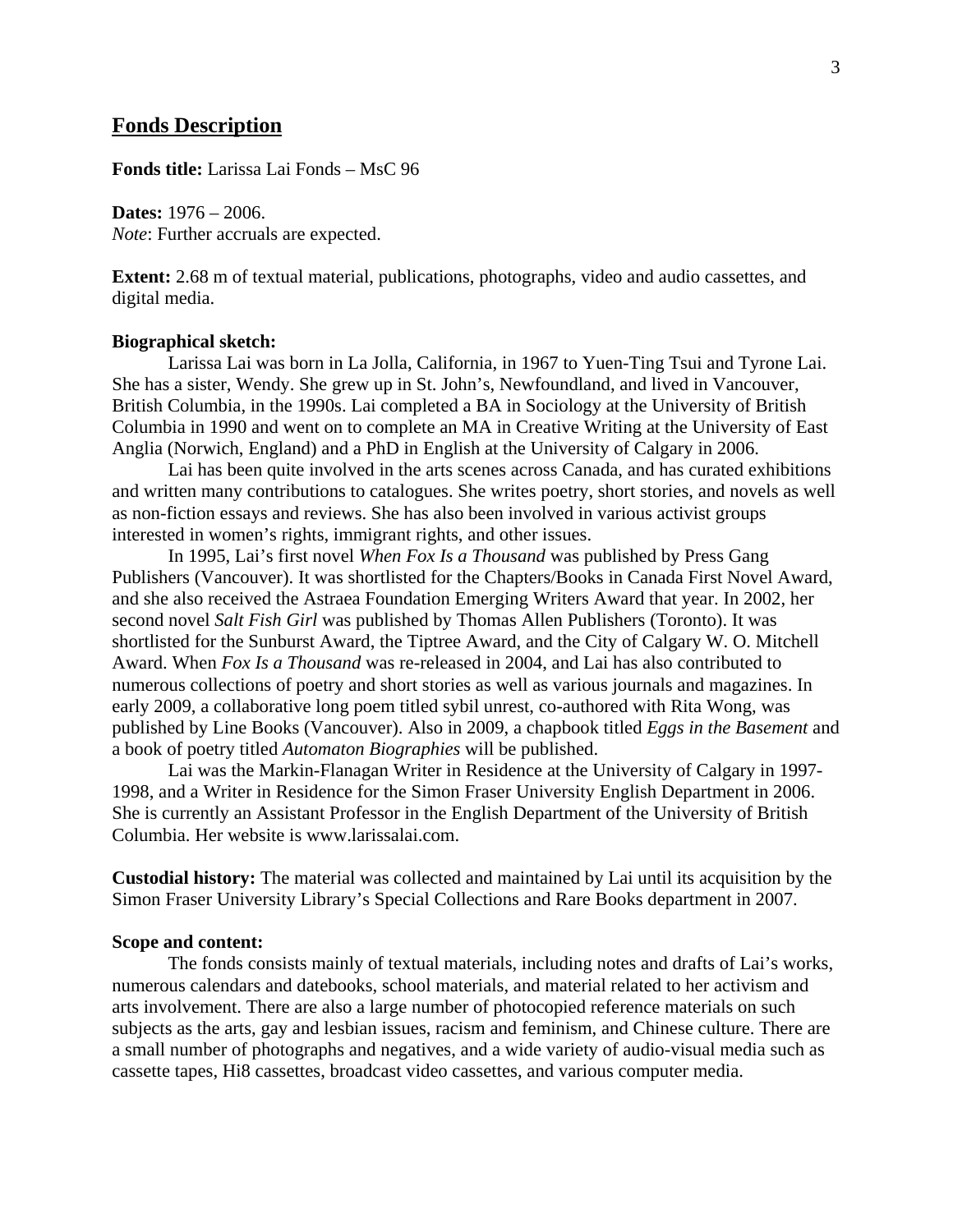## Fonds Description

**Fonds title:** Larissa Lai Fonds – MsC 96

**Dates:** 1976 – 2006.
*Note*: Further accruals are expected.

**Extent:** 2.68 m of textual material, publications, photographs, video and audio cassettes, and digital media.

**Biographical sketch:**

Larissa Lai was born in La Jolla, California, in 1967 to Yuen-Ting Tsui and Tyrone Lai. She has a sister, Wendy. She grew up in St. John's, Newfoundland, and lived in Vancouver, British Columbia, in the 1990s. Lai completed a BA in Sociology at the University of British Columbia in 1990 and went on to complete an MA in Creative Writing at the University of East Anglia (Norwich, England) and a PhD in English at the University of Calgary in 2006.

Lai has been quite involved in the arts scenes across Canada, and has curated exhibitions and written many contributions to catalogues. She writes poetry, short stories, and novels as well as non-fiction essays and reviews. She has also been involved in various activist groups interested in women's rights, immigrant rights, and other issues.

In 1995, Lai's first novel *When Fox Is a Thousand* was published by Press Gang Publishers (Vancouver). It was shortlisted for the Chapters/Books in Canada First Novel Award, and she also received the Astraea Foundation Emerging Writers Award that year. In 2002, her second novel *Salt Fish Girl* was published by Thomas Allen Publishers (Toronto). It was shortlisted for the Sunburst Award, the Tiptree Award, and the City of Calgary W. O. Mitchell Award. When *Fox Is a Thousand* was re-released in 2004, and Lai has also contributed to numerous collections of poetry and short stories as well as various journals and magazines. In early 2009, a collaborative long poem titled sybil unrest, co-authored with Rita Wong, was published by Line Books (Vancouver). Also in 2009, a chapbook titled *Eggs in the Basement* and a book of poetry titled *Automaton Biographies* will be published.

Lai was the Markin-Flanagan Writer in Residence at the University of Calgary in 1997-1998, and a Writer in Residence for the Simon Fraser University English Department in 2006. She is currently an Assistant Professor in the English Department of the University of British Columbia. Her website is www.larissalai.com.

**Custodial history:** The material was collected and maintained by Lai until its acquisition by the Simon Fraser University Library's Special Collections and Rare Books department in 2007.

**Scope and content:**

The fonds consists mainly of textual materials, including notes and drafts of Lai's works, numerous calendars and datebooks, school materials, and material related to her activism and arts involvement. There are also a large number of photocopied reference materials on such subjects as the arts, gay and lesbian issues, racism and feminism, and Chinese culture. There are a small number of photographs and negatives, and a wide variety of audio-visual media such as cassette tapes, Hi8 cassettes, broadcast video cassettes, and various computer media.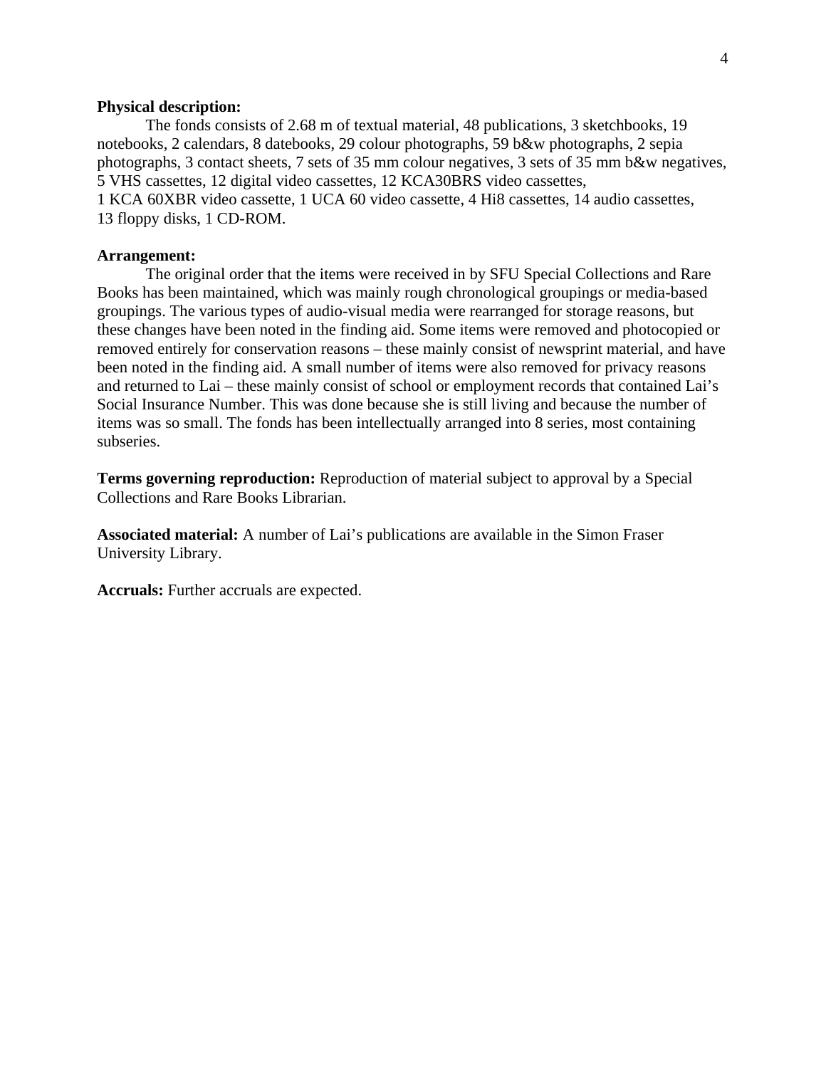**Physical description:**

The fonds consists of 2.68 m of textual material, 48 publications, 3 sketchbooks, 19 notebooks, 2 calendars, 8 datebooks, 29 colour photographs, 59 b&w photographs, 2 sepia photographs, 3 contact sheets, 7 sets of 35 mm colour negatives, 3 sets of 35 mm b&w negatives, 5 VHS cassettes, 12 digital video cassettes, 12 KCA30BRS video cassettes, 1 KCA 60XBR video cassette, 1 UCA 60 video cassette, 4 Hi8 cassettes, 14 audio cassettes, 13 floppy disks, 1 CD-ROM.

**Arrangement:**

The original order that the items were received in by SFU Special Collections and Rare Books has been maintained, which was mainly rough chronological groupings or media-based groupings. The various types of audio-visual media were rearranged for storage reasons, but these changes have been noted in the finding aid. Some items were removed and photocopied or removed entirely for conservation reasons – these mainly consist of newsprint material, and have been noted in the finding aid. A small number of items were also removed for privacy reasons and returned to Lai – these mainly consist of school or employment records that contained Lai's Social Insurance Number. This was done because she is still living and because the number of items was so small. The fonds has been intellectually arranged into 8 series, most containing subseries.

**Terms governing reproduction:** Reproduction of material subject to approval by a Special Collections and Rare Books Librarian.

**Associated material:** A number of Lai's publications are available in the Simon Fraser University Library.

**Accruals:** Further accruals are expected.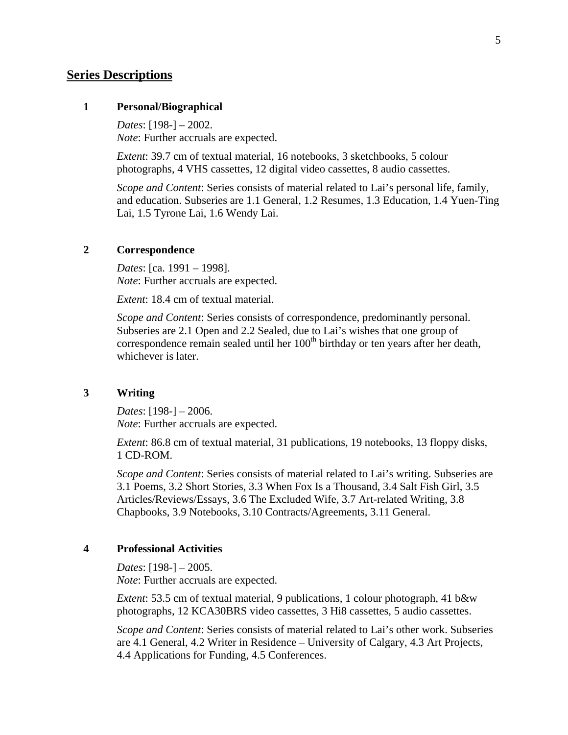## Series Descriptions

### 1 Personal/Biographical

*Dates*: [198-] – 2002.
*Note*: Further accruals are expected.

*Extent*: 39.7 cm of textual material, 16 notebooks, 3 sketchbooks, 5 colour photographs, 4 VHS cassettes, 12 digital video cassettes, 8 audio cassettes.

*Scope and Content*: Series consists of material related to Lai's personal life, family, and education. Subseries are 1.1 General, 1.2 Resumes, 1.3 Education, 1.4 Yuen-Ting Lai, 1.5 Tyrone Lai, 1.6 Wendy Lai.

### 2 Correspondence

*Dates*: [ca. 1991 – 1998].
*Note*: Further accruals are expected.

*Extent*: 18.4 cm of textual material.

*Scope and Content*: Series consists of correspondence, predominantly personal. Subseries are 2.1 Open and 2.2 Sealed, due to Lai's wishes that one group of correspondence remain sealed until her 100th birthday or ten years after her death, whichever is later.

### 3 Writing

*Dates*: [198-] – 2006.
*Note*: Further accruals are expected.

*Extent*: 86.8 cm of textual material, 31 publications, 19 notebooks, 13 floppy disks, 1 CD-ROM.

*Scope and Content*: Series consists of material related to Lai's writing. Subseries are 3.1 Poems, 3.2 Short Stories, 3.3 When Fox Is a Thousand, 3.4 Salt Fish Girl, 3.5 Articles/Reviews/Essays, 3.6 The Excluded Wife, 3.7 Art-related Writing, 3.8 Chapbooks, 3.9 Notebooks, 3.10 Contracts/Agreements, 3.11 General.

### 4 Professional Activities

*Dates*: [198-] – 2005.
*Note*: Further accruals are expected.

*Extent*: 53.5 cm of textual material, 9 publications, 1 colour photograph, 41 b&w photographs, 12 KCA30BRS video cassettes, 3 Hi8 cassettes, 5 audio cassettes.

*Scope and Content*: Series consists of material related to Lai's other work. Subseries are 4.1 General, 4.2 Writer in Residence – University of Calgary, 4.3 Art Projects, 4.4 Applications for Funding, 4.5 Conferences.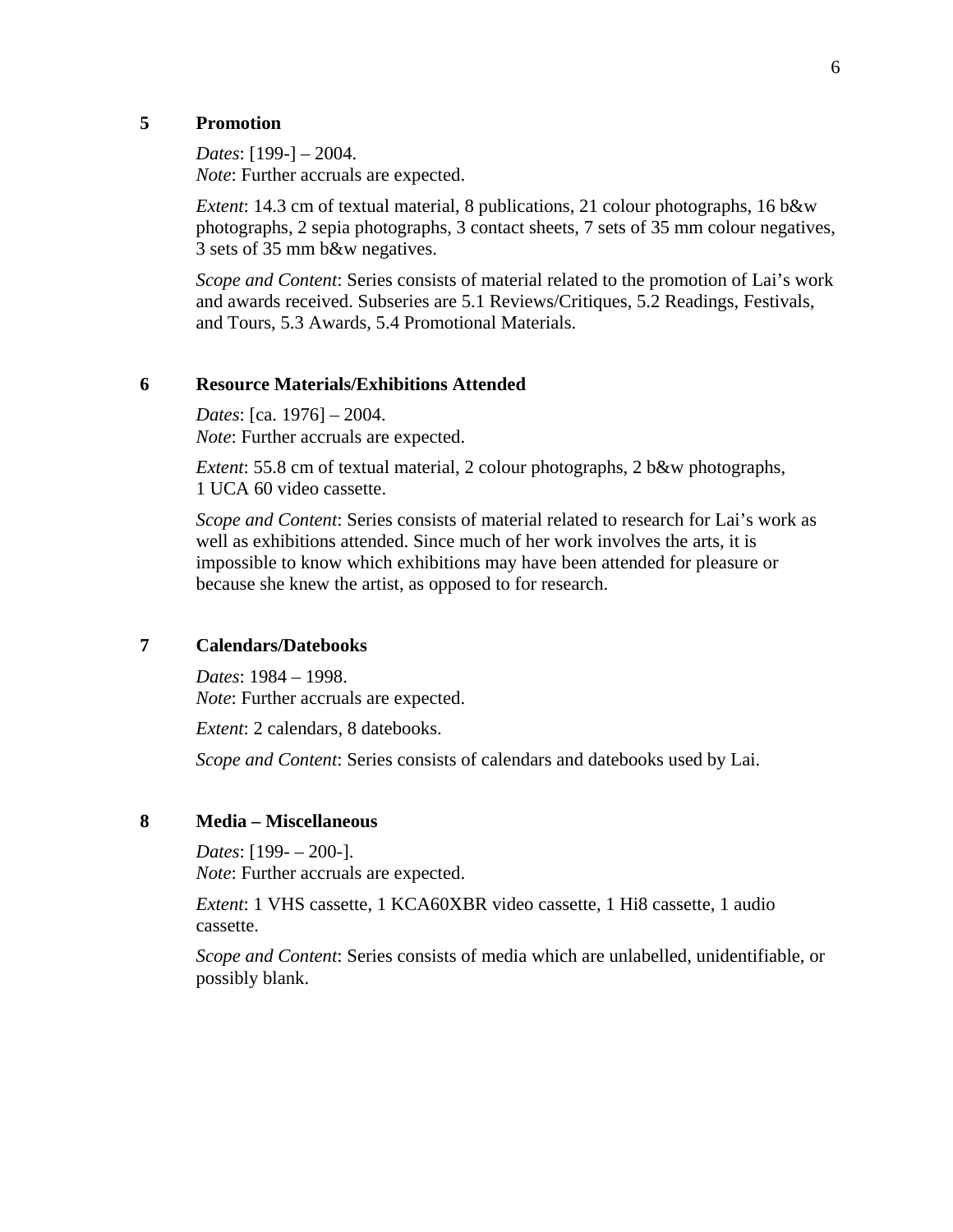## 5 Promotion

*Dates*: [199-] – 2004.
*Note*: Further accruals are expected.

*Extent*: 14.3 cm of textual material, 8 publications, 21 colour photographs, 16 b&w photographs, 2 sepia photographs, 3 contact sheets, 7 sets of 35 mm colour negatives, 3 sets of 35 mm b&w negatives.

*Scope and Content*: Series consists of material related to the promotion of Lai's work and awards received. Subseries are 5.1 Reviews/Critiques, 5.2 Readings, Festivals, and Tours, 5.3 Awards, 5.4 Promotional Materials.

## 6 Resource Materials/Exhibitions Attended

*Dates*: [ca. 1976] – 2004.
*Note*: Further accruals are expected.

*Extent*: 55.8 cm of textual material, 2 colour photographs, 2 b&w photographs, 1 UCA 60 video cassette.

*Scope and Content*: Series consists of material related to research for Lai's work as well as exhibitions attended. Since much of her work involves the arts, it is impossible to know which exhibitions may have been attended for pleasure or because she knew the artist, as opposed to for research.

## 7 Calendars/Datebooks

*Dates*: 1984 – 1998.
*Note*: Further accruals are expected.

*Extent*: 2 calendars, 8 datebooks.

*Scope and Content*: Series consists of calendars and datebooks used by Lai.

## 8 Media – Miscellaneous

*Dates*: [199- – 200-].
*Note*: Further accruals are expected.

*Extent*: 1 VHS cassette, 1 KCA60XBR video cassette, 1 Hi8 cassette, 1 audio cassette.

*Scope and Content*: Series consists of media which are unlabelled, unidentifiable, or possibly blank.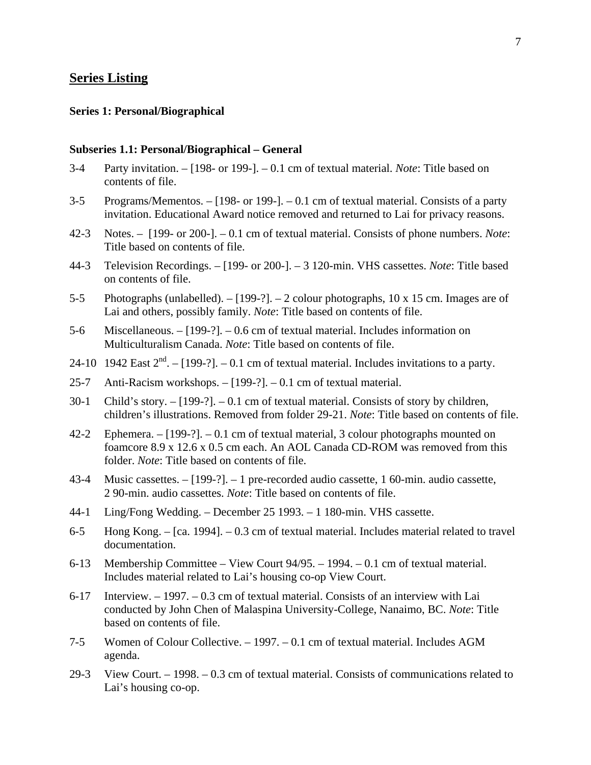## Series Listing

### Series 1: Personal/Biographical

#### Subseries 1.1: Personal/Biographical – General

3-4 Party invitation. – [198- or 199-]. – 0.1 cm of textual material. *Note*: Title based on contents of file.

3-5 Programs/Mementos. – [198- or 199-]. – 0.1 cm of textual material. Consists of a party invitation. Educational Award notice removed and returned to Lai for privacy reasons.

42-3 Notes. – [199- or 200-]. – 0.1 cm of textual material. Consists of phone numbers. *Note*: Title based on contents of file.

44-3 Television Recordings. – [199- or 200-]. – 3 120-min. VHS cassettes. *Note*: Title based on contents of file.

5-5 Photographs (unlabelled). – [199-?]. – 2 colour photographs, 10 x 15 cm. Images are of Lai and others, possibly family. *Note*: Title based on contents of file.

5-6 Miscellaneous. – [199-?]. – 0.6 cm of textual material. Includes information on Multiculturalism Canada. *Note*: Title based on contents of file.

24-10 1942 East 2nd. – [199-?]. – 0.1 cm of textual material. Includes invitations to a party.

25-7 Anti-Racism workshops. – [199-?]. – 0.1 cm of textual material.

30-1 Child's story. – [199-?]. – 0.1 cm of textual material. Consists of story by children, children's illustrations. Removed from folder 29-21. *Note*: Title based on contents of file.

42-2 Ephemera. – [199-?]. – 0.1 cm of textual material, 3 colour photographs mounted on foamcore 8.9 x 12.6 x 0.5 cm each. An AOL Canada CD-ROM was removed from this folder. *Note*: Title based on contents of file.

43-4 Music cassettes. – [199-?]. – 1 pre-recorded audio cassette, 1 60-min. audio cassette, 2 90-min. audio cassettes. *Note*: Title based on contents of file.

44-1 Ling/Fong Wedding. – December 25 1993. – 1 180-min. VHS cassette.

6-5 Hong Kong. – [ca. 1994]. – 0.3 cm of textual material. Includes material related to travel documentation.

6-13 Membership Committee – View Court 94/95. – 1994. – 0.1 cm of textual material. Includes material related to Lai's housing co-op View Court.

6-17 Interview. – 1997. – 0.3 cm of textual material. Consists of an interview with Lai conducted by John Chen of Malaspina University-College, Nanaimo, BC. *Note*: Title based on contents of file.

7-5 Women of Colour Collective. – 1997. – 0.1 cm of textual material. Includes AGM agenda.

29-3 View Court. – 1998. – 0.3 cm of textual material. Consists of communications related to Lai's housing co-op.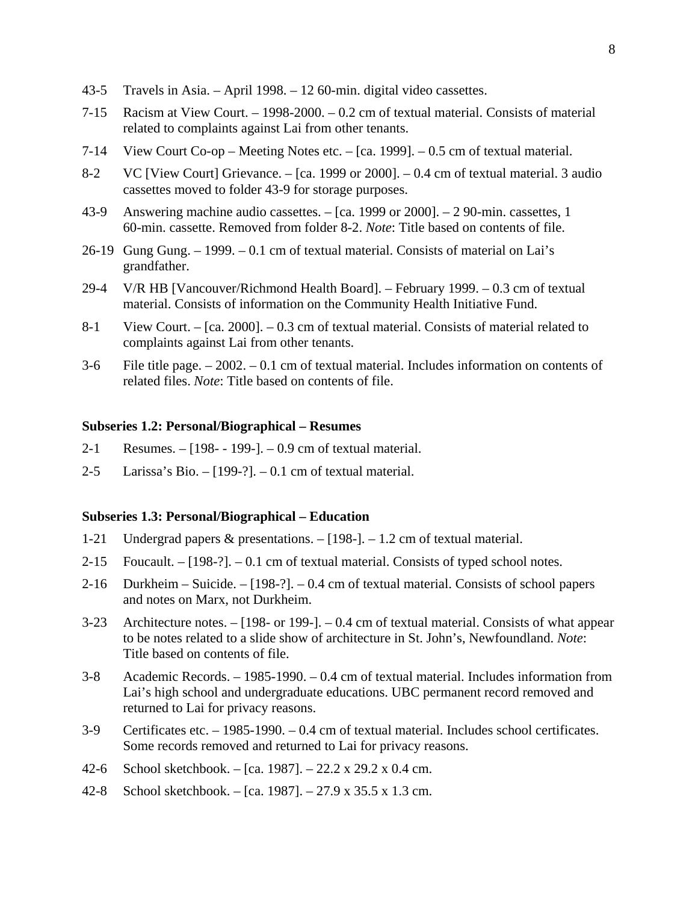43-5 Travels in Asia. – April 1998. – 12 60-min. digital video cassettes.

7-15 Racism at View Court. – 1998-2000. – 0.2 cm of textual material. Consists of material related to complaints against Lai from other tenants.

7-14 View Court Co-op – Meeting Notes etc. – [ca. 1999]. – 0.5 cm of textual material.

8-2 VC [View Court] Grievance. – [ca. 1999 or 2000]. – 0.4 cm of textual material. 3 audio cassettes moved to folder 43-9 for storage purposes.

43-9 Answering machine audio cassettes. – [ca. 1999 or 2000]. – 2 90-min. cassettes, 1 60-min. cassette. Removed from folder 8-2. *Note*: Title based on contents of file.

26-19 Gung Gung. – 1999. – 0.1 cm of textual material. Consists of material on Lai's grandfather.

29-4 V/R HB [Vancouver/Richmond Health Board]. – February 1999. – 0.3 cm of textual material. Consists of information on the Community Health Initiative Fund.

8-1 View Court. – [ca. 2000]. – 0.3 cm of textual material. Consists of material related to complaints against Lai from other tenants.

3-6 File title page. – 2002. – 0.1 cm of textual material. Includes information on contents of related files. *Note*: Title based on contents of file.

**Subseries 1.2: Personal/Biographical – Resumes**

2-1 Resumes. – [198- - 199-]. – 0.9 cm of textual material.

2-5 Larissa's Bio. – [199-?]. – 0.1 cm of textual material.

**Subseries 1.3: Personal/Biographical – Education**

1-21 Undergrad papers & presentations. – [198-]. – 1.2 cm of textual material.

2-15 Foucault. – [198-?]. – 0.1 cm of textual material. Consists of typed school notes.

2-16 Durkheim – Suicide. – [198-?]. – 0.4 cm of textual material. Consists of school papers and notes on Marx, not Durkheim.

3-23 Architecture notes. – [198- or 199-]. – 0.4 cm of textual material. Consists of what appear to be notes related to a slide show of architecture in St. John's, Newfoundland. *Note*: Title based on contents of file.

3-8 Academic Records. – 1985-1990. – 0.4 cm of textual material. Includes information from Lai's high school and undergraduate educations. UBC permanent record removed and returned to Lai for privacy reasons.

3-9 Certificates etc. – 1985-1990. – 0.4 cm of textual material. Includes school certificates. Some records removed and returned to Lai for privacy reasons.

42-6 School sketchbook. – [ca. 1987]. – 22.2 x 29.2 x 0.4 cm.

42-8 School sketchbook. – [ca. 1987]. – 27.9 x 35.5 x 1.3 cm.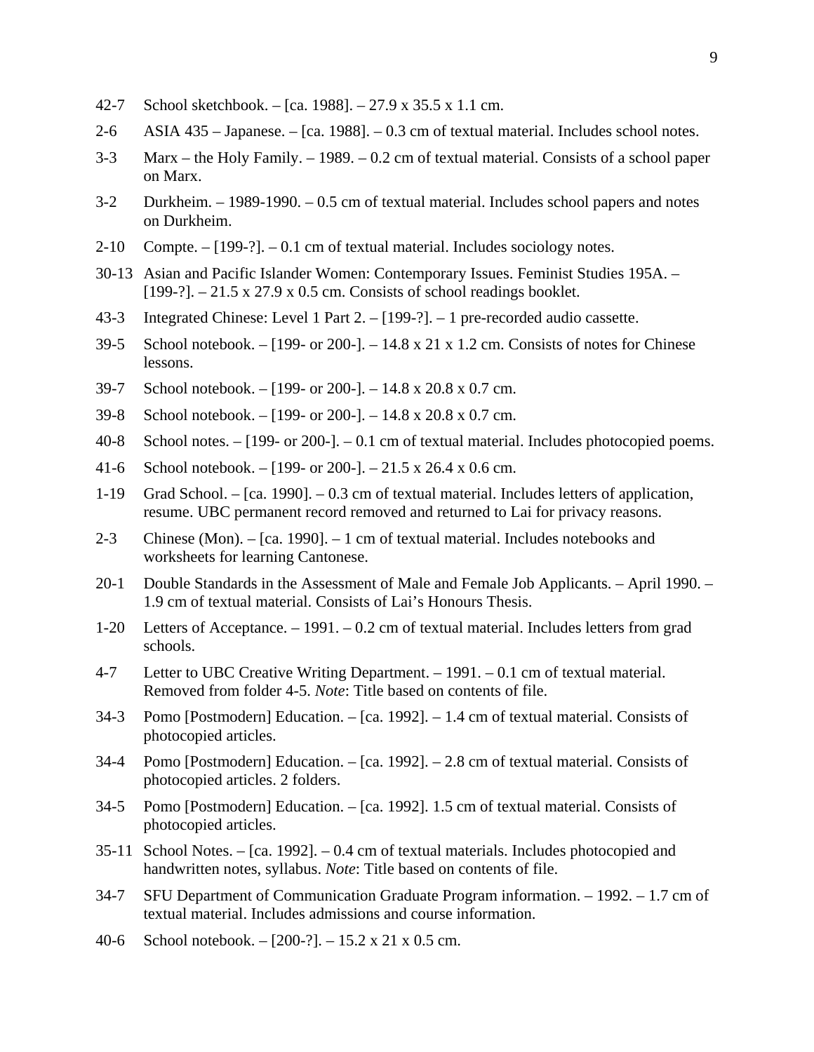42-7 School sketchbook. – [ca. 1988]. – 27.9 x 35.5 x 1.1 cm.

2-6 ASIA 435 – Japanese. – [ca. 1988]. – 0.3 cm of textual material. Includes school notes.

3-3 Marx – the Holy Family. – 1989. – 0.2 cm of textual material. Consists of a school paper on Marx.

3-2 Durkheim. – 1989-1990. – 0.5 cm of textual material. Includes school papers and notes on Durkheim.

2-10 Compte. – [199-?]. – 0.1 cm of textual material. Includes sociology notes.

30-13 Asian and Pacific Islander Women: Contemporary Issues. Feminist Studies 195A. – [199-?]. – 21.5 x 27.9 x 0.5 cm. Consists of school readings booklet.

43-3 Integrated Chinese: Level 1 Part 2. – [199-?]. – 1 pre-recorded audio cassette.

39-5 School notebook. – [199- or 200-]. – 14.8 x 21 x 1.2 cm. Consists of notes for Chinese lessons.

39-7 School notebook. – [199- or 200-]. – 14.8 x 20.8 x 0.7 cm.

39-8 School notebook. – [199- or 200-]. – 14.8 x 20.8 x 0.7 cm.

40-8 School notes. – [199- or 200-]. – 0.1 cm of textual material. Includes photocopied poems.

41-6 School notebook. – [199- or 200-]. – 21.5 x 26.4 x 0.6 cm.

1-19 Grad School. – [ca. 1990]. – 0.3 cm of textual material. Includes letters of application, resume. UBC permanent record removed and returned to Lai for privacy reasons.

2-3 Chinese (Mon). – [ca. 1990]. – 1 cm of textual material. Includes notebooks and worksheets for learning Cantonese.

20-1 Double Standards in the Assessment of Male and Female Job Applicants. – April 1990. – 1.9 cm of textual material. Consists of Lai's Honours Thesis.

1-20 Letters of Acceptance. – 1991. – 0.2 cm of textual material. Includes letters from grad schools.

4-7 Letter to UBC Creative Writing Department. – 1991. – 0.1 cm of textual material. Removed from folder 4-5. *Note*: Title based on contents of file.

34-3 Pomo [Postmodern] Education. – [ca. 1992]. – 1.4 cm of textual material. Consists of photocopied articles.

34-4 Pomo [Postmodern] Education. – [ca. 1992]. – 2.8 cm of textual material. Consists of photocopied articles. 2 folders.

34-5 Pomo [Postmodern] Education. – [ca. 1992]. 1.5 cm of textual material. Consists of photocopied articles.

35-11 School Notes. – [ca. 1992]. – 0.4 cm of textual materials. Includes photocopied and handwritten notes, syllabus. *Note*: Title based on contents of file.

34-7 SFU Department of Communication Graduate Program information. – 1992. – 1.7 cm of textual material. Includes admissions and course information.

40-6 School notebook. – [200-?]. – 15.2 x 21 x 0.5 cm.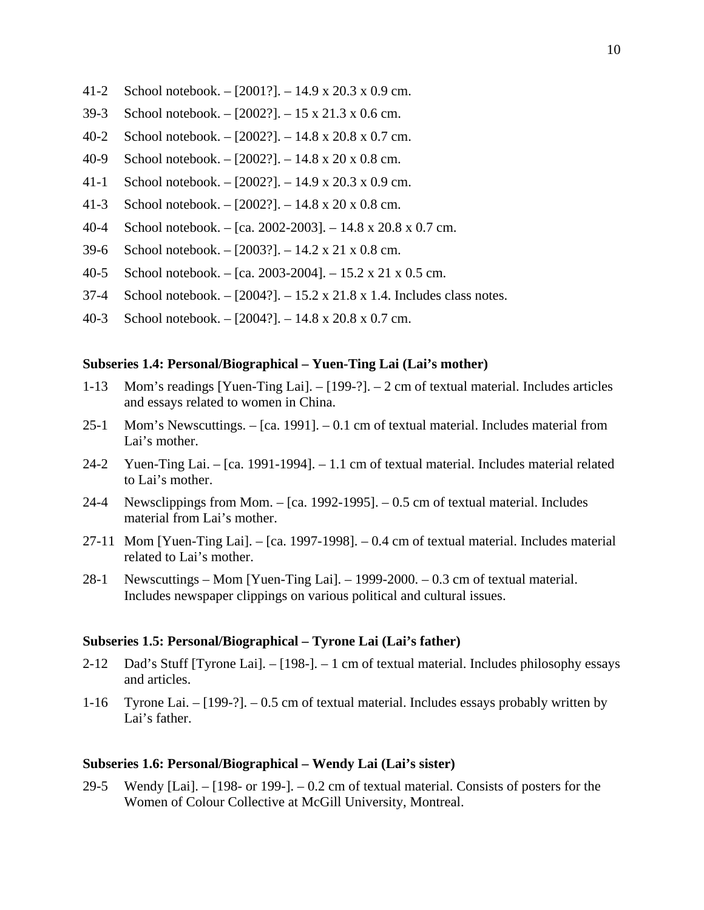41-2 School notebook. – [2001?]. – 14.9 x 20.3 x 0.9 cm.

39-3 School notebook. – [2002?]. – 15 x 21.3 x 0.6 cm.

40-2 School notebook. – [2002?]. – 14.8 x 20.8 x 0.7 cm.

40-9 School notebook. – [2002?]. – 14.8 x 20 x 0.8 cm.

41-1 School notebook. – [2002?]. – 14.9 x 20.3 x 0.9 cm.

41-3 School notebook. – [2002?]. – 14.8 x 20 x 0.8 cm.

40-4 School notebook. – [ca. 2002-2003]. – 14.8 x 20.8 x 0.7 cm.

39-6 School notebook. – [2003?]. – 14.2 x 21 x 0.8 cm.

40-5 School notebook. – [ca. 2003-2004]. – 15.2 x 21 x 0.5 cm.

37-4 School notebook. – [2004?]. – 15.2 x 21.8 x 1.4. Includes class notes.

40-3 School notebook. – [2004?]. – 14.8 x 20.8 x 0.7 cm.

**Subseries 1.4: Personal/Biographical – Yuen-Ting Lai (Lai's mother)**

1-13 Mom's readings [Yuen-Ting Lai]. – [199-?]. – 2 cm of textual material. Includes articles and essays related to women in China.

25-1 Mom's Newscuttings. – [ca. 1991]. – 0.1 cm of textual material. Includes material from Lai's mother.

24-2 Yuen-Ting Lai. – [ca. 1991-1994]. – 1.1 cm of textual material. Includes material related to Lai's mother.

24-4 Newsclippings from Mom. – [ca. 1992-1995]. – 0.5 cm of textual material. Includes material from Lai's mother.

27-11 Mom [Yuen-Ting Lai]. – [ca. 1997-1998]. – 0.4 cm of textual material. Includes material related to Lai's mother.

28-1 Newscuttings – Mom [Yuen-Ting Lai]. – 1999-2000. – 0.3 cm of textual material. Includes newspaper clippings on various political and cultural issues.

**Subseries 1.5: Personal/Biographical – Tyrone Lai (Lai's father)**

2-12 Dad's Stuff [Tyrone Lai]. – [198-]. – 1 cm of textual material. Includes philosophy essays and articles.

1-16 Tyrone Lai. – [199-?]. – 0.5 cm of textual material. Includes essays probably written by Lai's father.

**Subseries 1.6: Personal/Biographical – Wendy Lai (Lai's sister)**

29-5 Wendy [Lai]. – [198- or 199-]. – 0.2 cm of textual material. Consists of posters for the Women of Colour Collective at McGill University, Montreal.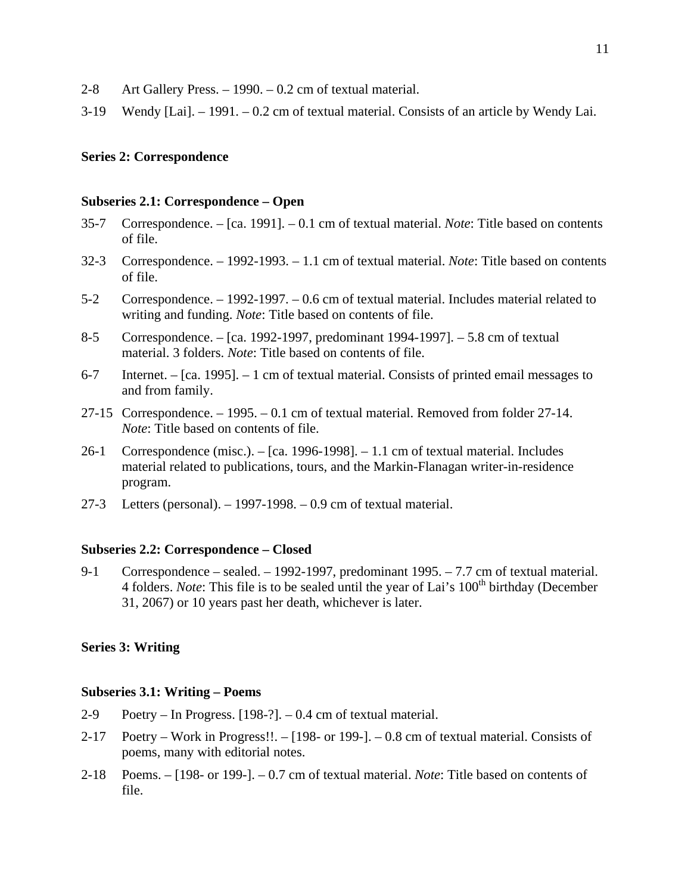2-8 Art Gallery Press. – 1990. – 0.2 cm of textual material.

3-19 Wendy [Lai]. – 1991. – 0.2 cm of textual material. Consists of an article by Wendy Lai.

**Series 2: Correspondence**

**Subseries 2.1: Correspondence – Open**

35-7 Correspondence. – [ca. 1991]. – 0.1 cm of textual material. *Note*: Title based on contents of file.

32-3 Correspondence. – 1992-1993. – 1.1 cm of textual material. *Note*: Title based on contents of file.

5-2 Correspondence. – 1992-1997. – 0.6 cm of textual material. Includes material related to writing and funding. *Note*: Title based on contents of file.

8-5 Correspondence. – [ca. 1992-1997, predominant 1994-1997]. – 5.8 cm of textual material. 3 folders. *Note*: Title based on contents of file.

6-7 Internet. – [ca. 1995]. – 1 cm of textual material. Consists of printed email messages to and from family.

27-15 Correspondence. – 1995. – 0.1 cm of textual material. Removed from folder 27-14. *Note*: Title based on contents of file.

26-1 Correspondence (misc.). – [ca. 1996-1998]. – 1.1 cm of textual material. Includes material related to publications, tours, and the Markin-Flanagan writer-in-residence program.

27-3 Letters (personal). – 1997-1998. – 0.9 cm of textual material.

**Subseries 2.2: Correspondence – Closed**

9-1 Correspondence – sealed. – 1992-1997, predominant 1995. – 7.7 cm of textual material. 4 folders. *Note*: This file is to be sealed until the year of Lai's 100th birthday (December 31, 2067) or 10 years past her death, whichever is later.

**Series 3: Writing**

**Subseries 3.1: Writing – Poems**

2-9 Poetry – In Progress. [198-?]. – 0.4 cm of textual material.

2-17 Poetry – Work in Progress!!. – [198- or 199-]. – 0.8 cm of textual material. Consists of poems, many with editorial notes.

2-18 Poems. – [198- or 199-]. – 0.7 cm of textual material. *Note*: Title based on contents of file.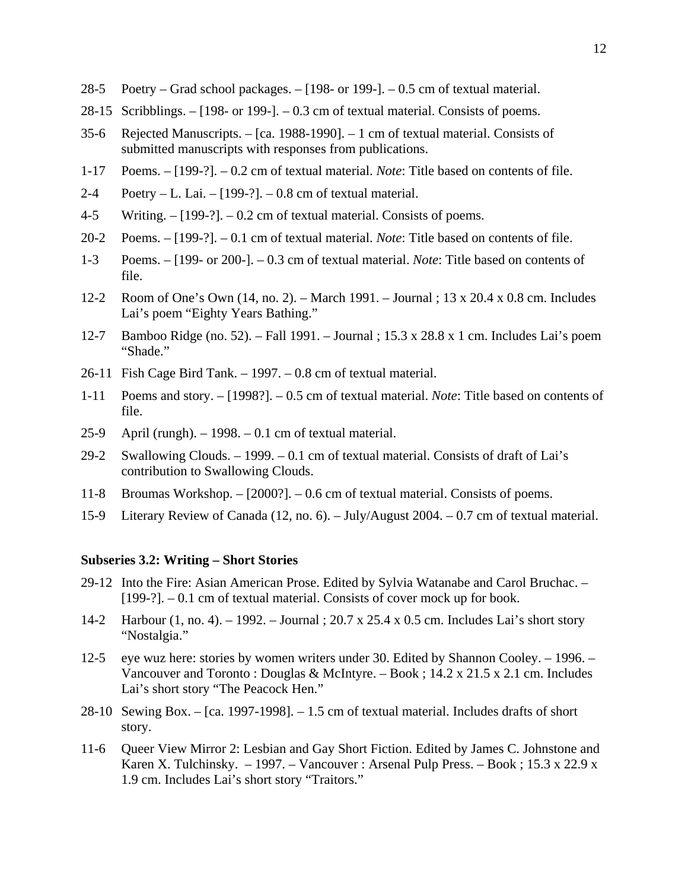28-5 Poetry – Grad school packages. – [198- or 199-]. – 0.5 cm of textual material.

28-15 Scribblings. – [198- or 199-]. – 0.3 cm of textual material. Consists of poems.

35-6 Rejected Manuscripts. – [ca. 1988-1990]. – 1 cm of textual material. Consists of submitted manuscripts with responses from publications.

1-17 Poems. – [199-?]. – 0.2 cm of textual material. *Note*: Title based on contents of file.

2-4 Poetry – L. Lai. – [199-?]. – 0.8 cm of textual material.

4-5 Writing. – [199-?]. – 0.2 cm of textual material. Consists of poems.

20-2 Poems. – [199-?]. – 0.1 cm of textual material. *Note*: Title based on contents of file.

1-3 Poems. – [199- or 200-]. – 0.3 cm of textual material. *Note*: Title based on contents of file.

12-2 Room of One's Own (14, no. 2). – March 1991. – Journal ; 13 x 20.4 x 0.8 cm. Includes Lai's poem "Eighty Years Bathing."

12-7 Bamboo Ridge (no. 52). – Fall 1991. – Journal ; 15.3 x 28.8 x 1 cm. Includes Lai's poem "Shade."

26-11 Fish Cage Bird Tank. – 1997. – 0.8 cm of textual material.

1-11 Poems and story. – [1998?]. – 0.5 cm of textual material. *Note*: Title based on contents of file.

25-9 April (rungh). – 1998. – 0.1 cm of textual material.

29-2 Swallowing Clouds. – 1999. – 0.1 cm of textual material. Consists of draft of Lai's contribution to Swallowing Clouds.

11-8 Broumas Workshop. – [2000?]. – 0.6 cm of textual material. Consists of poems.

15-9 Literary Review of Canada (12, no. 6). – July/August 2004. – 0.7 cm of textual material.

**Subseries 3.2: Writing – Short Stories**

29-12 Into the Fire: Asian American Prose. Edited by Sylvia Watanabe and Carol Bruchac. – [199-?]. – 0.1 cm of textual material. Consists of cover mock up for book.

14-2 Harbour (1, no. 4). – 1992. – Journal ; 20.7 x 25.4 x 0.5 cm. Includes Lai's short story "Nostalgia."

12-5 eye wuz here: stories by women writers under 30. Edited by Shannon Cooley. – 1996. – Vancouver and Toronto : Douglas & McIntyre. – Book ; 14.2 x 21.5 x 2.1 cm. Includes Lai's short story "The Peacock Hen."

28-10 Sewing Box. – [ca. 1997-1998]. – 1.5 cm of textual material. Includes drafts of short story.

11-6 Queer View Mirror 2: Lesbian and Gay Short Fiction. Edited by James C. Johnstone and Karen X. Tulchinsky. – 1997. – Vancouver : Arsenal Pulp Press. – Book ; 15.3 x 22.9 x 1.9 cm. Includes Lai's short story "Traitors."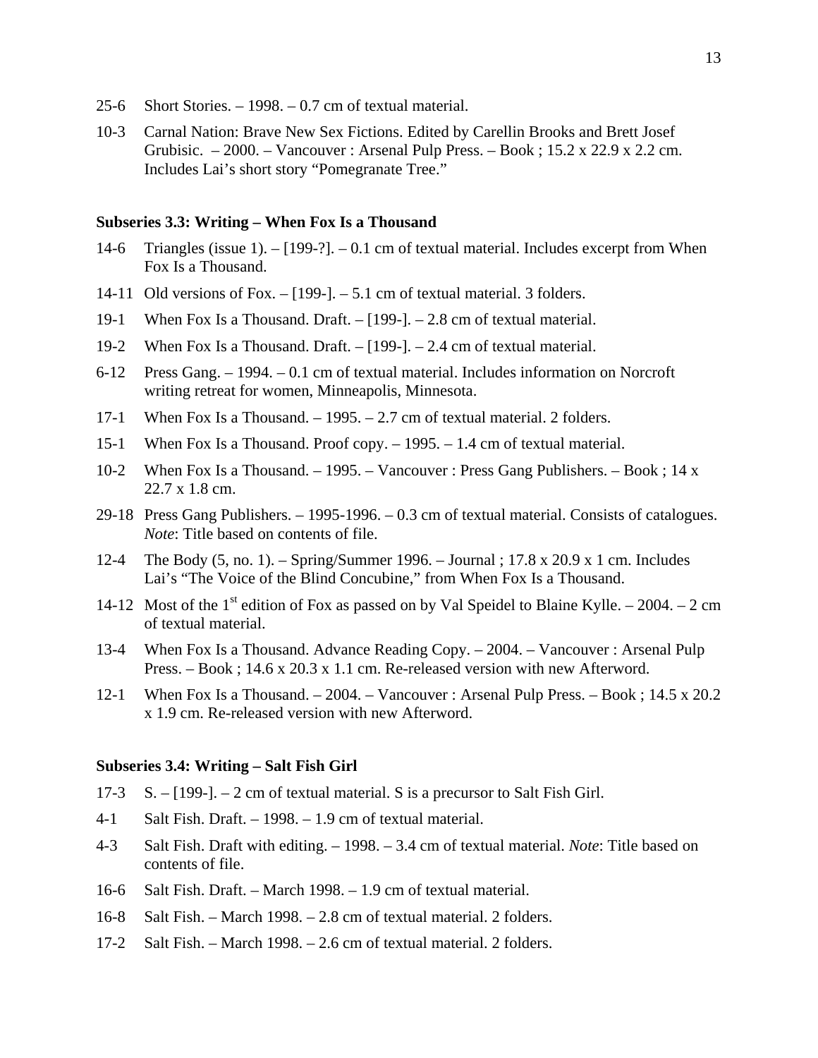25-6 Short Stories. – 1998. – 0.7 cm of textual material.

10-3 Carnal Nation: Brave New Sex Fictions. Edited by Carellin Brooks and Brett Josef Grubisic. – 2000. – Vancouver : Arsenal Pulp Press. – Book ; 15.2 x 22.9 x 2.2 cm. Includes Lai's short story "Pomegranate Tree."

**Subseries 3.3: Writing – When Fox Is a Thousand**

14-6 Triangles (issue 1). – [199-?]. – 0.1 cm of textual material. Includes excerpt from When Fox Is a Thousand.

14-11 Old versions of Fox. – [199-]. – 5.1 cm of textual material. 3 folders.

19-1 When Fox Is a Thousand. Draft. – [199-]. – 2.8 cm of textual material.

19-2 When Fox Is a Thousand. Draft. – [199-]. – 2.4 cm of textual material.

6-12 Press Gang. – 1994. – 0.1 cm of textual material. Includes information on Norcroft writing retreat for women, Minneapolis, Minnesota.

17-1 When Fox Is a Thousand. – 1995. – 2.7 cm of textual material. 2 folders.

15-1 When Fox Is a Thousand. Proof copy. – 1995. – 1.4 cm of textual material.

10-2 When Fox Is a Thousand. – 1995. – Vancouver : Press Gang Publishers. – Book ; 14 x 22.7 x 1.8 cm.

29-18 Press Gang Publishers. – 1995-1996. – 0.3 cm of textual material. Consists of catalogues. *Note*: Title based on contents of file.

12-4 The Body (5, no. 1). – Spring/Summer 1996. – Journal ; 17.8 x 20.9 x 1 cm. Includes Lai's "The Voice of the Blind Concubine," from When Fox Is a Thousand.

14-12 Most of the 1st edition of Fox as passed on by Val Speidel to Blaine Kylle. – 2004. – 2 cm of textual material.

13-4 When Fox Is a Thousand. Advance Reading Copy. – 2004. – Vancouver : Arsenal Pulp Press. – Book ; 14.6 x 20.3 x 1.1 cm. Re-released version with new Afterword.

12-1 When Fox Is a Thousand. – 2004. – Vancouver : Arsenal Pulp Press. – Book ; 14.5 x 20.2 x 1.9 cm. Re-released version with new Afterword.

**Subseries 3.4: Writing – Salt Fish Girl**

17-3 S. – [199-]. – 2 cm of textual material. S is a precursor to Salt Fish Girl.

4-1 Salt Fish. Draft. – 1998. – 1.9 cm of textual material.

4-3 Salt Fish. Draft with editing. – 1998. – 3.4 cm of textual material. *Note*: Title based on contents of file.

16-6 Salt Fish. Draft. – March 1998. – 1.9 cm of textual material.

16-8 Salt Fish. – March 1998. – 2.8 cm of textual material. 2 folders.

17-2 Salt Fish. – March 1998. – 2.6 cm of textual material. 2 folders.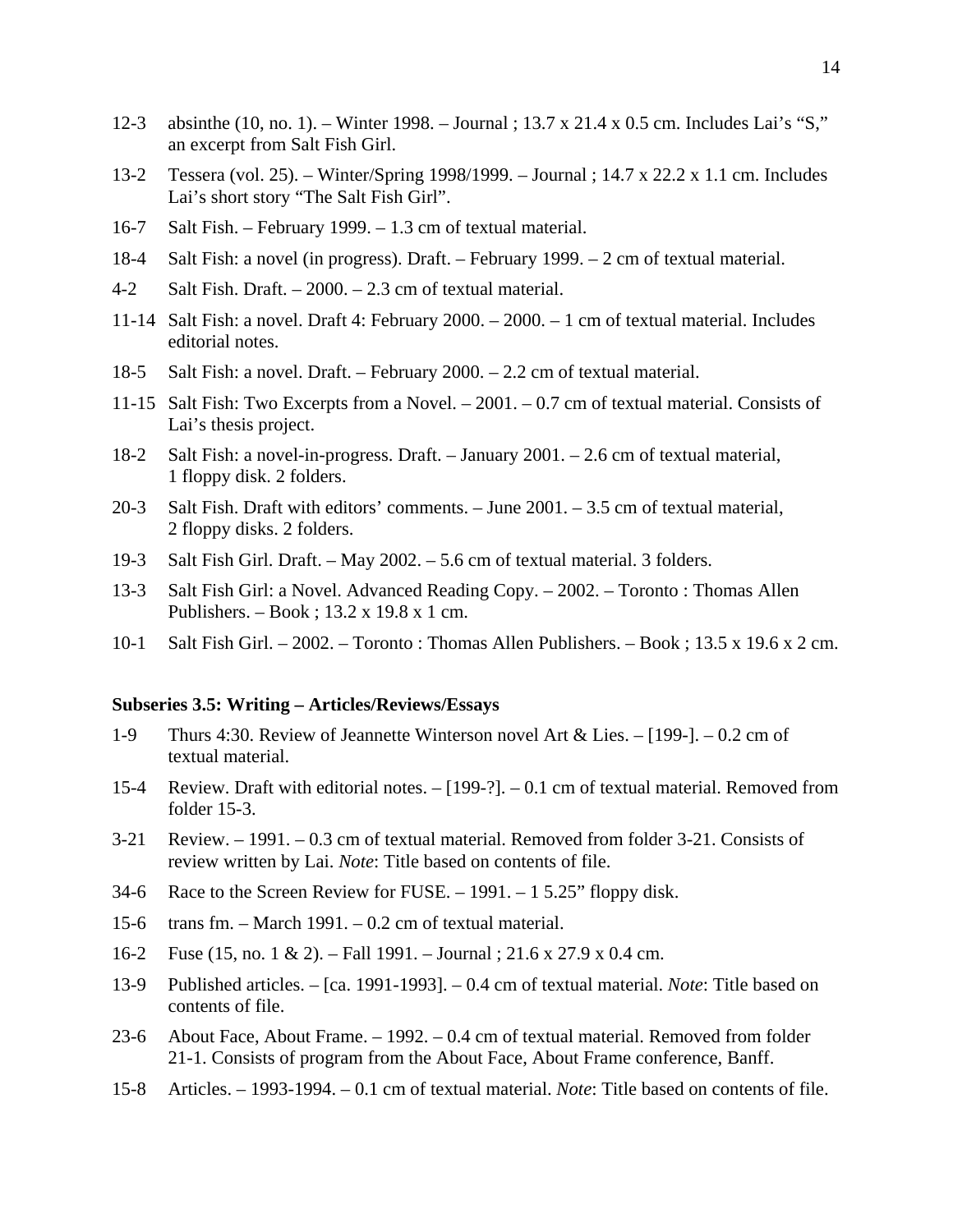12-3 absinthe (10, no. 1). – Winter 1998. – Journal ; 13.7 x 21.4 x 0.5 cm. Includes Lai's "S," an excerpt from Salt Fish Girl.

13-2 Tessera (vol. 25). – Winter/Spring 1998/1999. – Journal ; 14.7 x 22.2 x 1.1 cm. Includes Lai's short story "The Salt Fish Girl".

16-7 Salt Fish. – February 1999. – 1.3 cm of textual material.

18-4 Salt Fish: a novel (in progress). Draft. – February 1999. – 2 cm of textual material.

4-2 Salt Fish. Draft. – 2000. – 2.3 cm of textual material.

11-14 Salt Fish: a novel. Draft 4: February 2000. – 2000. – 1 cm of textual material. Includes editorial notes.

18-5 Salt Fish: a novel. Draft. – February 2000. – 2.2 cm of textual material.

11-15 Salt Fish: Two Excerpts from a Novel. – 2001. – 0.7 cm of textual material. Consists of Lai's thesis project.

18-2 Salt Fish: a novel-in-progress. Draft. – January 2001. – 2.6 cm of textual material, 1 floppy disk. 2 folders.

20-3 Salt Fish. Draft with editors' comments. – June 2001. – 3.5 cm of textual material, 2 floppy disks. 2 folders.

19-3 Salt Fish Girl. Draft. – May 2002. – 5.6 cm of textual material. 3 folders.

13-3 Salt Fish Girl: a Novel. Advanced Reading Copy. – 2002. – Toronto : Thomas Allen Publishers. – Book ; 13.2 x 19.8 x 1 cm.

10-1 Salt Fish Girl. – 2002. – Toronto : Thomas Allen Publishers. – Book ; 13.5 x 19.6 x 2 cm.

**Subseries 3.5: Writing – Articles/Reviews/Essays**

1-9 Thurs 4:30. Review of Jeannette Winterson novel Art & Lies. – [199-]. – 0.2 cm of textual material.

15-4 Review. Draft with editorial notes. – [199-?]. – 0.1 cm of textual material. Removed from folder 15-3.

3-21 Review. – 1991. – 0.3 cm of textual material. Removed from folder 3-21. Consists of review written by Lai. *Note*: Title based on contents of file.

34-6 Race to the Screen Review for FUSE. – 1991. – 1 5.25" floppy disk.

15-6 trans fm. – March 1991. – 0.2 cm of textual material.

16-2 Fuse (15, no. 1 & 2). – Fall 1991. – Journal ; 21.6 x 27.9 x 0.4 cm.

13-9 Published articles. – [ca. 1991-1993]. – 0.4 cm of textual material. *Note*: Title based on contents of file.

23-6 About Face, About Frame. – 1992. – 0.4 cm of textual material. Removed from folder 21-1. Consists of program from the About Face, About Frame conference, Banff.

15-8 Articles. – 1993-1994. – 0.1 cm of textual material. *Note*: Title based on contents of file.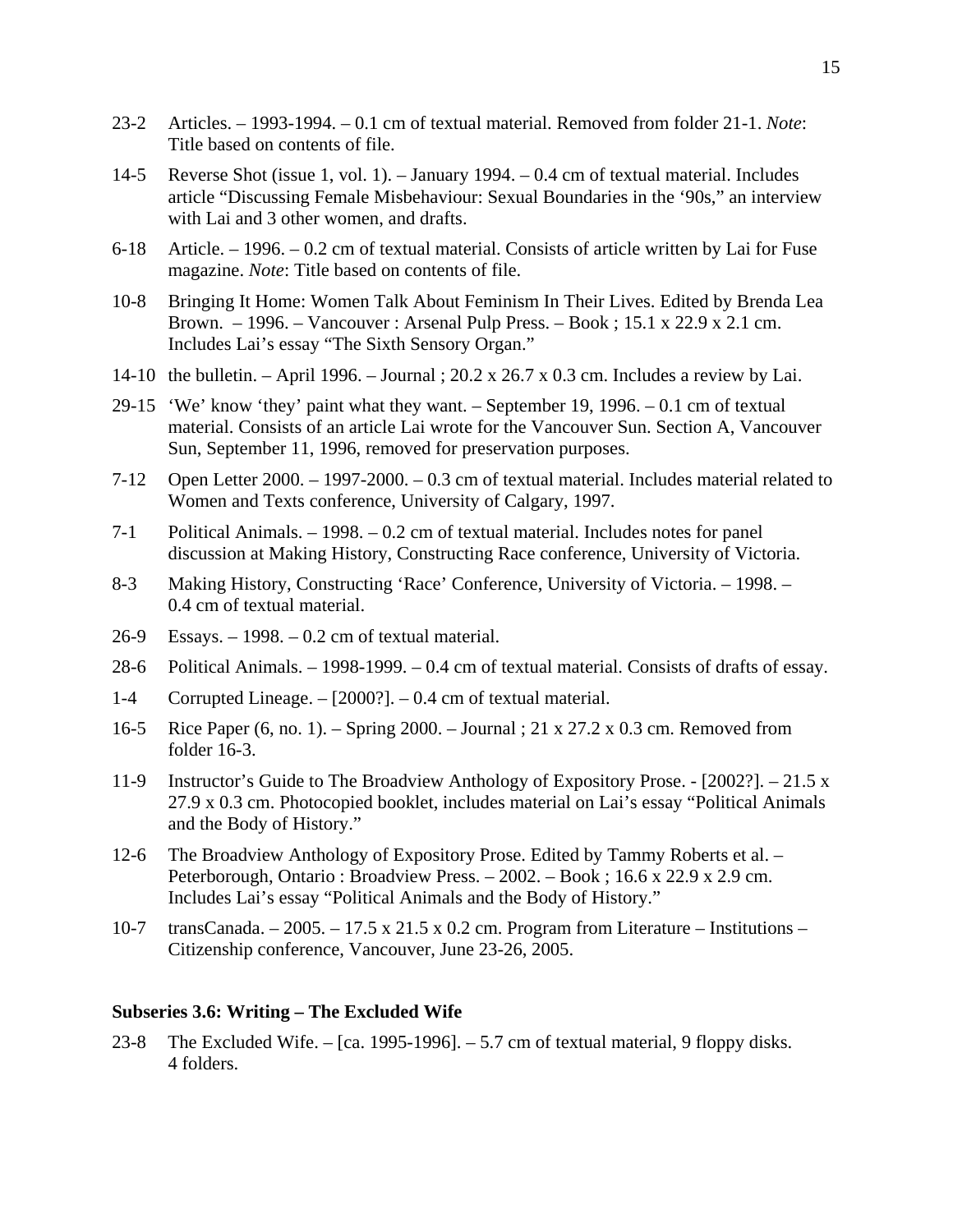23-2 Articles. – 1993-1994. – 0.1 cm of textual material. Removed from folder 21-1. *Note*: Title based on contents of file.

14-5 Reverse Shot (issue 1, vol. 1). – January 1994. – 0.4 cm of textual material. Includes article "Discussing Female Misbehaviour: Sexual Boundaries in the '90s," an interview with Lai and 3 other women, and drafts.

6-18 Article. – 1996. – 0.2 cm of textual material. Consists of article written by Lai for Fuse magazine. *Note*: Title based on contents of file.

10-8 Bringing It Home: Women Talk About Feminism In Their Lives. Edited by Brenda Lea Brown. – 1996. – Vancouver : Arsenal Pulp Press. – Book ; 15.1 x 22.9 x 2.1 cm. Includes Lai's essay "The Sixth Sensory Organ."

14-10 the bulletin. – April 1996. – Journal ; 20.2 x 26.7 x 0.3 cm. Includes a review by Lai.

29-15 'We' know 'they' paint what they want. – September 19, 1996. – 0.1 cm of textual material. Consists of an article Lai wrote for the Vancouver Sun. Section A, Vancouver Sun, September 11, 1996, removed for preservation purposes.

7-12 Open Letter 2000. – 1997-2000. – 0.3 cm of textual material. Includes material related to Women and Texts conference, University of Calgary, 1997.

7-1 Political Animals. – 1998. – 0.2 cm of textual material. Includes notes for panel discussion at Making History, Constructing Race conference, University of Victoria.

8-3 Making History, Constructing 'Race' Conference, University of Victoria. – 1998. – 0.4 cm of textual material.

26-9 Essays. – 1998. – 0.2 cm of textual material.

28-6 Political Animals. – 1998-1999. – 0.4 cm of textual material. Consists of drafts of essay.

1-4 Corrupted Lineage. – [2000?]. – 0.4 cm of textual material.

16-5 Rice Paper (6, no. 1). – Spring 2000. – Journal ; 21 x 27.2 x 0.3 cm. Removed from folder 16-3.

11-9 Instructor's Guide to The Broadview Anthology of Expository Prose. - [2002?]. – 21.5 x 27.9 x 0.3 cm. Photocopied booklet, includes material on Lai's essay "Political Animals and the Body of History."

12-6 The Broadview Anthology of Expository Prose. Edited by Tammy Roberts et al. – Peterborough, Ontario : Broadview Press. – 2002. – Book ; 16.6 x 22.9 x 2.9 cm. Includes Lai's essay "Political Animals and the Body of History."

10-7 transCanada. – 2005. – 17.5 x 21.5 x 0.2 cm. Program from Literature – Institutions – Citizenship conference, Vancouver, June 23-26, 2005.

### Subseries 3.6: Writing – The Excluded Wife

23-8 The Excluded Wife. – [ca. 1995-1996]. – 5.7 cm of textual material, 9 floppy disks. 4 folders.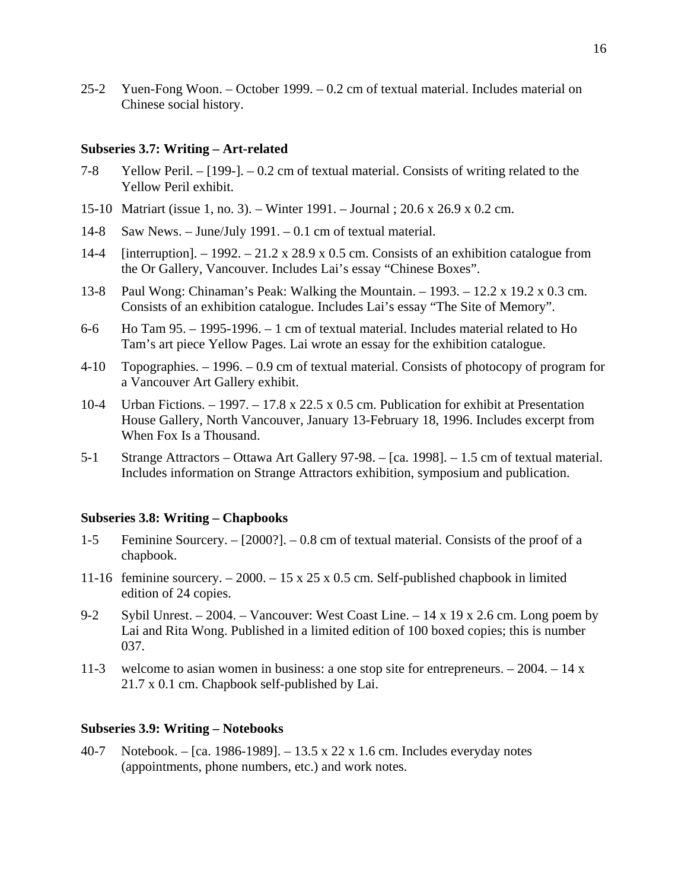25-2 Yuen-Fong Woon. – October 1999. – 0.2 cm of textual material. Includes material on Chinese social history.

**Subseries 3.7: Writing – Art-related**

7-8 Yellow Peril. – [199-]. – 0.2 cm of textual material. Consists of writing related to the Yellow Peril exhibit.

15-10 Matriart (issue 1, no. 3). – Winter 1991. – Journal ; 20.6 x 26.9 x 0.2 cm.

14-8 Saw News. – June/July 1991. – 0.1 cm of textual material.

14-4 [interruption]. – 1992. – 21.2 x 28.9 x 0.5 cm. Consists of an exhibition catalogue from the Or Gallery, Vancouver. Includes Lai's essay "Chinese Boxes".

13-8 Paul Wong: Chinaman's Peak: Walking the Mountain. – 1993. – 12.2 x 19.2 x 0.3 cm. Consists of an exhibition catalogue. Includes Lai's essay "The Site of Memory".

6-6 Ho Tam 95. – 1995-1996. – 1 cm of textual material. Includes material related to Ho Tam's art piece Yellow Pages. Lai wrote an essay for the exhibition catalogue.

4-10 Topographies. – 1996. – 0.9 cm of textual material. Consists of photocopy of program for a Vancouver Art Gallery exhibit.

10-4 Urban Fictions. – 1997. – 17.8 x 22.5 x 0.5 cm. Publication for exhibit at Presentation House Gallery, North Vancouver, January 13-February 18, 1996. Includes excerpt from When Fox Is a Thousand.

5-1 Strange Attractors – Ottawa Art Gallery 97-98. – [ca. 1998]. – 1.5 cm of textual material. Includes information on Strange Attractors exhibition, symposium and publication.

**Subseries 3.8: Writing – Chapbooks**

1-5 Feminine Sourcery. – [2000?]. – 0.8 cm of textual material. Consists of the proof of a chapbook.

11-16 feminine sourcery. – 2000. – 15 x 25 x 0.5 cm. Self-published chapbook in limited edition of 24 copies.

9-2 Sybil Unrest. – 2004. – Vancouver: West Coast Line. – 14 x 19 x 2.6 cm. Long poem by Lai and Rita Wong. Published in a limited edition of 100 boxed copies; this is number 037.

11-3 welcome to asian women in business: a one stop site for entrepreneurs. – 2004. – 14 x 21.7 x 0.1 cm. Chapbook self-published by Lai.

**Subseries 3.9: Writing – Notebooks**

40-7 Notebook. – [ca. 1986-1989]. – 13.5 x 22 x 1.6 cm. Includes everyday notes (appointments, phone numbers, etc.) and work notes.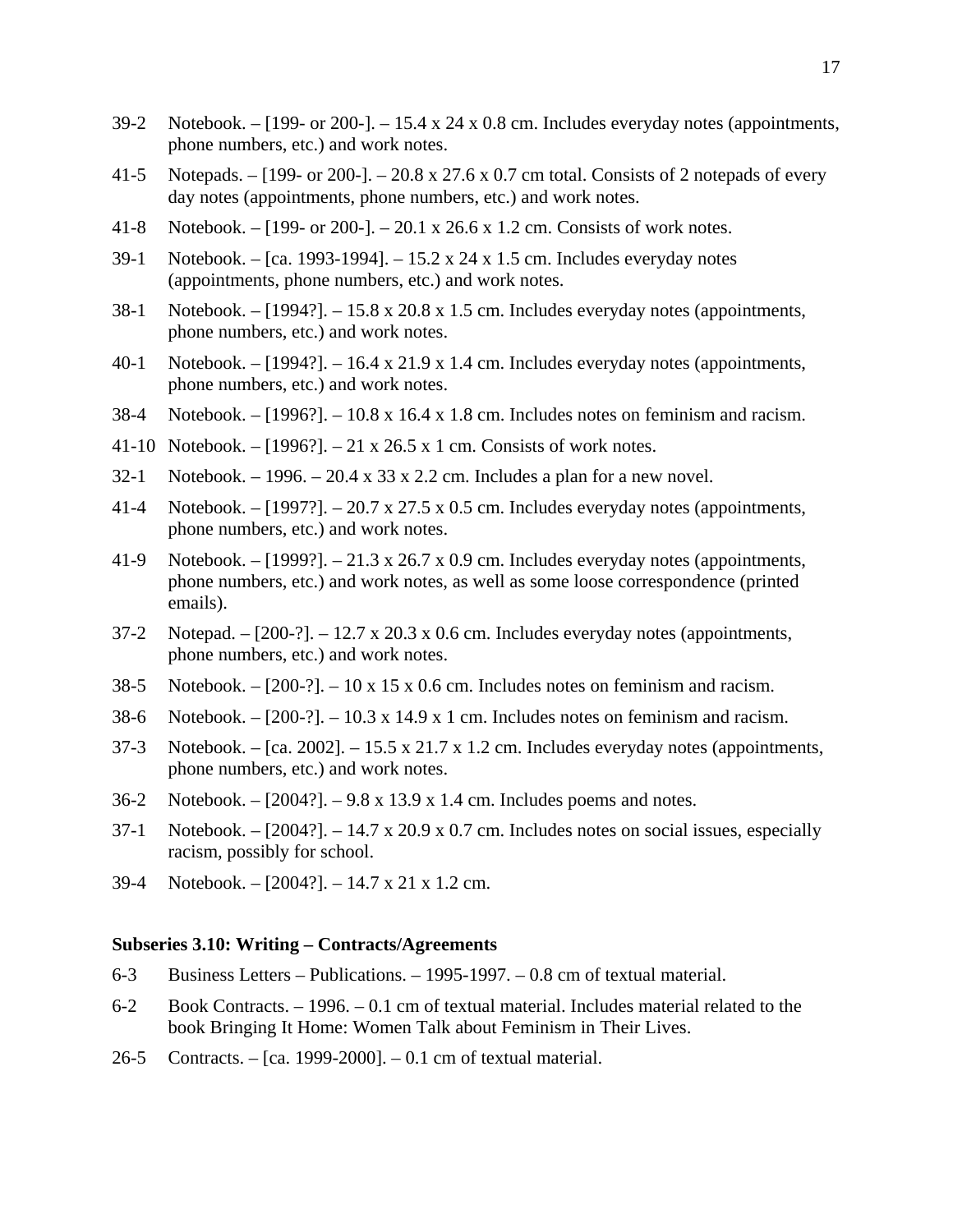39-2 Notebook. – [199- or 200-]. – 15.4 x 24 x 0.8 cm. Includes everyday notes (appointments, phone numbers, etc.) and work notes.

41-5 Notepads. – [199- or 200-]. – 20.8 x 27.6 x 0.7 cm total. Consists of 2 notepads of every day notes (appointments, phone numbers, etc.) and work notes.

41-8 Notebook. – [199- or 200-]. – 20.1 x 26.6 x 1.2 cm. Consists of work notes.

39-1 Notebook. – [ca. 1993-1994]. – 15.2 x 24 x 1.5 cm. Includes everyday notes (appointments, phone numbers, etc.) and work notes.

38-1 Notebook. – [1994?]. – 15.8 x 20.8 x 1.5 cm. Includes everyday notes (appointments, phone numbers, etc.) and work notes.

40-1 Notebook. – [1994?]. – 16.4 x 21.9 x 1.4 cm. Includes everyday notes (appointments, phone numbers, etc.) and work notes.

38-4 Notebook. – [1996?]. – 10.8 x 16.4 x 1.8 cm. Includes notes on feminism and racism.

41-10 Notebook. – [1996?]. – 21 x 26.5 x 1 cm. Consists of work notes.

32-1 Notebook. – 1996. – 20.4 x 33 x 2.2 cm. Includes a plan for a new novel.

41-4 Notebook. – [1997?]. – 20.7 x 27.5 x 0.5 cm. Includes everyday notes (appointments, phone numbers, etc.) and work notes.

41-9 Notebook. – [1999?]. – 21.3 x 26.7 x 0.9 cm. Includes everyday notes (appointments, phone numbers, etc.) and work notes, as well as some loose correspondence (printed emails).

37-2 Notepad. – [200-?]. – 12.7 x 20.3 x 0.6 cm. Includes everyday notes (appointments, phone numbers, etc.) and work notes.

38-5 Notebook. – [200-?]. – 10 x 15 x 0.6 cm. Includes notes on feminism and racism.

38-6 Notebook. – [200-?]. – 10.3 x 14.9 x 1 cm. Includes notes on feminism and racism.

37-3 Notebook. – [ca. 2002]. – 15.5 x 21.7 x 1.2 cm. Includes everyday notes (appointments, phone numbers, etc.) and work notes.

36-2 Notebook. – [2004?]. – 9.8 x 13.9 x 1.4 cm. Includes poems and notes.

37-1 Notebook. – [2004?]. – 14.7 x 20.9 x 0.7 cm. Includes notes on social issues, especially racism, possibly for school.

39-4 Notebook. – [2004?]. – 14.7 x 21 x 1.2 cm.

**Subseries 3.10: Writing – Contracts/Agreements**

6-3 Business Letters – Publications. – 1995-1997. – 0.8 cm of textual material.

6-2 Book Contracts. – 1996. – 0.1 cm of textual material. Includes material related to the book Bringing It Home: Women Talk about Feminism in Their Lives.

26-5 Contracts. – [ca. 1999-2000]. – 0.1 cm of textual material.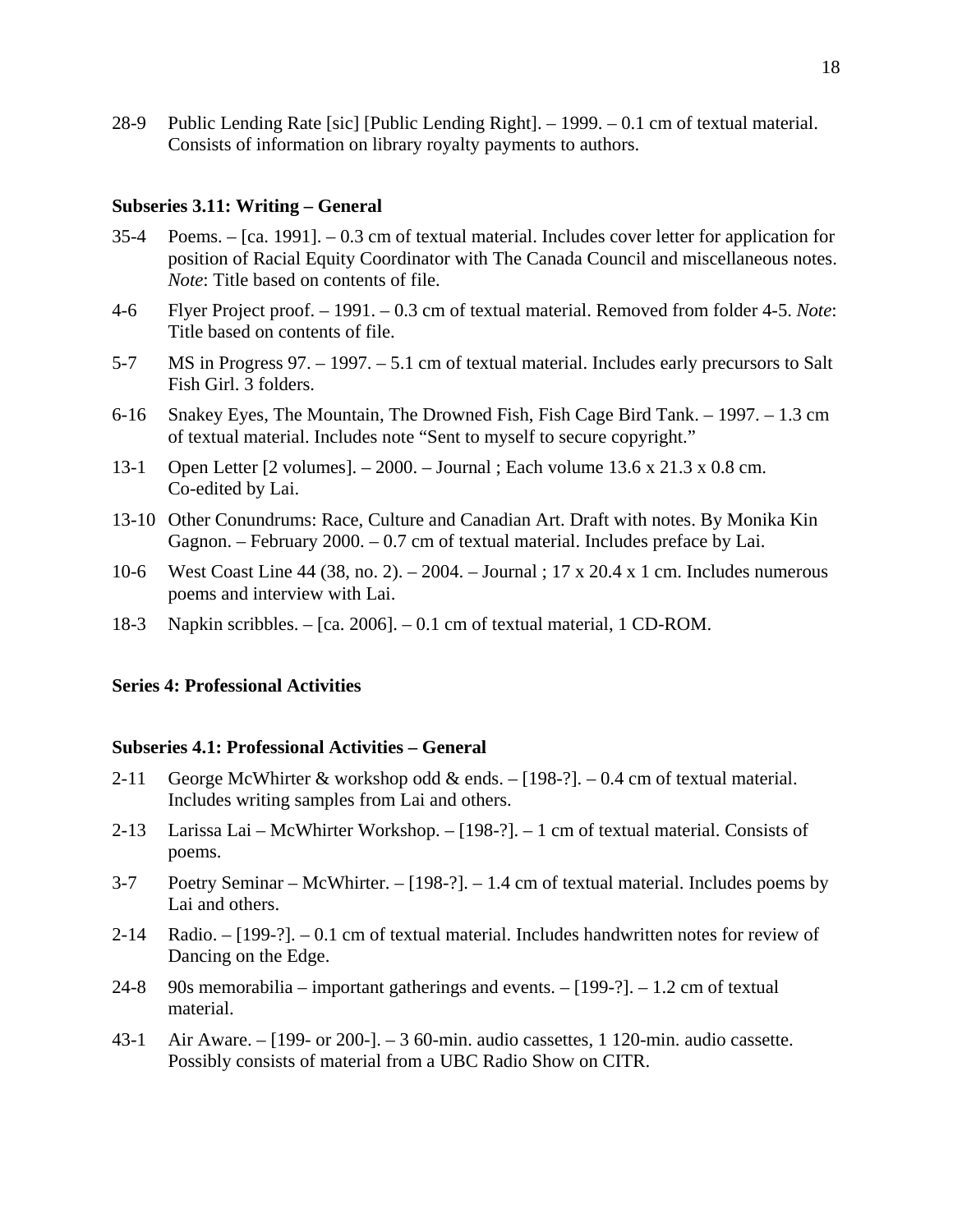28-9 Public Lending Rate [sic] [Public Lending Right]. – 1999. – 0.1 cm of textual material. Consists of information on library royalty payments to authors.

**Subseries 3.11: Writing – General**

35-4 Poems. – [ca. 1991]. – 0.3 cm of textual material. Includes cover letter for application for position of Racial Equity Coordinator with The Canada Council and miscellaneous notes. *Note*: Title based on contents of file.

4-6 Flyer Project proof. – 1991. – 0.3 cm of textual material. Removed from folder 4-5. *Note*: Title based on contents of file.

5-7 MS in Progress 97. – 1997. – 5.1 cm of textual material. Includes early precursors to Salt Fish Girl. 3 folders.

6-16 Snakey Eyes, The Mountain, The Drowned Fish, Fish Cage Bird Tank. – 1997. – 1.3 cm of textual material. Includes note "Sent to myself to secure copyright."

13-1 Open Letter [2 volumes]. – 2000. – Journal ; Each volume 13.6 x 21.3 x 0.8 cm. Co-edited by Lai.

13-10 Other Conundrums: Race, Culture and Canadian Art. Draft with notes. By Monika Kin Gagnon. – February 2000. – 0.7 cm of textual material. Includes preface by Lai.

10-6 West Coast Line 44 (38, no. 2). – 2004. – Journal ; 17 x 20.4 x 1 cm. Includes numerous poems and interview with Lai.

18-3 Napkin scribbles. – [ca. 2006]. – 0.1 cm of textual material, 1 CD-ROM.

**Series 4: Professional Activities**

**Subseries 4.1: Professional Activities – General**

2-11 George McWhirter & workshop odd & ends. – [198-?]. – 0.4 cm of textual material. Includes writing samples from Lai and others.

2-13 Larissa Lai – McWhirter Workshop. – [198-?]. – 1 cm of textual material. Consists of poems.

3-7 Poetry Seminar – McWhirter. – [198-?]. – 1.4 cm of textual material. Includes poems by Lai and others.

2-14 Radio. – [199-?]. – 0.1 cm of textual material. Includes handwritten notes for review of Dancing on the Edge.

24-8 90s memorabilia – important gatherings and events. – [199-?]. – 1.2 cm of textual material.

43-1 Air Aware. – [199- or 200-]. – 3 60-min. audio cassettes, 1 120-min. audio cassette. Possibly consists of material from a UBC Radio Show on CITR.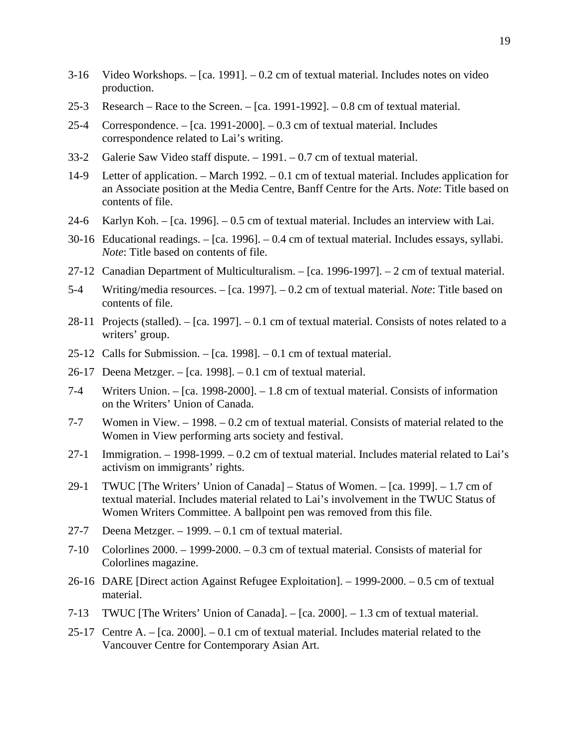3-16 Video Workshops. – [ca. 1991]. – 0.2 cm of textual material. Includes notes on video production.

25-3 Research – Race to the Screen. – [ca. 1991-1992]. – 0.8 cm of textual material.

25-4 Correspondence. – [ca. 1991-2000]. – 0.3 cm of textual material. Includes correspondence related to Lai's writing.

33-2 Galerie Saw Video staff dispute. – 1991. – 0.7 cm of textual material.

14-9 Letter of application. – March 1992. – 0.1 cm of textual material. Includes application for an Associate position at the Media Centre, Banff Centre for the Arts. *Note*: Title based on contents of file.

24-6 Karlyn Koh. – [ca. 1996]. – 0.5 cm of textual material. Includes an interview with Lai.

30-16 Educational readings. – [ca. 1996]. – 0.4 cm of textual material. Includes essays, syllabi. *Note*: Title based on contents of file.

27-12 Canadian Department of Multiculturalism. – [ca. 1996-1997]. – 2 cm of textual material.

5-4 Writing/media resources. – [ca. 1997]. – 0.2 cm of textual material. *Note*: Title based on contents of file.

28-11 Projects (stalled). – [ca. 1997]. – 0.1 cm of textual material. Consists of notes related to a writers' group.

25-12 Calls for Submission. – [ca. 1998]. – 0.1 cm of textual material.

26-17 Deena Metzger. – [ca. 1998]. – 0.1 cm of textual material.

7-4 Writers Union. – [ca. 1998-2000]. – 1.8 cm of textual material. Consists of information on the Writers' Union of Canada.

7-7 Women in View. – 1998. – 0.2 cm of textual material. Consists of material related to the Women in View performing arts society and festival.

27-1 Immigration. – 1998-1999. – 0.2 cm of textual material. Includes material related to Lai's activism on immigrants' rights.

29-1 TWUC [The Writers' Union of Canada] – Status of Women. – [ca. 1999]. – 1.7 cm of textual material. Includes material related to Lai's involvement in the TWUC Status of Women Writers Committee. A ballpoint pen was removed from this file.

27-7 Deena Metzger. – 1999. – 0.1 cm of textual material.

7-10 Colorlines 2000. – 1999-2000. – 0.3 cm of textual material. Consists of material for Colorlines magazine.

26-16 DARE [Direct action Against Refugee Exploitation]. – 1999-2000. – 0.5 cm of textual material.

7-13 TWUC [The Writers' Union of Canada]. – [ca. 2000]. – 1.3 cm of textual material.

25-17 Centre A. – [ca. 2000]. – 0.1 cm of textual material. Includes material related to the Vancouver Centre for Contemporary Asian Art.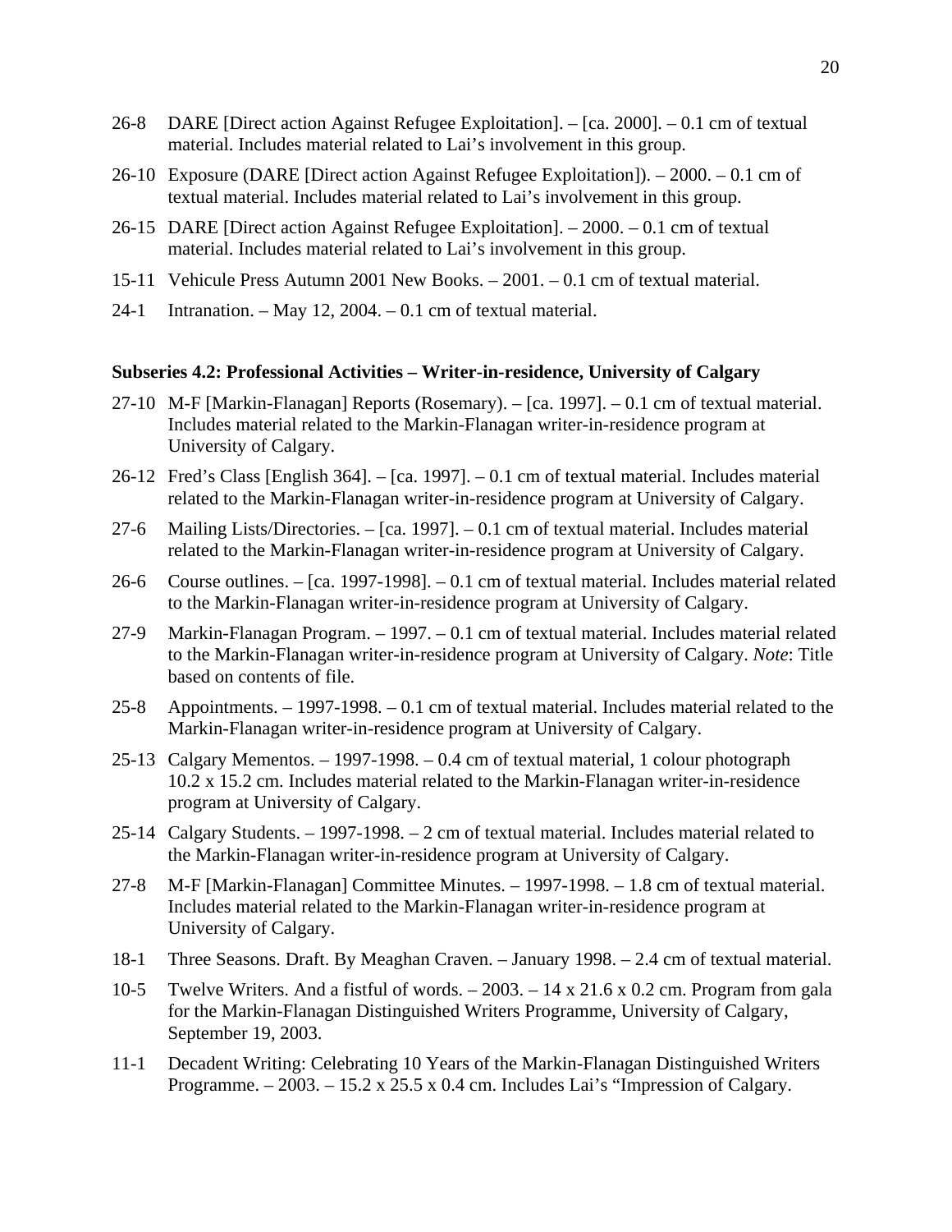26-8 DARE [Direct action Against Refugee Exploitation]. – [ca. 2000]. – 0.1 cm of textual material. Includes material related to Lai's involvement in this group.

26-10 Exposure (DARE [Direct action Against Refugee Exploitation]). – 2000. – 0.1 cm of textual material. Includes material related to Lai's involvement in this group.

26-15 DARE [Direct action Against Refugee Exploitation]. – 2000. – 0.1 cm of textual material. Includes material related to Lai's involvement in this group.

15-11 Vehicule Press Autumn 2001 New Books. – 2001. – 0.1 cm of textual material.

24-1 Intranation. – May 12, 2004. – 0.1 cm of textual material.

**Subseries 4.2: Professional Activities – Writer-in-residence, University of Calgary**

27-10 M-F [Markin-Flanagan] Reports (Rosemary). – [ca. 1997]. – 0.1 cm of textual material. Includes material related to the Markin-Flanagan writer-in-residence program at University of Calgary.

26-12 Fred's Class [English 364]. – [ca. 1997]. – 0.1 cm of textual material. Includes material related to the Markin-Flanagan writer-in-residence program at University of Calgary.

27-6 Mailing Lists/Directories. – [ca. 1997]. – 0.1 cm of textual material. Includes material related to the Markin-Flanagan writer-in-residence program at University of Calgary.

26-6 Course outlines. – [ca. 1997-1998]. – 0.1 cm of textual material. Includes material related to the Markin-Flanagan writer-in-residence program at University of Calgary.

27-9 Markin-Flanagan Program. – 1997. – 0.1 cm of textual material. Includes material related to the Markin-Flanagan writer-in-residence program at University of Calgary. *Note*: Title based on contents of file.

25-8 Appointments. – 1997-1998. – 0.1 cm of textual material. Includes material related to the Markin-Flanagan writer-in-residence program at University of Calgary.

25-13 Calgary Mementos. – 1997-1998. – 0.4 cm of textual material, 1 colour photograph 10.2 x 15.2 cm. Includes material related to the Markin-Flanagan writer-in-residence program at University of Calgary.

25-14 Calgary Students. – 1997-1998. – 2 cm of textual material. Includes material related to the Markin-Flanagan writer-in-residence program at University of Calgary.

27-8 M-F [Markin-Flanagan] Committee Minutes. – 1997-1998. – 1.8 cm of textual material. Includes material related to the Markin-Flanagan writer-in-residence program at University of Calgary.

18-1 Three Seasons. Draft. By Meaghan Craven. – January 1998. – 2.4 cm of textual material.

10-5 Twelve Writers. And a fistful of words. – 2003. – 14 x 21.6 x 0.2 cm. Program from gala for the Markin-Flanagan Distinguished Writers Programme, University of Calgary, September 19, 2003.

11-1 Decadent Writing: Celebrating 10 Years of the Markin-Flanagan Distinguished Writers Programme. – 2003. – 15.2 x 25.5 x 0.4 cm. Includes Lai's "Impression of Calgary.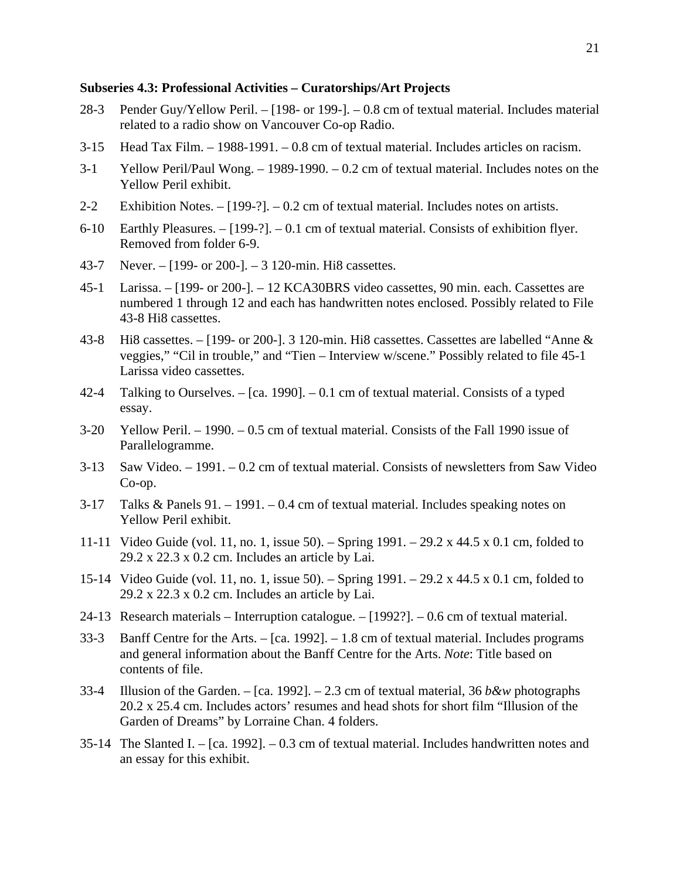**Subseries 4.3: Professional Activities – Curatorships/Art Projects**

28-3 Pender Guy/Yellow Peril. – [198- or 199-]. – 0.8 cm of textual material. Includes material related to a radio show on Vancouver Co-op Radio.

3-15 Head Tax Film. – 1988-1991. – 0.8 cm of textual material. Includes articles on racism.

3-1 Yellow Peril/Paul Wong. – 1989-1990. – 0.2 cm of textual material. Includes notes on the Yellow Peril exhibit.

2-2 Exhibition Notes. – [199-?]. – 0.2 cm of textual material. Includes notes on artists.

6-10 Earthly Pleasures. – [199-?]. – 0.1 cm of textual material. Consists of exhibition flyer. Removed from folder 6-9.

43-7 Never. – [199- or 200-]. – 3 120-min. Hi8 cassettes.

45-1 Larissa. – [199- or 200-]. – 12 KCA30BRS video cassettes, 90 min. each. Cassettes are numbered 1 through 12 and each has handwritten notes enclosed. Possibly related to File 43-8 Hi8 cassettes.

43-8 Hi8 cassettes. – [199- or 200-]. 3 120-min. Hi8 cassettes. Cassettes are labelled "Anne & veggies," "Cil in trouble," and "Tien – Interview w/scene." Possibly related to file 45-1 Larissa video cassettes.

42-4 Talking to Ourselves. – [ca. 1990]. – 0.1 cm of textual material. Consists of a typed essay.

3-20 Yellow Peril. – 1990. – 0.5 cm of textual material. Consists of the Fall 1990 issue of Parallelogramme.

3-13 Saw Video. – 1991. – 0.2 cm of textual material. Consists of newsletters from Saw Video Co-op.

3-17 Talks & Panels 91. – 1991. – 0.4 cm of textual material. Includes speaking notes on Yellow Peril exhibit.

11-11 Video Guide (vol. 11, no. 1, issue 50). – Spring 1991. – 29.2 x 44.5 x 0.1 cm, folded to 29.2 x 22.3 x 0.2 cm. Includes an article by Lai.

15-14 Video Guide (vol. 11, no. 1, issue 50). – Spring 1991. – 29.2 x 44.5 x 0.1 cm, folded to 29.2 x 22.3 x 0.2 cm. Includes an article by Lai.

24-13 Research materials – Interruption catalogue. – [1992?]. – 0.6 cm of textual material.

33-3 Banff Centre for the Arts. – [ca. 1992]. – 1.8 cm of textual material. Includes programs and general information about the Banff Centre for the Arts. *Note*: Title based on contents of file.

33-4 Illusion of the Garden. – [ca. 1992]. – 2.3 cm of textual material, 36 *b&w* photographs 20.2 x 25.4 cm. Includes actors' resumes and head shots for short film "Illusion of the Garden of Dreams" by Lorraine Chan. 4 folders.

35-14 The Slanted I. – [ca. 1992]. – 0.3 cm of textual material. Includes handwritten notes and an essay for this exhibit.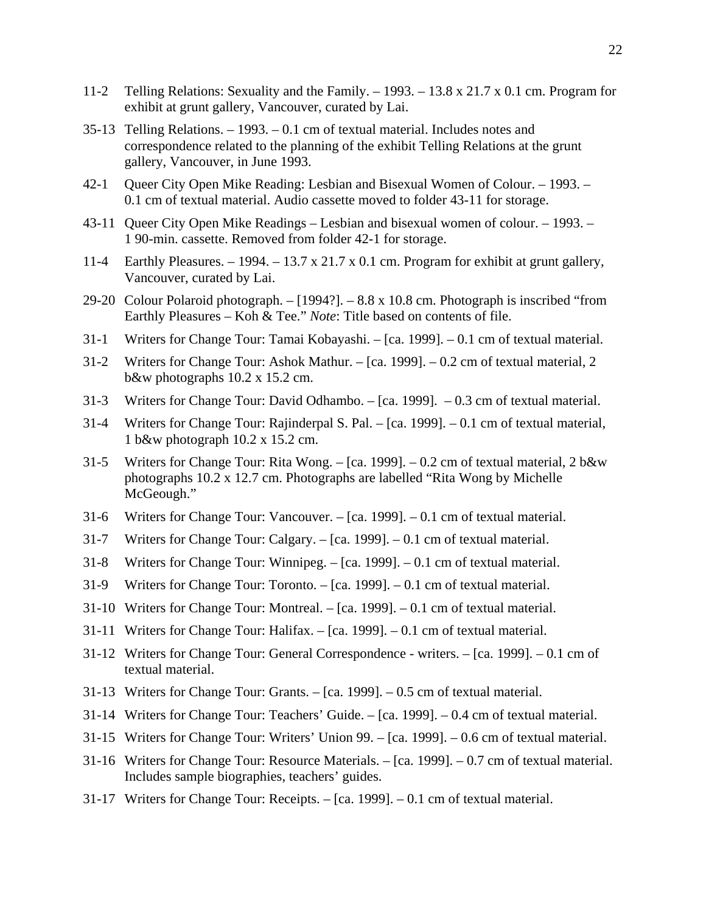11-2 Telling Relations: Sexuality and the Family. – 1993. – 13.8 x 21.7 x 0.1 cm. Program for exhibit at grunt gallery, Vancouver, curated by Lai.

35-13 Telling Relations. – 1993. – 0.1 cm of textual material. Includes notes and correspondence related to the planning of the exhibit Telling Relations at the grunt gallery, Vancouver, in June 1993.

42-1 Queer City Open Mike Reading: Lesbian and Bisexual Women of Colour. – 1993. – 0.1 cm of textual material. Audio cassette moved to folder 43-11 for storage.

43-11 Queer City Open Mike Readings – Lesbian and bisexual women of colour. – 1993. – 1 90-min. cassette. Removed from folder 42-1 for storage.

11-4 Earthly Pleasures. – 1994. – 13.7 x 21.7 x 0.1 cm. Program for exhibit at grunt gallery, Vancouver, curated by Lai.

29-20 Colour Polaroid photograph. – [1994?]. – 8.8 x 10.8 cm. Photograph is inscribed “from Earthly Pleasures – Koh & Tee.” *Note*: Title based on contents of file.

31-1 Writers for Change Tour: Tamai Kobayashi. – [ca. 1999]. – 0.1 cm of textual material.

31-2 Writers for Change Tour: Ashok Mathur. – [ca. 1999]. – 0.2 cm of textual material, 2 b&w photographs 10.2 x 15.2 cm.

31-3 Writers for Change Tour: David Odhambo. – [ca. 1999]. – 0.3 cm of textual material.

31-4 Writers for Change Tour: Rajinderpal S. Pal. – [ca. 1999]. – 0.1 cm of textual material, 1 b&w photograph 10.2 x 15.2 cm.

31-5 Writers for Change Tour: Rita Wong. – [ca. 1999]. – 0.2 cm of textual material, 2 b&w photographs 10.2 x 12.7 cm. Photographs are labelled “Rita Wong by Michelle McGeough.”

31-6 Writers for Change Tour: Vancouver. – [ca. 1999]. – 0.1 cm of textual material.

31-7 Writers for Change Tour: Calgary. – [ca. 1999]. – 0.1 cm of textual material.

31-8 Writers for Change Tour: Winnipeg. – [ca. 1999]. – 0.1 cm of textual material.

31-9 Writers for Change Tour: Toronto. – [ca. 1999]. – 0.1 cm of textual material.

31-10 Writers for Change Tour: Montreal. – [ca. 1999]. – 0.1 cm of textual material.

31-11 Writers for Change Tour: Halifax. – [ca. 1999]. – 0.1 cm of textual material.

31-12 Writers for Change Tour: General Correspondence - writers. – [ca. 1999]. – 0.1 cm of textual material.

31-13 Writers for Change Tour: Grants. – [ca. 1999]. – 0.5 cm of textual material.

31-14 Writers for Change Tour: Teachers’ Guide. – [ca. 1999]. – 0.4 cm of textual material.

31-15 Writers for Change Tour: Writers’ Union 99. – [ca. 1999]. – 0.6 cm of textual material.

31-16 Writers for Change Tour: Resource Materials. – [ca. 1999]. – 0.7 cm of textual material. Includes sample biographies, teachers’ guides.

31-17 Writers for Change Tour: Receipts. – [ca. 1999]. – 0.1 cm of textual material.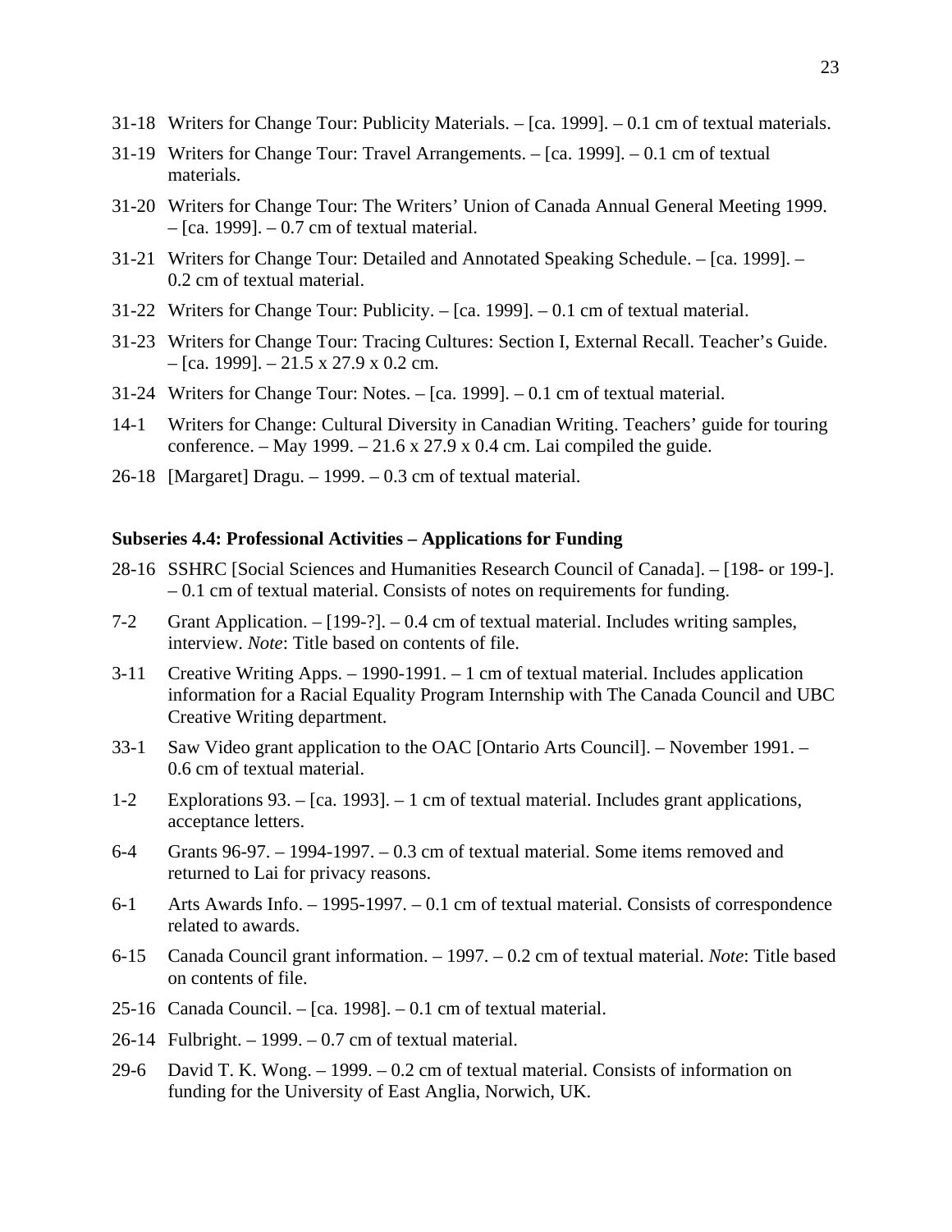31-18 Writers for Change Tour: Publicity Materials. – [ca. 1999]. – 0.1 cm of textual materials.

31-19 Writers for Change Tour: Travel Arrangements. – [ca. 1999]. – 0.1 cm of textual materials.

31-20 Writers for Change Tour: The Writers' Union of Canada Annual General Meeting 1999. – [ca. 1999]. – 0.7 cm of textual material.

31-21 Writers for Change Tour: Detailed and Annotated Speaking Schedule. – [ca. 1999]. – 0.2 cm of textual material.

31-22 Writers for Change Tour: Publicity. – [ca. 1999]. – 0.1 cm of textual material.

31-23 Writers for Change Tour: Tracing Cultures: Section I, External Recall. Teacher's Guide. – [ca. 1999]. – 21.5 x 27.9 x 0.2 cm.

31-24 Writers for Change Tour: Notes. – [ca. 1999]. – 0.1 cm of textual material.

14-1 Writers for Change: Cultural Diversity in Canadian Writing. Teachers' guide for touring conference. – May 1999. – 21.6 x 27.9 x 0.4 cm. Lai compiled the guide.

26-18 [Margaret] Dragu. – 1999. – 0.3 cm of textual material.

**Subseries 4.4: Professional Activities – Applications for Funding**

28-16 SSHRC [Social Sciences and Humanities Research Council of Canada]. – [198- or 199-]. – 0.1 cm of textual material. Consists of notes on requirements for funding.

7-2 Grant Application. – [199-?]. – 0.4 cm of textual material. Includes writing samples, interview. *Note*: Title based on contents of file.

3-11 Creative Writing Apps. – 1990-1991. – 1 cm of textual material. Includes application information for a Racial Equality Program Internship with The Canada Council and UBC Creative Writing department.

33-1 Saw Video grant application to the OAC [Ontario Arts Council]. – November 1991. – 0.6 cm of textual material.

1-2 Explorations 93. – [ca. 1993]. – 1 cm of textual material. Includes grant applications, acceptance letters.

6-4 Grants 96-97. – 1994-1997. – 0.3 cm of textual material. Some items removed and returned to Lai for privacy reasons.

6-1 Arts Awards Info. – 1995-1997. – 0.1 cm of textual material. Consists of correspondence related to awards.

6-15 Canada Council grant information. – 1997. – 0.2 cm of textual material. *Note*: Title based on contents of file.

25-16 Canada Council. – [ca. 1998]. – 0.1 cm of textual material.

26-14 Fulbright. – 1999. – 0.7 cm of textual material.

29-6 David T. K. Wong. – 1999. – 0.2 cm of textual material. Consists of information on funding for the University of East Anglia, Norwich, UK.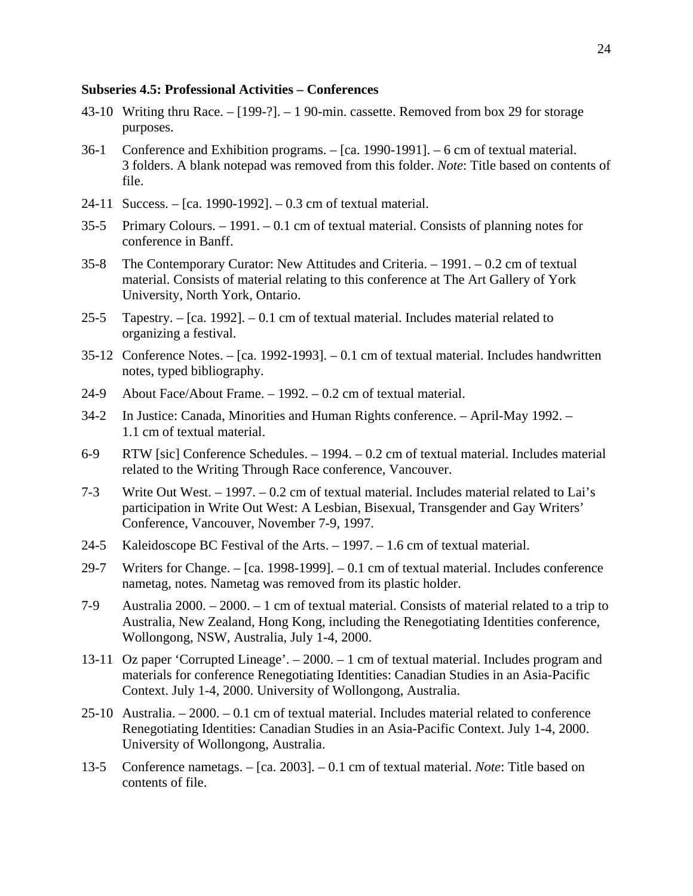**Subseries 4.5: Professional Activities – Conferences**

43-10 Writing thru Race. – [199-?]. – 1 90-min. cassette. Removed from box 29 for storage purposes.

36-1 Conference and Exhibition programs. – [ca. 1990-1991]. – 6 cm of textual material. 3 folders. A blank notepad was removed from this folder. *Note*: Title based on contents of file.

24-11 Success. – [ca. 1990-1992]. – 0.3 cm of textual material.

35-5 Primary Colours. – 1991. – 0.1 cm of textual material. Consists of planning notes for conference in Banff.

35-8 The Contemporary Curator: New Attitudes and Criteria. – 1991. – 0.2 cm of textual material. Consists of material relating to this conference at The Art Gallery of York University, North York, Ontario.

25-5 Tapestry. – [ca. 1992]. – 0.1 cm of textual material. Includes material related to organizing a festival.

35-12 Conference Notes. – [ca. 1992-1993]. – 0.1 cm of textual material. Includes handwritten notes, typed bibliography.

24-9 About Face/About Frame. – 1992. – 0.2 cm of textual material.

34-2 In Justice: Canada, Minorities and Human Rights conference. – April-May 1992. – 1.1 cm of textual material.

6-9 RTW [sic] Conference Schedules. – 1994. – 0.2 cm of textual material. Includes material related to the Writing Through Race conference, Vancouver.

7-3 Write Out West. – 1997. – 0.2 cm of textual material. Includes material related to Lai's participation in Write Out West: A Lesbian, Bisexual, Transgender and Gay Writers' Conference, Vancouver, November 7-9, 1997.

24-5 Kaleidoscope BC Festival of the Arts. – 1997. – 1.6 cm of textual material.

29-7 Writers for Change. – [ca. 1998-1999]. – 0.1 cm of textual material. Includes conference nametag, notes. Nametag was removed from its plastic holder.

7-9 Australia 2000. – 2000. – 1 cm of textual material. Consists of material related to a trip to Australia, New Zealand, Hong Kong, including the Renegotiating Identities conference, Wollongong, NSW, Australia, July 1-4, 2000.

13-11 Oz paper 'Corrupted Lineage'. – 2000. – 1 cm of textual material. Includes program and materials for conference Renegotiating Identities: Canadian Studies in an Asia-Pacific Context. July 1-4, 2000. University of Wollongong, Australia.

25-10 Australia. – 2000. – 0.1 cm of textual material. Includes material related to conference Renegotiating Identities: Canadian Studies in an Asia-Pacific Context. July 1-4, 2000. University of Wollongong, Australia.

13-5 Conference nametags. – [ca. 2003]. – 0.1 cm of textual material. *Note*: Title based on contents of file.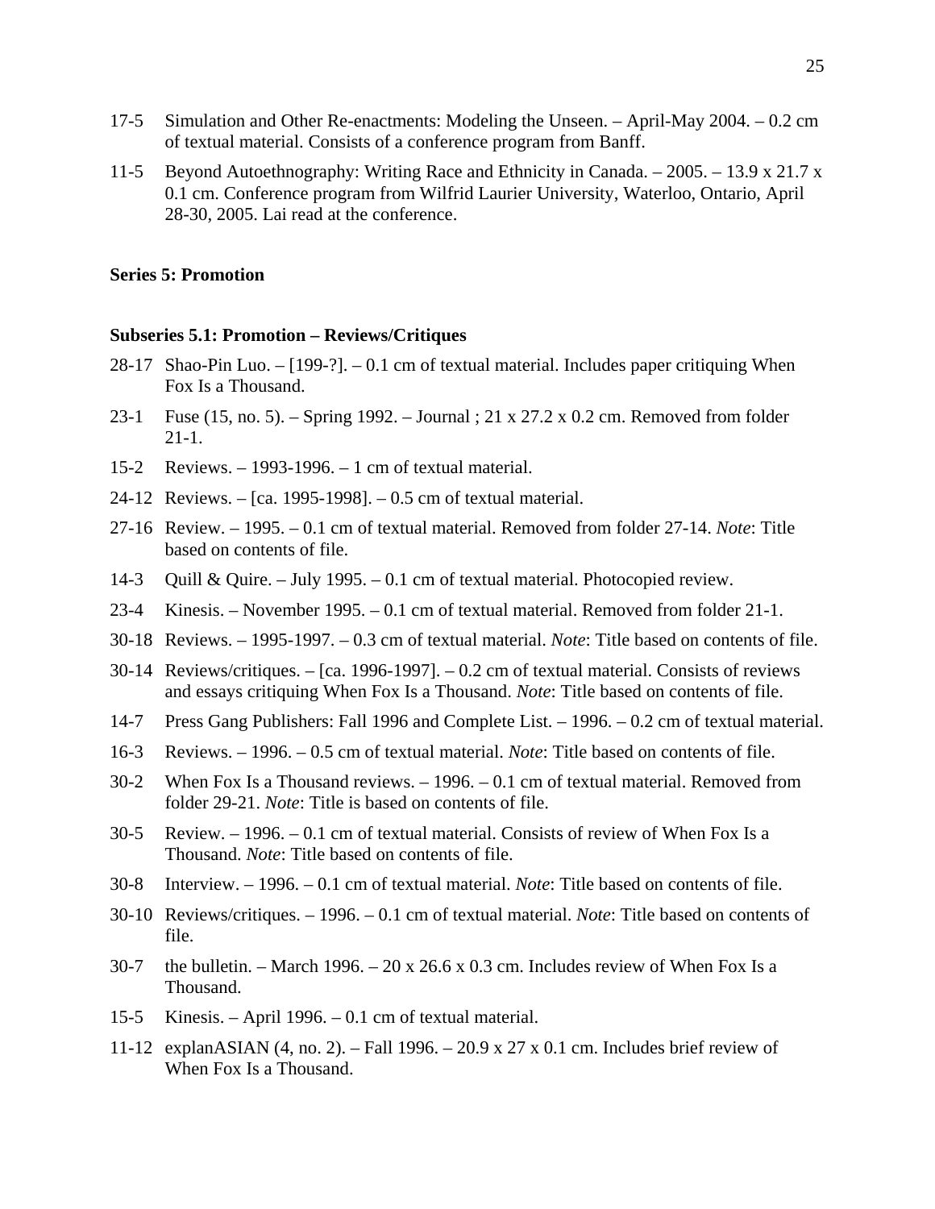17-5 Simulation and Other Re-enactments: Modeling the Unseen. – April-May 2004. – 0.2 cm of textual material. Consists of a conference program from Banff.

11-5 Beyond Autoethnography: Writing Race and Ethnicity in Canada. – 2005. – 13.9 x 21.7 x 0.1 cm. Conference program from Wilfrid Laurier University, Waterloo, Ontario, April 28-30, 2005. Lai read at the conference.

**Series 5: Promotion**

**Subseries 5.1: Promotion – Reviews/Critiques**

28-17 Shao-Pin Luo. – [199-?]. – 0.1 cm of textual material. Includes paper critiquing When Fox Is a Thousand.

23-1 Fuse (15, no. 5). – Spring 1992. – Journal ; 21 x 27.2 x 0.2 cm. Removed from folder 21-1.

15-2 Reviews. – 1993-1996. – 1 cm of textual material.

24-12 Reviews. – [ca. 1995-1998]. – 0.5 cm of textual material.

27-16 Review. – 1995. – 0.1 cm of textual material. Removed from folder 27-14. *Note*: Title based on contents of file.

14-3 Quill & Quire. – July 1995. – 0.1 cm of textual material. Photocopied review.

23-4 Kinesis. – November 1995. – 0.1 cm of textual material. Removed from folder 21-1.

30-18 Reviews. – 1995-1997. – 0.3 cm of textual material. *Note*: Title based on contents of file.

30-14 Reviews/critiques. – [ca. 1996-1997]. – 0.2 cm of textual material. Consists of reviews and essays critiquing When Fox Is a Thousand. *Note*: Title based on contents of file.

14-7 Press Gang Publishers: Fall 1996 and Complete List. – 1996. – 0.2 cm of textual material.

16-3 Reviews. – 1996. – 0.5 cm of textual material. *Note*: Title based on contents of file.

30-2 When Fox Is a Thousand reviews. – 1996. – 0.1 cm of textual material. Removed from folder 29-21. *Note*: Title is based on contents of file.

30-5 Review. – 1996. – 0.1 cm of textual material. Consists of review of When Fox Is a Thousand. *Note*: Title based on contents of file.

30-8 Interview. – 1996. – 0.1 cm of textual material. *Note*: Title based on contents of file.

30-10 Reviews/critiques. – 1996. – 0.1 cm of textual material. *Note*: Title based on contents of file.

30-7 the bulletin. – March 1996. – 20 x 26.6 x 0.3 cm. Includes review of When Fox Is a Thousand.

15-5 Kinesis. – April 1996. – 0.1 cm of textual material.

11-12 explanASIAN (4, no. 2). – Fall 1996. – 20.9 x 27 x 0.1 cm. Includes brief review of When Fox Is a Thousand.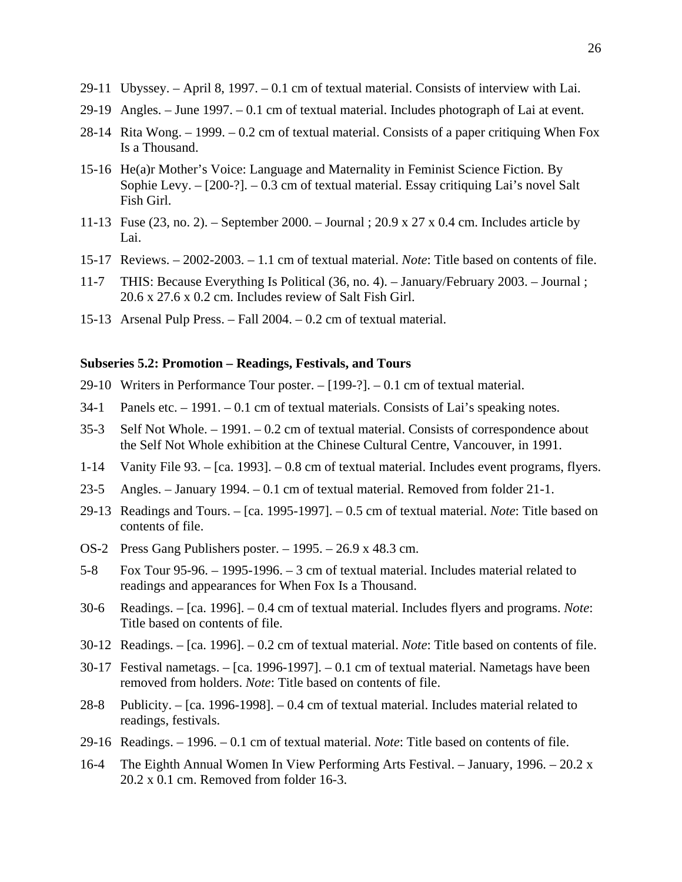29-11 Ubyssey. – April 8, 1997. – 0.1 cm of textual material. Consists of interview with Lai.

29-19 Angles. – June 1997. – 0.1 cm of textual material. Includes photograph of Lai at event.

28-14 Rita Wong. – 1999. – 0.2 cm of textual material. Consists of a paper critiquing When Fox Is a Thousand.

15-16 He(a)r Mother's Voice: Language and Maternality in Feminist Science Fiction. By Sophie Levy. – [200-?]. – 0.3 cm of textual material. Essay critiquing Lai's novel Salt Fish Girl.

11-13 Fuse (23, no. 2). – September 2000. – Journal ; 20.9 x 27 x 0.4 cm. Includes article by Lai.

15-17 Reviews. – 2002-2003. – 1.1 cm of textual material. *Note*: Title based on contents of file.

11-7 THIS: Because Everything Is Political (36, no. 4). – January/February 2003. – Journal ; 20.6 x 27.6 x 0.2 cm. Includes review of Salt Fish Girl.

15-13 Arsenal Pulp Press. – Fall 2004. – 0.2 cm of textual material.

**Subseries 5.2: Promotion – Readings, Festivals, and Tours**

29-10 Writers in Performance Tour poster. – [199-?]. – 0.1 cm of textual material.

34-1 Panels etc. – 1991. – 0.1 cm of textual materials. Consists of Lai's speaking notes.

35-3 Self Not Whole. – 1991. – 0.2 cm of textual material. Consists of correspondence about the Self Not Whole exhibition at the Chinese Cultural Centre, Vancouver, in 1991.

1-14 Vanity File 93. – [ca. 1993]. – 0.8 cm of textual material. Includes event programs, flyers.

23-5 Angles. – January 1994. – 0.1 cm of textual material. Removed from folder 21-1.

29-13 Readings and Tours. – [ca. 1995-1997]. – 0.5 cm of textual material. *Note*: Title based on contents of file.

OS-2 Press Gang Publishers poster. – 1995. – 26.9 x 48.3 cm.

5-8 Fox Tour 95-96. – 1995-1996. – 3 cm of textual material. Includes material related to readings and appearances for When Fox Is a Thousand.

30-6 Readings. – [ca. 1996]. – 0.4 cm of textual material. Includes flyers and programs. *Note*: Title based on contents of file.

30-12 Readings. – [ca. 1996]. – 0.2 cm of textual material. *Note*: Title based on contents of file.

30-17 Festival nametags. – [ca. 1996-1997]. – 0.1 cm of textual material. Nametags have been removed from holders. *Note*: Title based on contents of file.

28-8 Publicity. – [ca. 1996-1998]. – 0.4 cm of textual material. Includes material related to readings, festivals.

29-16 Readings. – 1996. – 0.1 cm of textual material. *Note*: Title based on contents of file.

16-4 The Eighth Annual Women In View Performing Arts Festival. – January, 1996. – 20.2 x 20.2 x 0.1 cm. Removed from folder 16-3.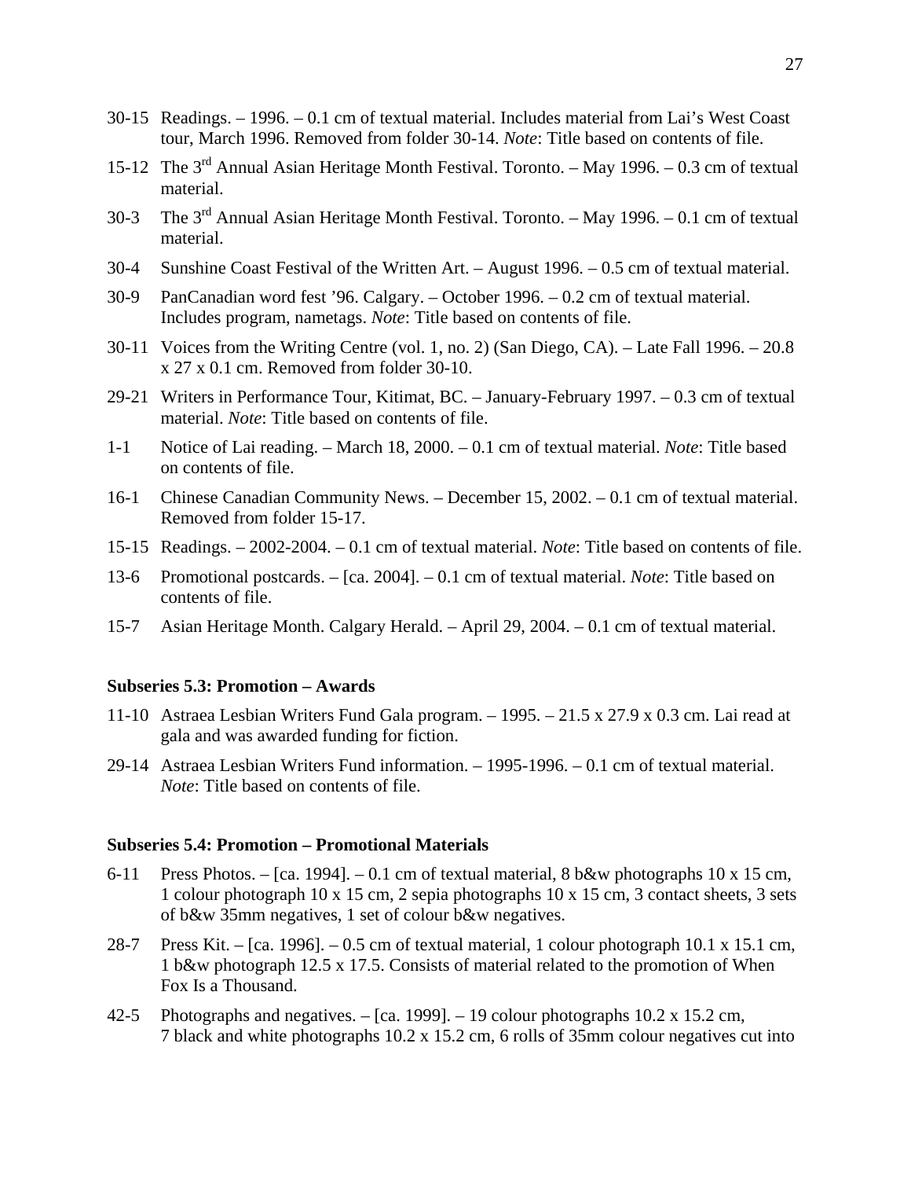30-15 Readings. – 1996. – 0.1 cm of textual material. Includes material from Lai's West Coast tour, March 1996. Removed from folder 30-14. *Note*: Title based on contents of file.

15-12 The 3rd Annual Asian Heritage Month Festival. Toronto. – May 1996. – 0.3 cm of textual material.

30-3 The 3rd Annual Asian Heritage Month Festival. Toronto. – May 1996. – 0.1 cm of textual material.

30-4 Sunshine Coast Festival of the Written Art. – August 1996. – 0.5 cm of textual material.

30-9 PanCanadian word fest '96. Calgary. – October 1996. – 0.2 cm of textual material. Includes program, nametags. *Note*: Title based on contents of file.

30-11 Voices from the Writing Centre (vol. 1, no. 2) (San Diego, CA). – Late Fall 1996. – 20.8 x 27 x 0.1 cm. Removed from folder 30-10.

29-21 Writers in Performance Tour, Kitimat, BC. – January-February 1997. – 0.3 cm of textual material. *Note*: Title based on contents of file.

1-1 Notice of Lai reading. – March 18, 2000. – 0.1 cm of textual material. *Note*: Title based on contents of file.

16-1 Chinese Canadian Community News. – December 15, 2002. – 0.1 cm of textual material. Removed from folder 15-17.

15-15 Readings. – 2002-2004. – 0.1 cm of textual material. *Note*: Title based on contents of file.

13-6 Promotional postcards. – [ca. 2004]. – 0.1 cm of textual material. *Note*: Title based on contents of file.

15-7 Asian Heritage Month. Calgary Herald. – April 29, 2004. – 0.1 cm of textual material.

**Subseries 5.3: Promotion – Awards**

11-10 Astraea Lesbian Writers Fund Gala program. – 1995. – 21.5 x 27.9 x 0.3 cm. Lai read at gala and was awarded funding for fiction.

29-14 Astraea Lesbian Writers Fund information. – 1995-1996. – 0.1 cm of textual material. *Note*: Title based on contents of file.

**Subseries 5.4: Promotion – Promotional Materials**

6-11 Press Photos. – [ca. 1994]. – 0.1 cm of textual material, 8 b&w photographs 10 x 15 cm, 1 colour photograph 10 x 15 cm, 2 sepia photographs 10 x 15 cm, 3 contact sheets, 3 sets of b&w 35mm negatives, 1 set of colour b&w negatives.

28-7 Press Kit. – [ca. 1996]. – 0.5 cm of textual material, 1 colour photograph 10.1 x 15.1 cm, 1 b&w photograph 12.5 x 17.5. Consists of material related to the promotion of When Fox Is a Thousand.

42-5 Photographs and negatives. – [ca. 1999]. – 19 colour photographs 10.2 x 15.2 cm, 7 black and white photographs 10.2 x 15.2 cm, 6 rolls of 35mm colour negatives cut into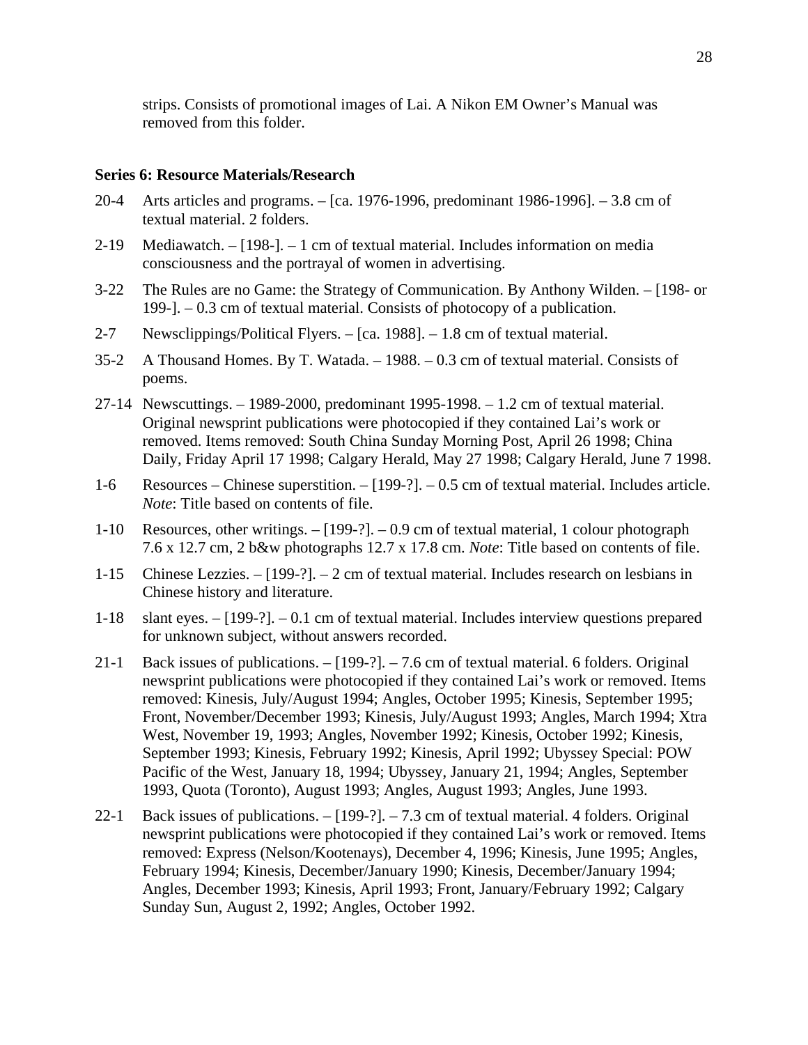strips. Consists of promotional images of Lai. A Nikon EM Owner's Manual was removed from this folder.

**Series 6: Resource Materials/Research**

20-4 Arts articles and programs. – [ca. 1976-1996, predominant 1986-1996]. – 3.8 cm of textual material. 2 folders.

2-19 Mediawatch. – [198-]. – 1 cm of textual material. Includes information on media consciousness and the portrayal of women in advertising.

3-22 The Rules are no Game: the Strategy of Communication. By Anthony Wilden. – [198- or 199-]. – 0.3 cm of textual material. Consists of photocopy of a publication.

2-7 Newsclippings/Political Flyers. – [ca. 1988]. – 1.8 cm of textual material.

35-2 A Thousand Homes. By T. Watada. – 1988. – 0.3 cm of textual material. Consists of poems.

27-14 Newscuttings. – 1989-2000, predominant 1995-1998. – 1.2 cm of textual material. Original newsprint publications were photocopied if they contained Lai's work or removed. Items removed: South China Sunday Morning Post, April 26 1998; China Daily, Friday April 17 1998; Calgary Herald, May 27 1998; Calgary Herald, June 7 1998.

1-6 Resources – Chinese superstition. – [199-?]. – 0.5 cm of textual material. Includes article. *Note*: Title based on contents of file.

1-10 Resources, other writings. – [199-?]. – 0.9 cm of textual material, 1 colour photograph 7.6 x 12.7 cm, 2 b&w photographs 12.7 x 17.8 cm. *Note*: Title based on contents of file.

1-15 Chinese Lezzies. – [199-?]. – 2 cm of textual material. Includes research on lesbians in Chinese history and literature.

1-18 slant eyes. – [199-?]. – 0.1 cm of textual material. Includes interview questions prepared for unknown subject, without answers recorded.

21-1 Back issues of publications. – [199-?]. – 7.6 cm of textual material. 6 folders. Original newsprint publications were photocopied if they contained Lai's work or removed. Items removed: Kinesis, July/August 1994; Angles, October 1995; Kinesis, September 1995; Front, November/December 1993; Kinesis, July/August 1993; Angles, March 1994; Xtra West, November 19, 1993; Angles, November 1992; Kinesis, October 1992; Kinesis, September 1993; Kinesis, February 1992; Kinesis, April 1992; Ubyssey Special: POW Pacific of the West, January 18, 1994; Ubyssey, January 21, 1994; Angles, September 1993, Quota (Toronto), August 1993; Angles, August 1993; Angles, June 1993.

22-1 Back issues of publications. – [199-?]. – 7.3 cm of textual material. 4 folders. Original newsprint publications were photocopied if they contained Lai's work or removed. Items removed: Express (Nelson/Kootenays), December 4, 1996; Kinesis, June 1995; Angles, February 1994; Kinesis, December/January 1990; Kinesis, December/January 1994; Angles, December 1993; Kinesis, April 1993; Front, January/February 1992; Calgary Sunday Sun, August 2, 1992; Angles, October 1992.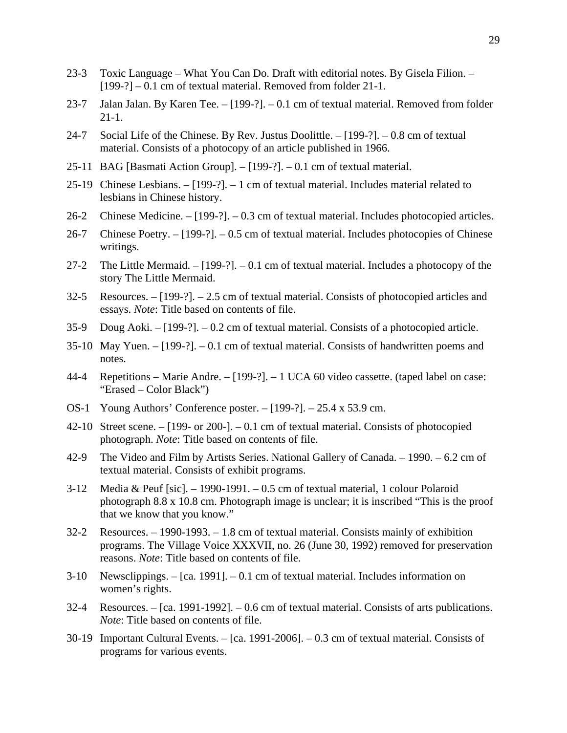23-3 Toxic Language – What You Can Do. Draft with editorial notes. By Gisela Filion. – [199-?] – 0.1 cm of textual material. Removed from folder 21-1.

23-7 Jalan Jalan. By Karen Tee. – [199-?]. – 0.1 cm of textual material. Removed from folder 21-1.

24-7 Social Life of the Chinese. By Rev. Justus Doolittle. – [199-?]. – 0.8 cm of textual material. Consists of a photocopy of an article published in 1966.

25-11 BAG [Basmati Action Group]. – [199-?]. – 0.1 cm of textual material.

25-19 Chinese Lesbians. – [199-?]. – 1 cm of textual material. Includes material related to lesbians in Chinese history.

26-2 Chinese Medicine. – [199-?]. – 0.3 cm of textual material. Includes photocopied articles.

26-7 Chinese Poetry. – [199-?]. – 0.5 cm of textual material. Includes photocopies of Chinese writings.

27-2 The Little Mermaid. – [199-?]. – 0.1 cm of textual material. Includes a photocopy of the story The Little Mermaid.

32-5 Resources. – [199-?]. – 2.5 cm of textual material. Consists of photocopied articles and essays. *Note*: Title based on contents of file.

35-9 Doug Aoki. – [199-?]. – 0.2 cm of textual material. Consists of a photocopied article.

35-10 May Yuen. – [199-?]. – 0.1 cm of textual material. Consists of handwritten poems and notes.

44-4 Repetitions – Marie Andre. – [199-?]. – 1 UCA 60 video cassette. (taped label on case: "Erased – Color Black")

OS-1 Young Authors' Conference poster. – [199-?]. – 25.4 x 53.9 cm.

42-10 Street scene. – [199- or 200-]. – 0.1 cm of textual material. Consists of photocopied photograph. *Note*: Title based on contents of file.

42-9 The Video and Film by Artists Series. National Gallery of Canada. – 1990. – 6.2 cm of textual material. Consists of exhibit programs.

3-12 Media & Peuf [sic]. – 1990-1991. – 0.5 cm of textual material, 1 colour Polaroid photograph 8.8 x 10.8 cm. Photograph image is unclear; it is inscribed "This is the proof that we know that you know."

32-2 Resources. – 1990-1993. – 1.8 cm of textual material. Consists mainly of exhibition programs. The Village Voice XXXVII, no. 26 (June 30, 1992) removed for preservation reasons. *Note*: Title based on contents of file.

3-10 Newsclippings. – [ca. 1991]. – 0.1 cm of textual material. Includes information on women's rights.

32-4 Resources. – [ca. 1991-1992]. – 0.6 cm of textual material. Consists of arts publications. *Note*: Title based on contents of file.

30-19 Important Cultural Events. – [ca. 1991-2006]. – 0.3 cm of textual material. Consists of programs for various events.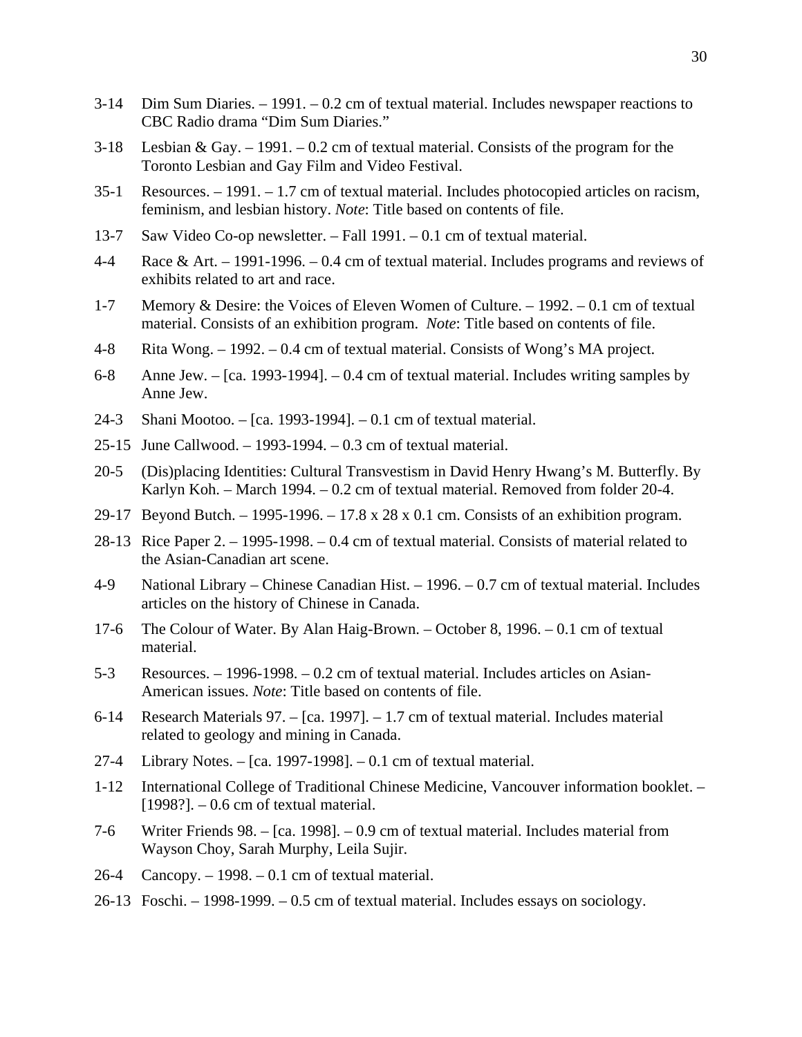3-14 Dim Sum Diaries. – 1991. – 0.2 cm of textual material. Includes newspaper reactions to CBC Radio drama "Dim Sum Diaries."

3-18 Lesbian & Gay. – 1991. – 0.2 cm of textual material. Consists of the program for the Toronto Lesbian and Gay Film and Video Festival.

35-1 Resources. – 1991. – 1.7 cm of textual material. Includes photocopied articles on racism, feminism, and lesbian history. *Note*: Title based on contents of file.

13-7 Saw Video Co-op newsletter. – Fall 1991. – 0.1 cm of textual material.

4-4 Race & Art. – 1991-1996. – 0.4 cm of textual material. Includes programs and reviews of exhibits related to art and race.

1-7 Memory & Desire: the Voices of Eleven Women of Culture. – 1992. – 0.1 cm of textual material. Consists of an exhibition program. *Note*: Title based on contents of file.

4-8 Rita Wong. – 1992. – 0.4 cm of textual material. Consists of Wong's MA project.

6-8 Anne Jew. – [ca. 1993-1994]. – 0.4 cm of textual material. Includes writing samples by Anne Jew.

24-3 Shani Mootoo. – [ca. 1993-1994]. – 0.1 cm of textual material.

25-15 June Callwood. – 1993-1994. – 0.3 cm of textual material.

20-5 (Dis)placing Identities: Cultural Transvestism in David Henry Hwang's M. Butterfly. By Karlyn Koh. – March 1994. – 0.2 cm of textual material. Removed from folder 20-4.

29-17 Beyond Butch. – 1995-1996. – 17.8 x 28 x 0.1 cm. Consists of an exhibition program.

28-13 Rice Paper 2. – 1995-1998. – 0.4 cm of textual material. Consists of material related to the Asian-Canadian art scene.

4-9 National Library – Chinese Canadian Hist. – 1996. – 0.7 cm of textual material. Includes articles on the history of Chinese in Canada.

17-6 The Colour of Water. By Alan Haig-Brown. – October 8, 1996. – 0.1 cm of textual material.

5-3 Resources. – 1996-1998. – 0.2 cm of textual material. Includes articles on Asian-American issues. *Note*: Title based on contents of file.

6-14 Research Materials 97. – [ca. 1997]. – 1.7 cm of textual material. Includes material related to geology and mining in Canada.

27-4 Library Notes. – [ca. 1997-1998]. – 0.1 cm of textual material.

1-12 International College of Traditional Chinese Medicine, Vancouver information booklet. – [1998?]. – 0.6 cm of textual material.

7-6 Writer Friends 98. – [ca. 1998]. – 0.9 cm of textual material. Includes material from Wayson Choy, Sarah Murphy, Leila Sujir.

26-4 Cancopy. – 1998. – 0.1 cm of textual material.

26-13 Foschi. – 1998-1999. – 0.5 cm of textual material. Includes essays on sociology.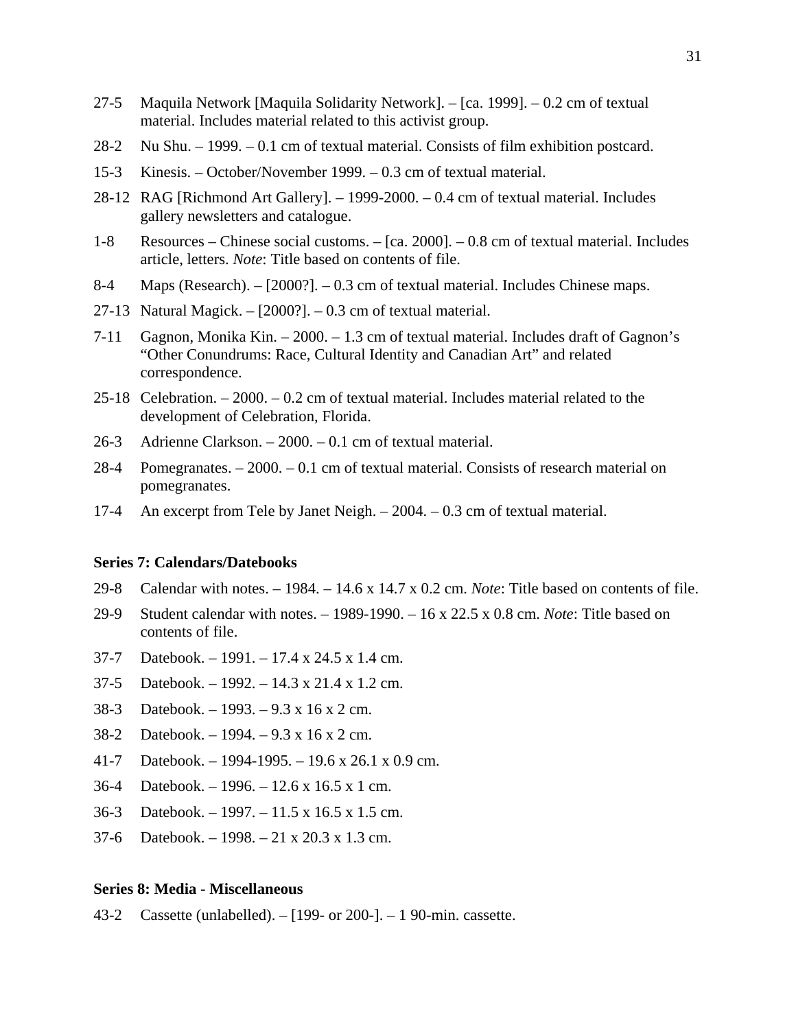27-5 Maquila Network [Maquila Solidarity Network]. – [ca. 1999]. – 0.2 cm of textual material. Includes material related to this activist group.

28-2 Nu Shu. – 1999. – 0.1 cm of textual material. Consists of film exhibition postcard.

15-3 Kinesis. – October/November 1999. – 0.3 cm of textual material.

28-12 RAG [Richmond Art Gallery]. – 1999-2000. – 0.4 cm of textual material. Includes gallery newsletters and catalogue.

1-8 Resources – Chinese social customs. – [ca. 2000]. – 0.8 cm of textual material. Includes article, letters. *Note*: Title based on contents of file.

8-4 Maps (Research). – [2000?]. – 0.3 cm of textual material. Includes Chinese maps.

27-13 Natural Magick. – [2000?]. – 0.3 cm of textual material.

7-11 Gagnon, Monika Kin. – 2000. – 1.3 cm of textual material. Includes draft of Gagnon's "Other Conundrums: Race, Cultural Identity and Canadian Art" and related correspondence.

25-18 Celebration. – 2000. – 0.2 cm of textual material. Includes material related to the development of Celebration, Florida.

26-3 Adrienne Clarkson. – 2000. – 0.1 cm of textual material.

28-4 Pomegranates. – 2000. – 0.1 cm of textual material. Consists of research material on pomegranates.

17-4 An excerpt from Tele by Janet Neigh. – 2004. – 0.3 cm of textual material.

**Series 7: Calendars/Datebooks**

29-8 Calendar with notes. – 1984. – 14.6 x 14.7 x 0.2 cm. *Note*: Title based on contents of file.

29-9 Student calendar with notes. – 1989-1990. – 16 x 22.5 x 0.8 cm. *Note*: Title based on contents of file.

37-7 Datebook. – 1991. – 17.4 x 24.5 x 1.4 cm.

37-5 Datebook. – 1992. – 14.3 x 21.4 x 1.2 cm.

38-3 Datebook. – 1993. – 9.3 x 16 x 2 cm.

38-2 Datebook. – 1994. – 9.3 x 16 x 2 cm.

41-7 Datebook. – 1994-1995. – 19.6 x 26.1 x 0.9 cm.

36-4 Datebook. – 1996. – 12.6 x 16.5 x 1 cm.

36-3 Datebook. – 1997. – 11.5 x 16.5 x 1.5 cm.

37-6 Datebook. – 1998. – 21 x 20.3 x 1.3 cm.

**Series 8: Media - Miscellaneous**

43-2 Cassette (unlabelled). – [199- or 200-]. – 1 90-min. cassette.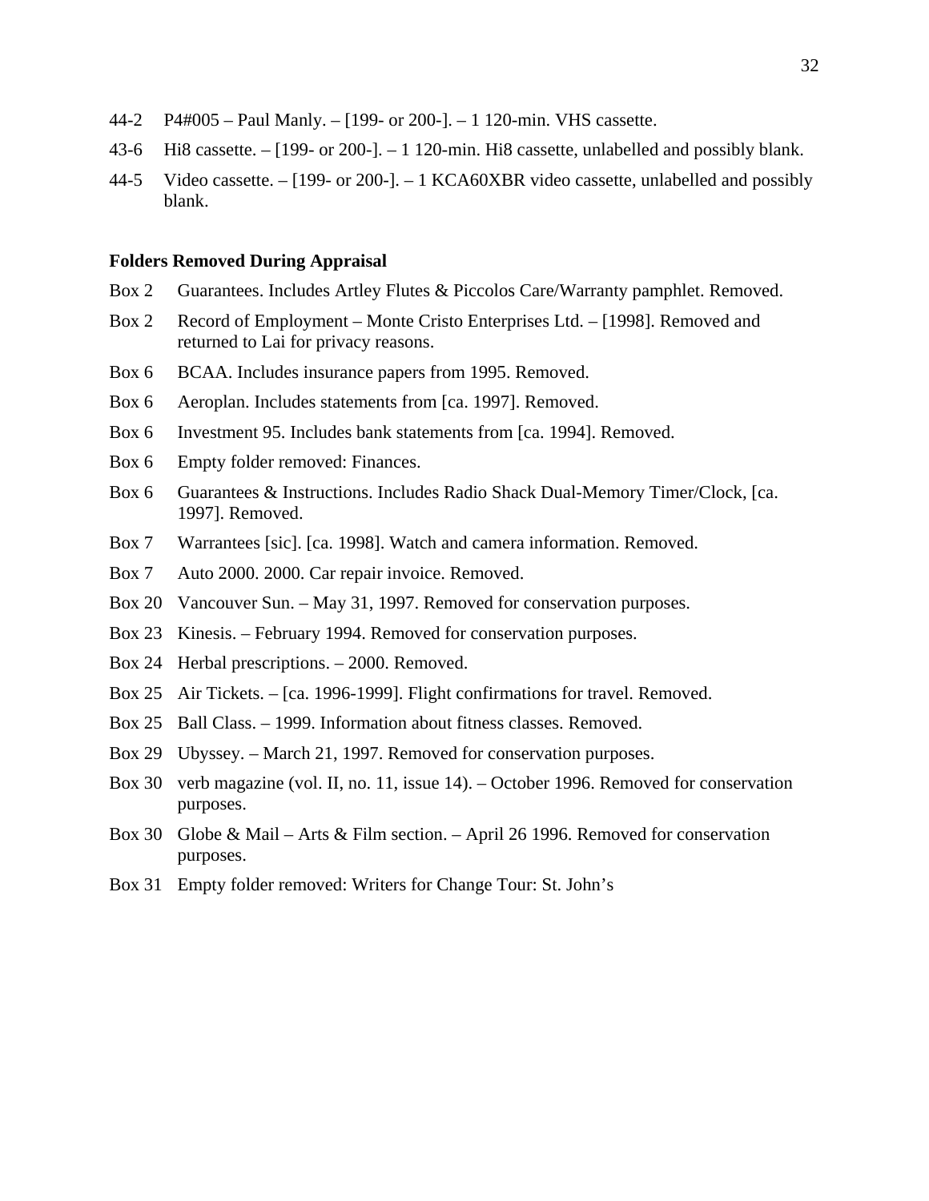44-2 P4#005 – Paul Manly. – [199- or 200-]. – 1 120-min. VHS cassette.

43-6 Hi8 cassette. – [199- or 200-]. – 1 120-min. Hi8 cassette, unlabelled and possibly blank.

44-5 Video cassette. – [199- or 200-]. – 1 KCA60XBR video cassette, unlabelled and possibly blank.

**Folders Removed During Appraisal**

Box 2 Guarantees. Includes Artley Flutes & Piccolos Care/Warranty pamphlet. Removed.

Box 2 Record of Employment – Monte Cristo Enterprises Ltd. – [1998]. Removed and returned to Lai for privacy reasons.

Box 6 BCAA. Includes insurance papers from 1995. Removed.

Box 6 Aeroplan. Includes statements from [ca. 1997]. Removed.

Box 6 Investment 95. Includes bank statements from [ca. 1994]. Removed.

Box 6 Empty folder removed: Finances.

Box 6 Guarantees & Instructions. Includes Radio Shack Dual-Memory Timer/Clock, [ca. 1997]. Removed.

Box 7 Warrantees [sic]. [ca. 1998]. Watch and camera information. Removed.

Box 7 Auto 2000. 2000. Car repair invoice. Removed.

Box 20 Vancouver Sun. – May 31, 1997. Removed for conservation purposes.

Box 23 Kinesis. – February 1994. Removed for conservation purposes.

Box 24 Herbal prescriptions. – 2000. Removed.

Box 25 Air Tickets. – [ca. 1996-1999]. Flight confirmations for travel. Removed.

Box 25 Ball Class. – 1999. Information about fitness classes. Removed.

Box 29 Ubyssey. – March 21, 1997. Removed for conservation purposes.

Box 30 verb magazine (vol. II, no. 11, issue 14). – October 1996. Removed for conservation purposes.

Box 30 Globe & Mail – Arts & Film section. – April 26 1996. Removed for conservation purposes.

Box 31 Empty folder removed: Writers for Change Tour: St. John's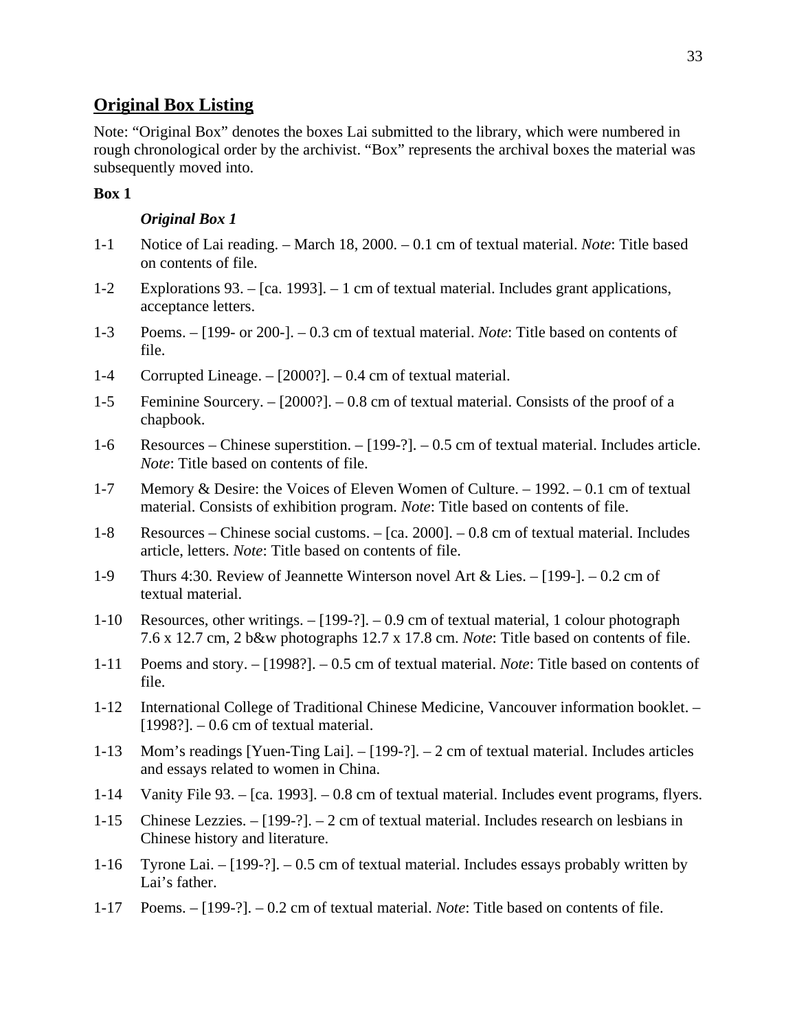## Original Box Listing

Note: "Original Box" denotes the boxes Lai submitted to the library, which were numbered in rough chronological order by the archivist. "Box" represents the archival boxes the material was subsequently moved into.

**Box 1**

***Original Box 1***

1-1 Notice of Lai reading. – March 18, 2000. – 0.1 cm of textual material. *Note*: Title based on contents of file.

1-2 Explorations 93. – [ca. 1993]. – 1 cm of textual material. Includes grant applications, acceptance letters.

1-3 Poems. – [199- or 200-]. – 0.3 cm of textual material. *Note*: Title based on contents of file.

1-4 Corrupted Lineage. – [2000?]. – 0.4 cm of textual material.

1-5 Feminine Sourcery. – [2000?]. – 0.8 cm of textual material. Consists of the proof of a chapbook.

1-6 Resources – Chinese superstition. – [199-?]. – 0.5 cm of textual material. Includes article. *Note*: Title based on contents of file.

1-7 Memory & Desire: the Voices of Eleven Women of Culture. – 1992. – 0.1 cm of textual material. Consists of exhibition program. *Note*: Title based on contents of file.

1-8 Resources – Chinese social customs. – [ca. 2000]. – 0.8 cm of textual material. Includes article, letters. *Note*: Title based on contents of file.

1-9 Thurs 4:30. Review of Jeannette Winterson novel Art & Lies. – [199-]. – 0.2 cm of textual material.

1-10 Resources, other writings. – [199-?]. – 0.9 cm of textual material, 1 colour photograph 7.6 x 12.7 cm, 2 b&w photographs 12.7 x 17.8 cm. *Note*: Title based on contents of file.

1-11 Poems and story. – [1998?]. – 0.5 cm of textual material. *Note*: Title based on contents of file.

1-12 International College of Traditional Chinese Medicine, Vancouver information booklet. – [1998?]. – 0.6 cm of textual material.

1-13 Mom's readings [Yuen-Ting Lai]. – [199-?]. – 2 cm of textual material. Includes articles and essays related to women in China.

1-14 Vanity File 93. – [ca. 1993]. – 0.8 cm of textual material. Includes event programs, flyers.

1-15 Chinese Lezzies. – [199-?]. – 2 cm of textual material. Includes research on lesbians in Chinese history and literature.

1-16 Tyrone Lai. – [199-?]. – 0.5 cm of textual material. Includes essays probably written by Lai's father.

1-17 Poems. – [199-?]. – 0.2 cm of textual material. *Note*: Title based on contents of file.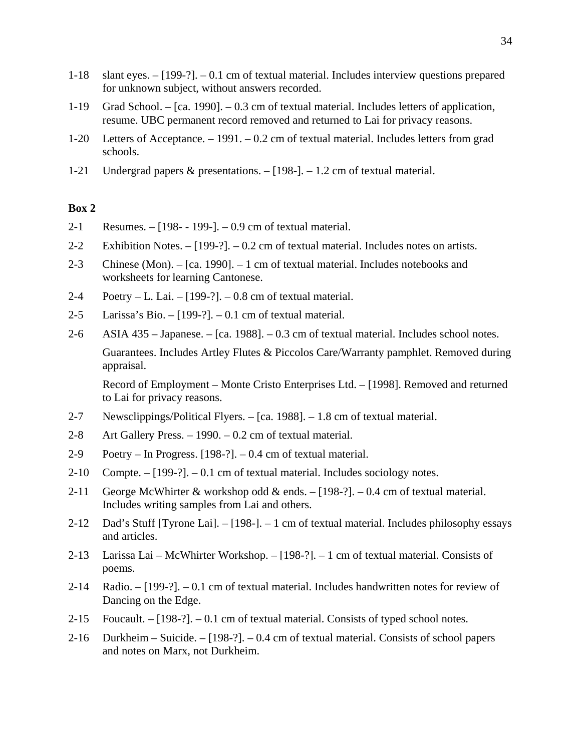1-18 slant eyes. – [199-?]. – 0.1 cm of textual material. Includes interview questions prepared for unknown subject, without answers recorded.

1-19 Grad School. – [ca. 1990]. – 0.3 cm of textual material. Includes letters of application, resume. UBC permanent record removed and returned to Lai for privacy reasons.

1-20 Letters of Acceptance. – 1991. – 0.2 cm of textual material. Includes letters from grad schools.

1-21 Undergrad papers & presentations. – [198-]. – 1.2 cm of textual material.

**Box 2**

2-1 Resumes. – [198- - 199-]. – 0.9 cm of textual material.

2-2 Exhibition Notes. – [199-?]. – 0.2 cm of textual material. Includes notes on artists.

2-3 Chinese (Mon). – [ca. 1990]. – 1 cm of textual material. Includes notebooks and worksheets for learning Cantonese.

2-4 Poetry – L. Lai. – [199-?]. – 0.8 cm of textual material.

2-5 Larissa's Bio. – [199-?]. – 0.1 cm of textual material.

2-6 ASIA 435 – Japanese. – [ca. 1988]. – 0.3 cm of textual material. Includes school notes.

Guarantees. Includes Artley Flutes & Piccolos Care/Warranty pamphlet. Removed during appraisal.

Record of Employment – Monte Cristo Enterprises Ltd. – [1998]. Removed and returned to Lai for privacy reasons.

2-7 Newsclippings/Political Flyers. – [ca. 1988]. – 1.8 cm of textual material.

2-8 Art Gallery Press. – 1990. – 0.2 cm of textual material.

2-9 Poetry – In Progress. [198-?]. – 0.4 cm of textual material.

2-10 Compte. – [199-?]. – 0.1 cm of textual material. Includes sociology notes.

2-11 George McWhirter & workshop odd & ends. – [198-?]. – 0.4 cm of textual material. Includes writing samples from Lai and others.

2-12 Dad's Stuff [Tyrone Lai]. – [198-]. – 1 cm of textual material. Includes philosophy essays and articles.

2-13 Larissa Lai – McWhirter Workshop. – [198-?]. – 1 cm of textual material. Consists of poems.

2-14 Radio. – [199-?]. – 0.1 cm of textual material. Includes handwritten notes for review of Dancing on the Edge.

2-15 Foucault. – [198-?]. – 0.1 cm of textual material. Consists of typed school notes.

2-16 Durkheim – Suicide. – [198-?]. – 0.4 cm of textual material. Consists of school papers and notes on Marx, not Durkheim.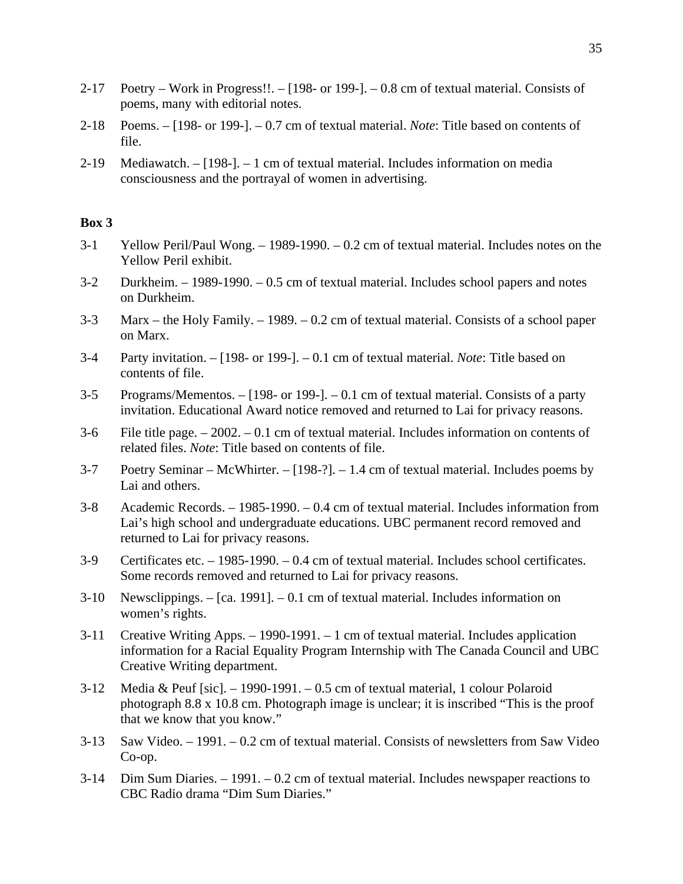2-17 Poetry – Work in Progress!!. – [198- or 199-]. – 0.8 cm of textual material. Consists of poems, many with editorial notes.

2-18 Poems. – [198- or 199-]. – 0.7 cm of textual material. *Note*: Title based on contents of file.

2-19 Mediawatch. – [198-]. – 1 cm of textual material. Includes information on media consciousness and the portrayal of women in advertising.

**Box 3**

3-1 Yellow Peril/Paul Wong. – 1989-1990. – 0.2 cm of textual material. Includes notes on the Yellow Peril exhibit.

3-2 Durkheim. – 1989-1990. – 0.5 cm of textual material. Includes school papers and notes on Durkheim.

3-3 Marx – the Holy Family. – 1989. – 0.2 cm of textual material. Consists of a school paper on Marx.

3-4 Party invitation. – [198- or 199-]. – 0.1 cm of textual material. *Note*: Title based on contents of file.

3-5 Programs/Mementos. – [198- or 199-]. – 0.1 cm of textual material. Consists of a party invitation. Educational Award notice removed and returned to Lai for privacy reasons.

3-6 File title page. – 2002. – 0.1 cm of textual material. Includes information on contents of related files. *Note*: Title based on contents of file.

3-7 Poetry Seminar – McWhirter. – [198-?]. – 1.4 cm of textual material. Includes poems by Lai and others.

3-8 Academic Records. – 1985-1990. – 0.4 cm of textual material. Includes information from Lai's high school and undergraduate educations. UBC permanent record removed and returned to Lai for privacy reasons.

3-9 Certificates etc. – 1985-1990. – 0.4 cm of textual material. Includes school certificates. Some records removed and returned to Lai for privacy reasons.

3-10 Newsclippings. – [ca. 1991]. – 0.1 cm of textual material. Includes information on women's rights.

3-11 Creative Writing Apps. – 1990-1991. – 1 cm of textual material. Includes application information for a Racial Equality Program Internship with The Canada Council and UBC Creative Writing department.

3-12 Media & Peuf [sic]. – 1990-1991. – 0.5 cm of textual material, 1 colour Polaroid photograph 8.8 x 10.8 cm. Photograph image is unclear; it is inscribed "This is the proof that we know that you know."

3-13 Saw Video. – 1991. – 0.2 cm of textual material. Consists of newsletters from Saw Video Co-op.

3-14 Dim Sum Diaries. – 1991. – 0.2 cm of textual material. Includes newspaper reactions to CBC Radio drama "Dim Sum Diaries."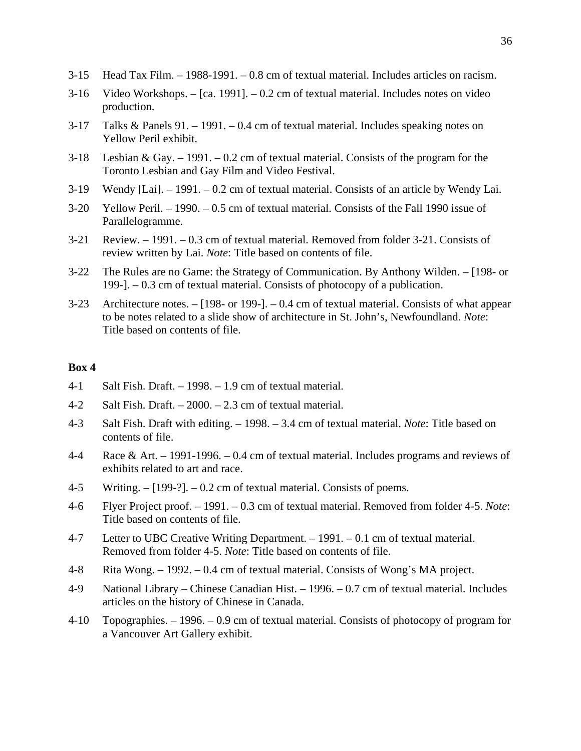3-15 Head Tax Film. – 1988-1991. – 0.8 cm of textual material. Includes articles on racism.

3-16 Video Workshops. – [ca. 1991]. – 0.2 cm of textual material. Includes notes on video production.

3-17 Talks & Panels 91. – 1991. – 0.4 cm of textual material. Includes speaking notes on Yellow Peril exhibit.

3-18 Lesbian & Gay. – 1991. – 0.2 cm of textual material. Consists of the program for the Toronto Lesbian and Gay Film and Video Festival.

3-19 Wendy [Lai]. – 1991. – 0.2 cm of textual material. Consists of an article by Wendy Lai.

3-20 Yellow Peril. – 1990. – 0.5 cm of textual material. Consists of the Fall 1990 issue of Parallelogramme.

3-21 Review. – 1991. – 0.3 cm of textual material. Removed from folder 3-21. Consists of review written by Lai. *Note*: Title based on contents of file.

3-22 The Rules are no Game: the Strategy of Communication. By Anthony Wilden. – [198- or 199-]. – 0.3 cm of textual material. Consists of photocopy of a publication.

3-23 Architecture notes. – [198- or 199-]. – 0.4 cm of textual material. Consists of what appear to be notes related to a slide show of architecture in St. John's, Newfoundland. *Note*: Title based on contents of file.

**Box 4**

4-1 Salt Fish. Draft. – 1998. – 1.9 cm of textual material.

4-2 Salt Fish. Draft. – 2000. – 2.3 cm of textual material.

4-3 Salt Fish. Draft with editing. – 1998. – 3.4 cm of textual material. *Note*: Title based on contents of file.

4-4 Race & Art. – 1991-1996. – 0.4 cm of textual material. Includes programs and reviews of exhibits related to art and race.

4-5 Writing. – [199-?]. – 0.2 cm of textual material. Consists of poems.

4-6 Flyer Project proof. – 1991. – 0.3 cm of textual material. Removed from folder 4-5. *Note*: Title based on contents of file.

4-7 Letter to UBC Creative Writing Department. – 1991. – 0.1 cm of textual material. Removed from folder 4-5. *Note*: Title based on contents of file.

4-8 Rita Wong. – 1992. – 0.4 cm of textual material. Consists of Wong's MA project.

4-9 National Library – Chinese Canadian Hist. – 1996. – 0.7 cm of textual material. Includes articles on the history of Chinese in Canada.

4-10 Topographies. – 1996. – 0.9 cm of textual material. Consists of photocopy of program for a Vancouver Art Gallery exhibit.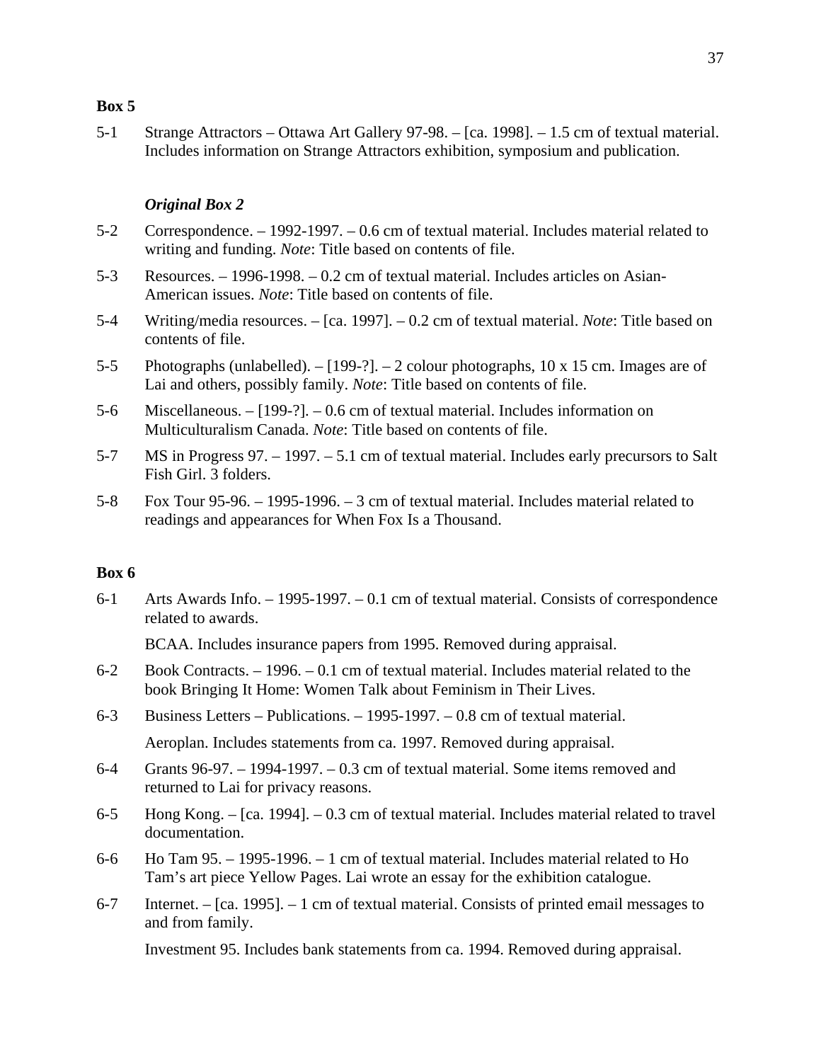**Box 5**

5-1 Strange Attractors – Ottawa Art Gallery 97-98. – [ca. 1998]. – 1.5 cm of textual material. Includes information on Strange Attractors exhibition, symposium and publication.

***Original Box 2***

5-2 Correspondence. – 1992-1997. – 0.6 cm of textual material. Includes material related to writing and funding. *Note*: Title based on contents of file.

5-3 Resources. – 1996-1998. – 0.2 cm of textual material. Includes articles on Asian-American issues. *Note*: Title based on contents of file.

5-4 Writing/media resources. – [ca. 1997]. – 0.2 cm of textual material. *Note*: Title based on contents of file.

5-5 Photographs (unlabelled). – [199-?]. – 2 colour photographs, 10 x 15 cm. Images are of Lai and others, possibly family. *Note*: Title based on contents of file.

5-6 Miscellaneous. – [199-?]. – 0.6 cm of textual material. Includes information on Multiculturalism Canada. *Note*: Title based on contents of file.

5-7 MS in Progress 97. – 1997. – 5.1 cm of textual material. Includes early precursors to Salt Fish Girl. 3 folders.

5-8 Fox Tour 95-96. – 1995-1996. – 3 cm of textual material. Includes material related to readings and appearances for When Fox Is a Thousand.

**Box 6**

6-1 Arts Awards Info. – 1995-1997. – 0.1 cm of textual material. Consists of correspondence related to awards.

BCAA. Includes insurance papers from 1995. Removed during appraisal.

6-2 Book Contracts. – 1996. – 0.1 cm of textual material. Includes material related to the book Bringing It Home: Women Talk about Feminism in Their Lives.

6-3 Business Letters – Publications. – 1995-1997. – 0.8 cm of textual material.

Aeroplan. Includes statements from ca. 1997. Removed during appraisal.

6-4 Grants 96-97. – 1994-1997. – 0.3 cm of textual material. Some items removed and returned to Lai for privacy reasons.

6-5 Hong Kong. – [ca. 1994]. – 0.3 cm of textual material. Includes material related to travel documentation.

6-6 Ho Tam 95. – 1995-1996. – 1 cm of textual material. Includes material related to Ho Tam's art piece Yellow Pages. Lai wrote an essay for the exhibition catalogue.

6-7 Internet. – [ca. 1995]. – 1 cm of textual material. Consists of printed email messages to and from family.

Investment 95. Includes bank statements from ca. 1994. Removed during appraisal.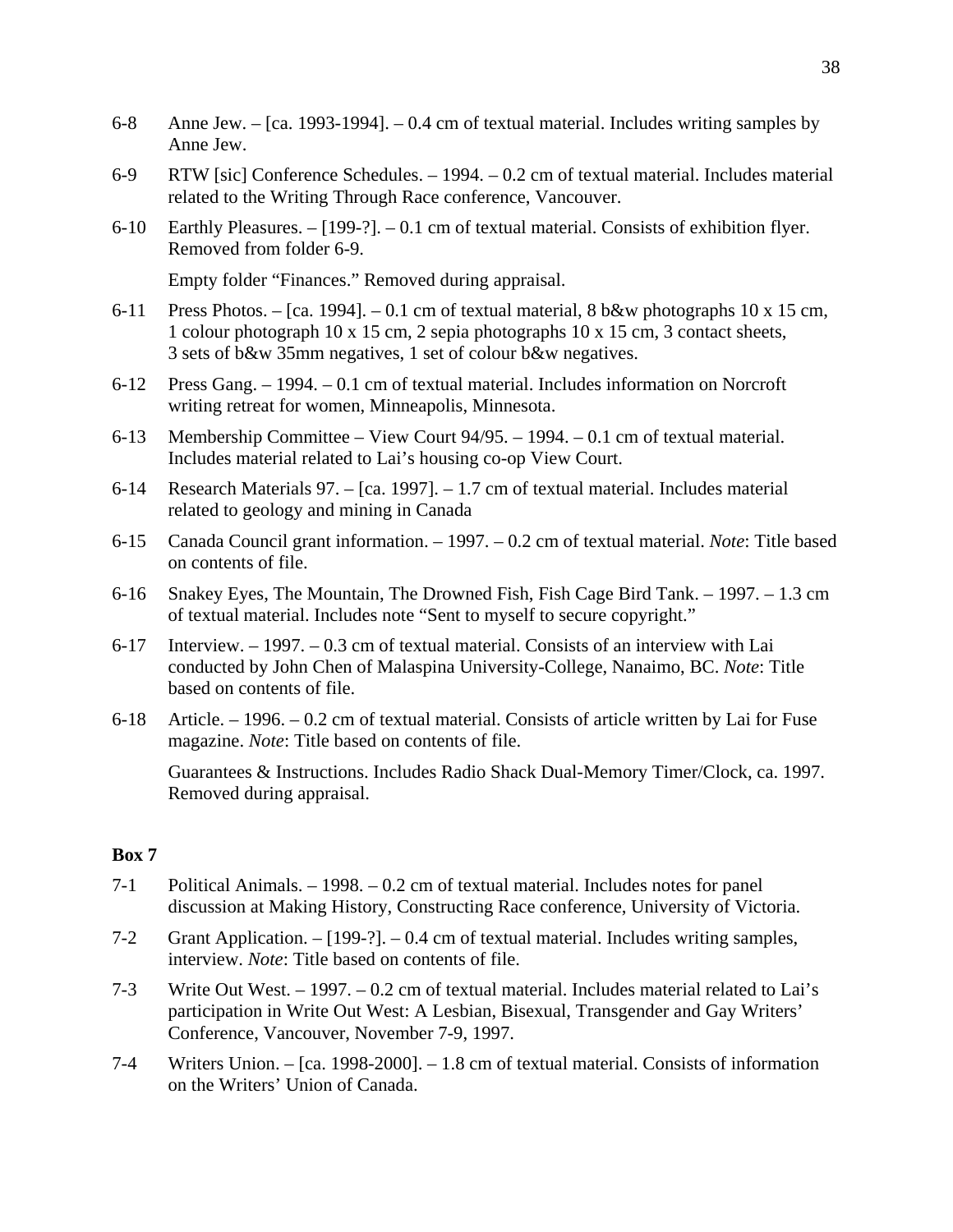6-8 Anne Jew. – [ca. 1993-1994]. – 0.4 cm of textual material. Includes writing samples by Anne Jew.

6-9 RTW [sic] Conference Schedules. – 1994. – 0.2 cm of textual material. Includes material related to the Writing Through Race conference, Vancouver.

6-10 Earthly Pleasures. – [199-?]. – 0.1 cm of textual material. Consists of exhibition flyer. Removed from folder 6-9.

Empty folder "Finances." Removed during appraisal.

6-11 Press Photos. – [ca. 1994]. – 0.1 cm of textual material, 8 b&w photographs 10 x 15 cm, 1 colour photograph 10 x 15 cm, 2 sepia photographs 10 x 15 cm, 3 contact sheets, 3 sets of b&w 35mm negatives, 1 set of colour b&w negatives.

6-12 Press Gang. – 1994. – 0.1 cm of textual material. Includes information on Norcroft writing retreat for women, Minneapolis, Minnesota.

6-13 Membership Committee – View Court 94/95. – 1994. – 0.1 cm of textual material. Includes material related to Lai's housing co-op View Court.

6-14 Research Materials 97. – [ca. 1997]. – 1.7 cm of textual material. Includes material related to geology and mining in Canada

6-15 Canada Council grant information. – 1997. – 0.2 cm of textual material. *Note*: Title based on contents of file.

6-16 Snakey Eyes, The Mountain, The Drowned Fish, Fish Cage Bird Tank. – 1997. – 1.3 cm of textual material. Includes note "Sent to myself to secure copyright."

6-17 Interview. – 1997. – 0.3 cm of textual material. Consists of an interview with Lai conducted by John Chen of Malaspina University-College, Nanaimo, BC. *Note*: Title based on contents of file.

6-18 Article. – 1996. – 0.2 cm of textual material. Consists of article written by Lai for Fuse magazine. *Note*: Title based on contents of file.

Guarantees & Instructions. Includes Radio Shack Dual-Memory Timer/Clock, ca. 1997. Removed during appraisal.

**Box 7**

7-1 Political Animals. – 1998. – 0.2 cm of textual material. Includes notes for panel discussion at Making History, Constructing Race conference, University of Victoria.

7-2 Grant Application. – [199-?]. – 0.4 cm of textual material. Includes writing samples, interview. *Note*: Title based on contents of file.

7-3 Write Out West. – 1997. – 0.2 cm of textual material. Includes material related to Lai's participation in Write Out West: A Lesbian, Bisexual, Transgender and Gay Writers' Conference, Vancouver, November 7-9, 1997.

7-4 Writers Union. – [ca. 1998-2000]. – 1.8 cm of textual material. Consists of information on the Writers' Union of Canada.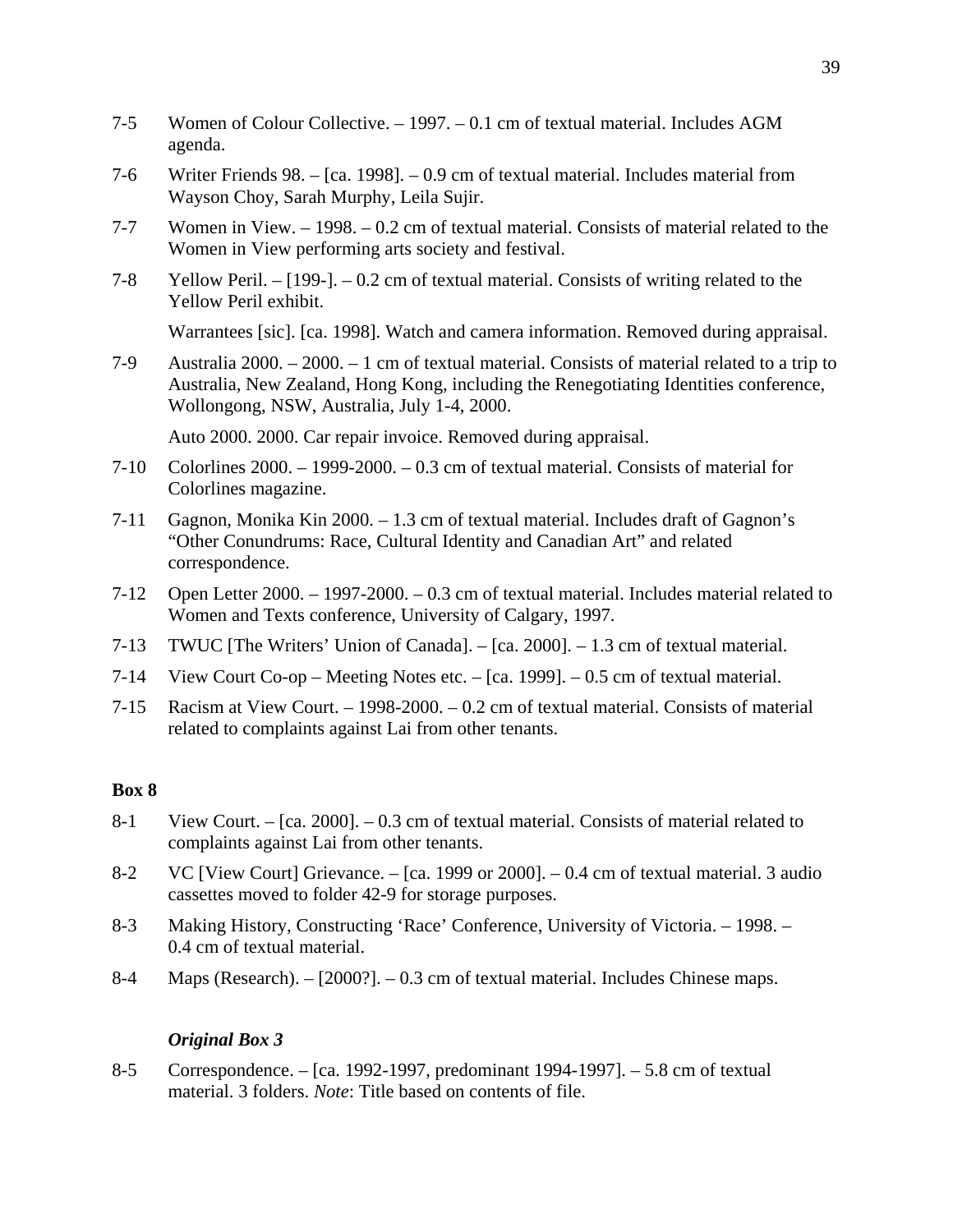7-5 Women of Colour Collective. – 1997. – 0.1 cm of textual material. Includes AGM agenda.

7-6 Writer Friends 98. – [ca. 1998]. – 0.9 cm of textual material. Includes material from Wayson Choy, Sarah Murphy, Leila Sujir.

7-7 Women in View. – 1998. – 0.2 cm of textual material. Consists of material related to the Women in View performing arts society and festival.

7-8 Yellow Peril. – [199-]. – 0.2 cm of textual material. Consists of writing related to the Yellow Peril exhibit.

Warrantees [sic]. [ca. 1998]. Watch and camera information. Removed during appraisal.

7-9 Australia 2000. – 2000. – 1 cm of textual material. Consists of material related to a trip to Australia, New Zealand, Hong Kong, including the Renegotiating Identities conference, Wollongong, NSW, Australia, July 1-4, 2000.

Auto 2000. 2000. Car repair invoice. Removed during appraisal.

7-10 Colorlines 2000. – 1999-2000. – 0.3 cm of textual material. Consists of material for Colorlines magazine.

7-11 Gagnon, Monika Kin 2000. – 1.3 cm of textual material. Includes draft of Gagnon's "Other Conundrums: Race, Cultural Identity and Canadian Art" and related correspondence.

7-12 Open Letter 2000. – 1997-2000. – 0.3 cm of textual material. Includes material related to Women and Texts conference, University of Calgary, 1997.

7-13 TWUC [The Writers' Union of Canada]. – [ca. 2000]. – 1.3 cm of textual material.

7-14 View Court Co-op – Meeting Notes etc. – [ca. 1999]. – 0.5 cm of textual material.

7-15 Racism at View Court. – 1998-2000. – 0.2 cm of textual material. Consists of material related to complaints against Lai from other tenants.

**Box 8**

8-1 View Court. – [ca. 2000]. – 0.3 cm of textual material. Consists of material related to complaints against Lai from other tenants.

8-2 VC [View Court] Grievance. – [ca. 1999 or 2000]. – 0.4 cm of textual material. 3 audio cassettes moved to folder 42-9 for storage purposes.

8-3 Making History, Constructing 'Race' Conference, University of Victoria. – 1998. – 0.4 cm of textual material.

8-4 Maps (Research). – [2000?]. – 0.3 cm of textual material. Includes Chinese maps.

***Original Box 3***

8-5 Correspondence. – [ca. 1992-1997, predominant 1994-1997]. – 5.8 cm of textual material. 3 folders. *Note*: Title based on contents of file.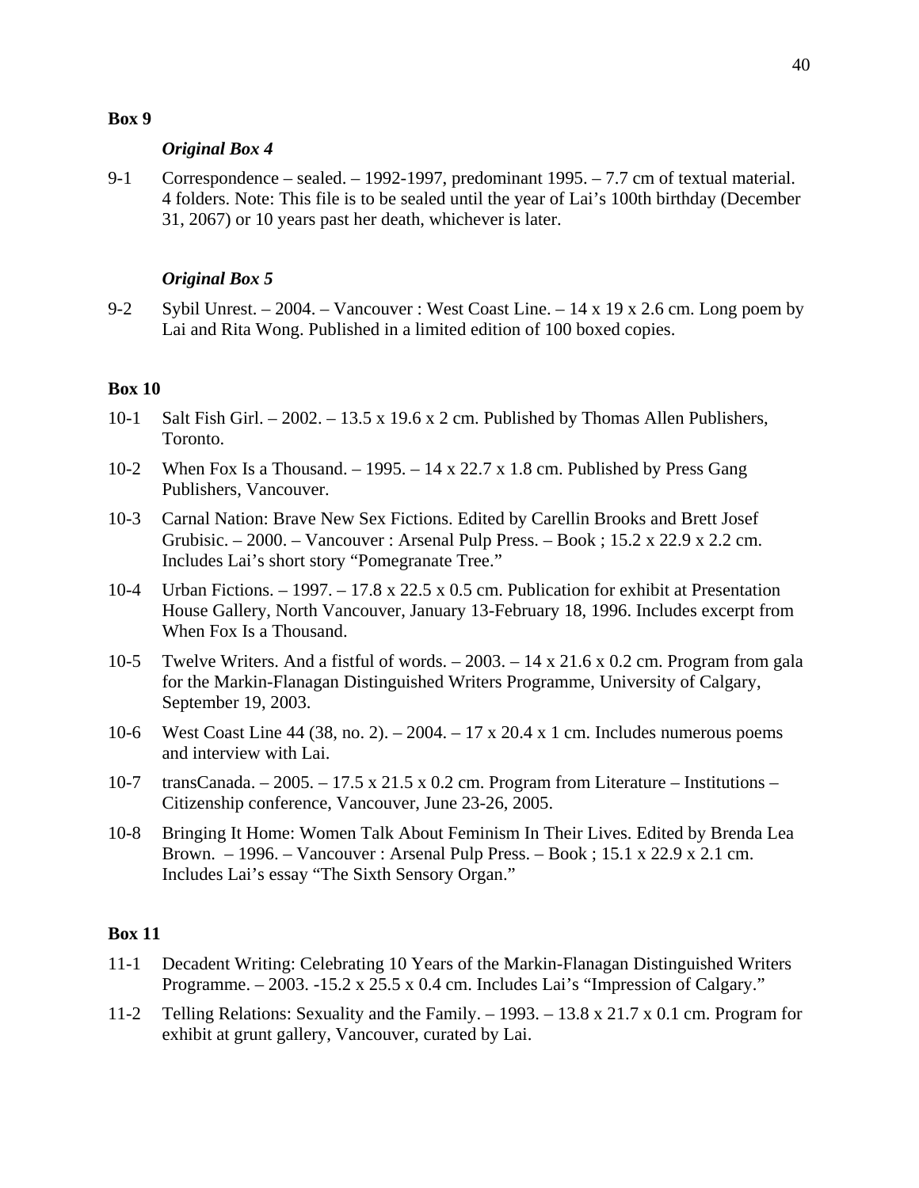## Box 9

### *Original Box 4*

9-1 Correspondence – sealed. – 1992-1997, predominant 1995. – 7.7 cm of textual material. 4 folders. Note: This file is to be sealed until the year of Lai's 100th birthday (December 31, 2067) or 10 years past her death, whichever is later.

### *Original Box 5*

9-2 Sybil Unrest. – 2004. – Vancouver : West Coast Line. – 14 x 19 x 2.6 cm. Long poem by Lai and Rita Wong. Published in a limited edition of 100 boxed copies.

## Box 10

10-1 Salt Fish Girl. – 2002. – 13.5 x 19.6 x 2 cm. Published by Thomas Allen Publishers, Toronto.

10-2 When Fox Is a Thousand. – 1995. – 14 x 22.7 x 1.8 cm. Published by Press Gang Publishers, Vancouver.

10-3 Carnal Nation: Brave New Sex Fictions. Edited by Carellin Brooks and Brett Josef Grubisic. – 2000. – Vancouver : Arsenal Pulp Press. – Book ; 15.2 x 22.9 x 2.2 cm. Includes Lai's short story "Pomegranate Tree."

10-4 Urban Fictions. – 1997. – 17.8 x 22.5 x 0.5 cm. Publication for exhibit at Presentation House Gallery, North Vancouver, January 13-February 18, 1996. Includes excerpt from When Fox Is a Thousand.

10-5 Twelve Writers. And a fistful of words. – 2003. – 14 x 21.6 x 0.2 cm. Program from gala for the Markin-Flanagan Distinguished Writers Programme, University of Calgary, September 19, 2003.

10-6 West Coast Line 44 (38, no. 2). – 2004. – 17 x 20.4 x 1 cm. Includes numerous poems and interview with Lai.

10-7 transCanada. – 2005. – 17.5 x 21.5 x 0.2 cm. Program from Literature – Institutions – Citizenship conference, Vancouver, June 23-26, 2005.

10-8 Bringing It Home: Women Talk About Feminism In Their Lives. Edited by Brenda Lea Brown. – 1996. – Vancouver : Arsenal Pulp Press. – Book ; 15.1 x 22.9 x 2.1 cm. Includes Lai's essay "The Sixth Sensory Organ."

## Box 11

11-1 Decadent Writing: Celebrating 10 Years of the Markin-Flanagan Distinguished Writers Programme. – 2003. -15.2 x 25.5 x 0.4 cm. Includes Lai's "Impression of Calgary."

11-2 Telling Relations: Sexuality and the Family. – 1993. – 13.8 x 21.7 x 0.1 cm. Program for exhibit at grunt gallery, Vancouver, curated by Lai.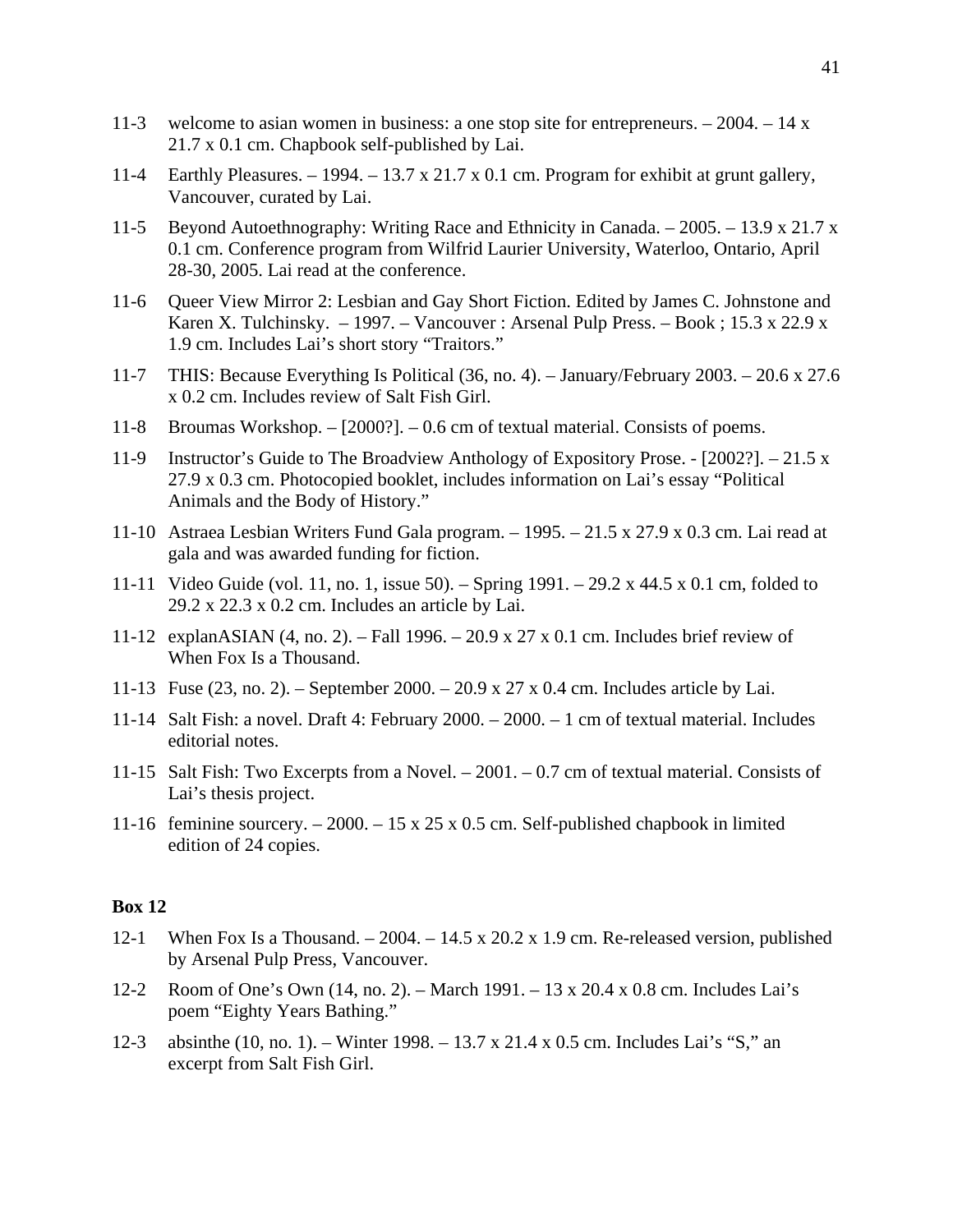11-3 welcome to asian women in business: a one stop site for entrepreneurs. – 2004. – 14 x 21.7 x 0.1 cm. Chapbook self-published by Lai.

11-4 Earthly Pleasures. – 1994. – 13.7 x 21.7 x 0.1 cm. Program for exhibit at grunt gallery, Vancouver, curated by Lai.

11-5 Beyond Autoethnography: Writing Race and Ethnicity in Canada. – 2005. – 13.9 x 21.7 x 0.1 cm. Conference program from Wilfrid Laurier University, Waterloo, Ontario, April 28-30, 2005. Lai read at the conference.

11-6 Queer View Mirror 2: Lesbian and Gay Short Fiction. Edited by James C. Johnstone and Karen X. Tulchinsky. – 1997. – Vancouver : Arsenal Pulp Press. – Book ; 15.3 x 22.9 x 1.9 cm. Includes Lai's short story "Traitors."

11-7 THIS: Because Everything Is Political (36, no. 4). – January/February 2003. – 20.6 x 27.6 x 0.2 cm. Includes review of Salt Fish Girl.

11-8 Broumas Workshop. – [2000?]. – 0.6 cm of textual material. Consists of poems.

11-9 Instructor's Guide to The Broadview Anthology of Expository Prose. - [2002?]. – 21.5 x 27.9 x 0.3 cm. Photocopied booklet, includes information on Lai's essay "Political Animals and the Body of History."

11-10 Astraea Lesbian Writers Fund Gala program. – 1995. – 21.5 x 27.9 x 0.3 cm. Lai read at gala and was awarded funding for fiction.

11-11 Video Guide (vol. 11, no. 1, issue 50). – Spring 1991. – 29.2 x 44.5 x 0.1 cm, folded to 29.2 x 22.3 x 0.2 cm. Includes an article by Lai.

11-12 explanASIAN (4, no. 2). – Fall 1996. – 20.9 x 27 x 0.1 cm. Includes brief review of When Fox Is a Thousand.

11-13 Fuse (23, no. 2). – September 2000. – 20.9 x 27 x 0.4 cm. Includes article by Lai.

11-14 Salt Fish: a novel. Draft 4: February 2000. – 2000. – 1 cm of textual material. Includes editorial notes.

11-15 Salt Fish: Two Excerpts from a Novel. – 2001. – 0.7 cm of textual material. Consists of Lai's thesis project.

11-16 feminine sourcery. – 2000. – 15 x 25 x 0.5 cm. Self-published chapbook in limited edition of 24 copies.

**Box 12**

12-1 When Fox Is a Thousand. – 2004. – 14.5 x 20.2 x 1.9 cm. Re-released version, published by Arsenal Pulp Press, Vancouver.

12-2 Room of One's Own (14, no. 2). – March 1991. – 13 x 20.4 x 0.8 cm. Includes Lai's poem "Eighty Years Bathing."

12-3 absinthe (10, no. 1). – Winter 1998. – 13.7 x 21.4 x 0.5 cm. Includes Lai's "S," an excerpt from Salt Fish Girl.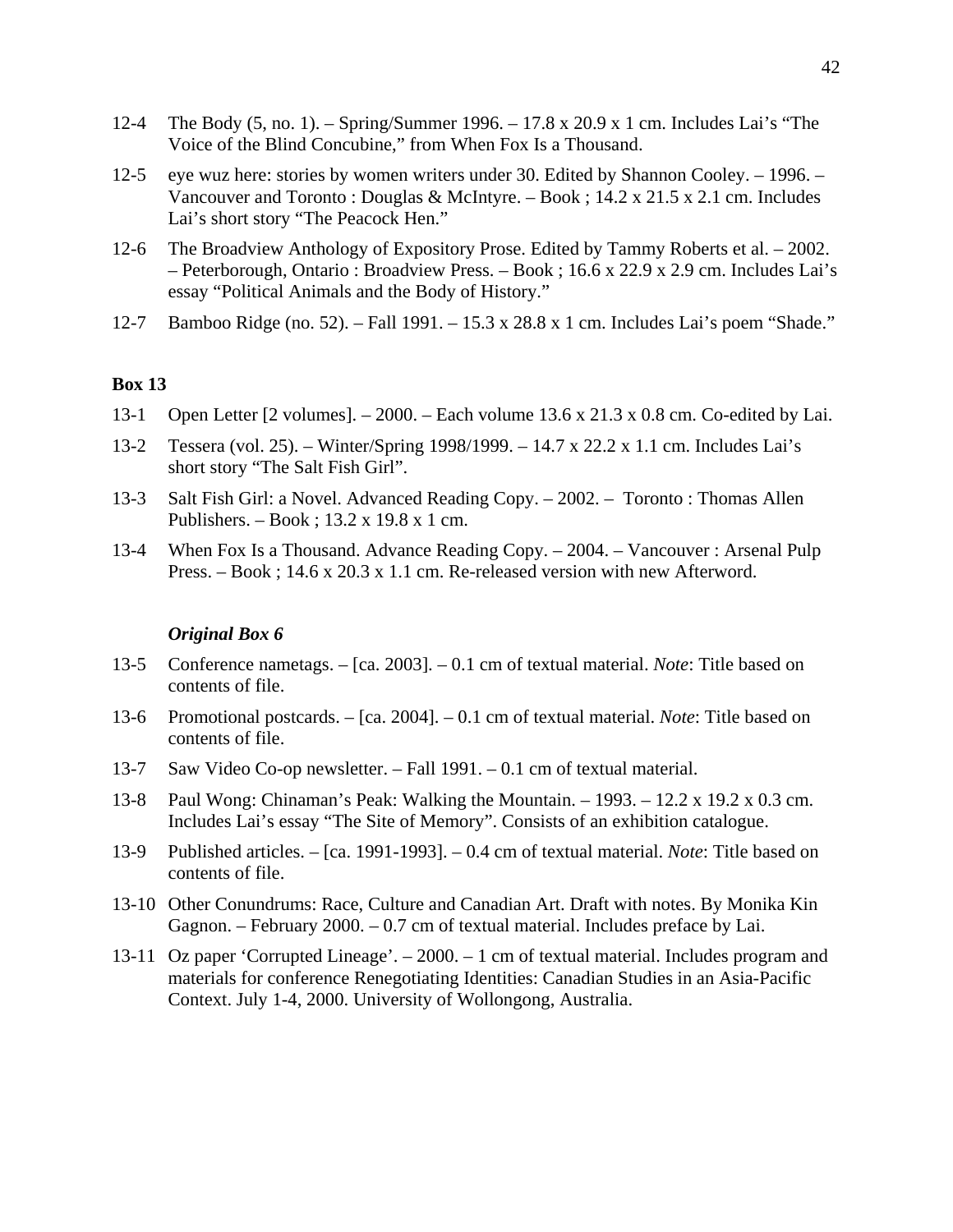12-4 The Body (5, no. 1). – Spring/Summer 1996. – 17.8 x 20.9 x 1 cm. Includes Lai's "The Voice of the Blind Concubine," from When Fox Is a Thousand.

12-5 eye wuz here: stories by women writers under 30. Edited by Shannon Cooley. – 1996. – Vancouver and Toronto : Douglas & McIntyre. – Book ; 14.2 x 21.5 x 2.1 cm. Includes Lai's short story "The Peacock Hen."

12-6 The Broadview Anthology of Expository Prose. Edited by Tammy Roberts et al. – 2002. – Peterborough, Ontario : Broadview Press. – Book ; 16.6 x 22.9 x 2.9 cm. Includes Lai's essay "Political Animals and the Body of History."

12-7 Bamboo Ridge (no. 52). – Fall 1991. – 15.3 x 28.8 x 1 cm. Includes Lai's poem "Shade."

**Box 13**

13-1 Open Letter [2 volumes]. – 2000. – Each volume 13.6 x 21.3 x 0.8 cm. Co-edited by Lai.

13-2 Tessera (vol. 25). – Winter/Spring 1998/1999. – 14.7 x 22.2 x 1.1 cm. Includes Lai's short story "The Salt Fish Girl".

13-3 Salt Fish Girl: a Novel. Advanced Reading Copy. – 2002. – Toronto : Thomas Allen Publishers. – Book ; 13.2 x 19.8 x 1 cm.

13-4 When Fox Is a Thousand. Advance Reading Copy. – 2004. – Vancouver : Arsenal Pulp Press. – Book ; 14.6 x 20.3 x 1.1 cm. Re-released version with new Afterword.

***Original Box 6***

13-5 Conference nametags. – [ca. 2003]. – 0.1 cm of textual material. *Note*: Title based on contents of file.

13-6 Promotional postcards. – [ca. 2004]. – 0.1 cm of textual material. *Note*: Title based on contents of file.

13-7 Saw Video Co-op newsletter. – Fall 1991. – 0.1 cm of textual material.

13-8 Paul Wong: Chinaman's Peak: Walking the Mountain. – 1993. – 12.2 x 19.2 x 0.3 cm. Includes Lai's essay "The Site of Memory". Consists of an exhibition catalogue.

13-9 Published articles. – [ca. 1991-1993]. – 0.4 cm of textual material. *Note*: Title based on contents of file.

13-10 Other Conundrums: Race, Culture and Canadian Art. Draft with notes. By Monika Kin Gagnon. – February 2000. – 0.7 cm of textual material. Includes preface by Lai.

13-11 Oz paper 'Corrupted Lineage'. – 2000. – 1 cm of textual material. Includes program and materials for conference Renegotiating Identities: Canadian Studies in an Asia-Pacific Context. July 1-4, 2000. University of Wollongong, Australia.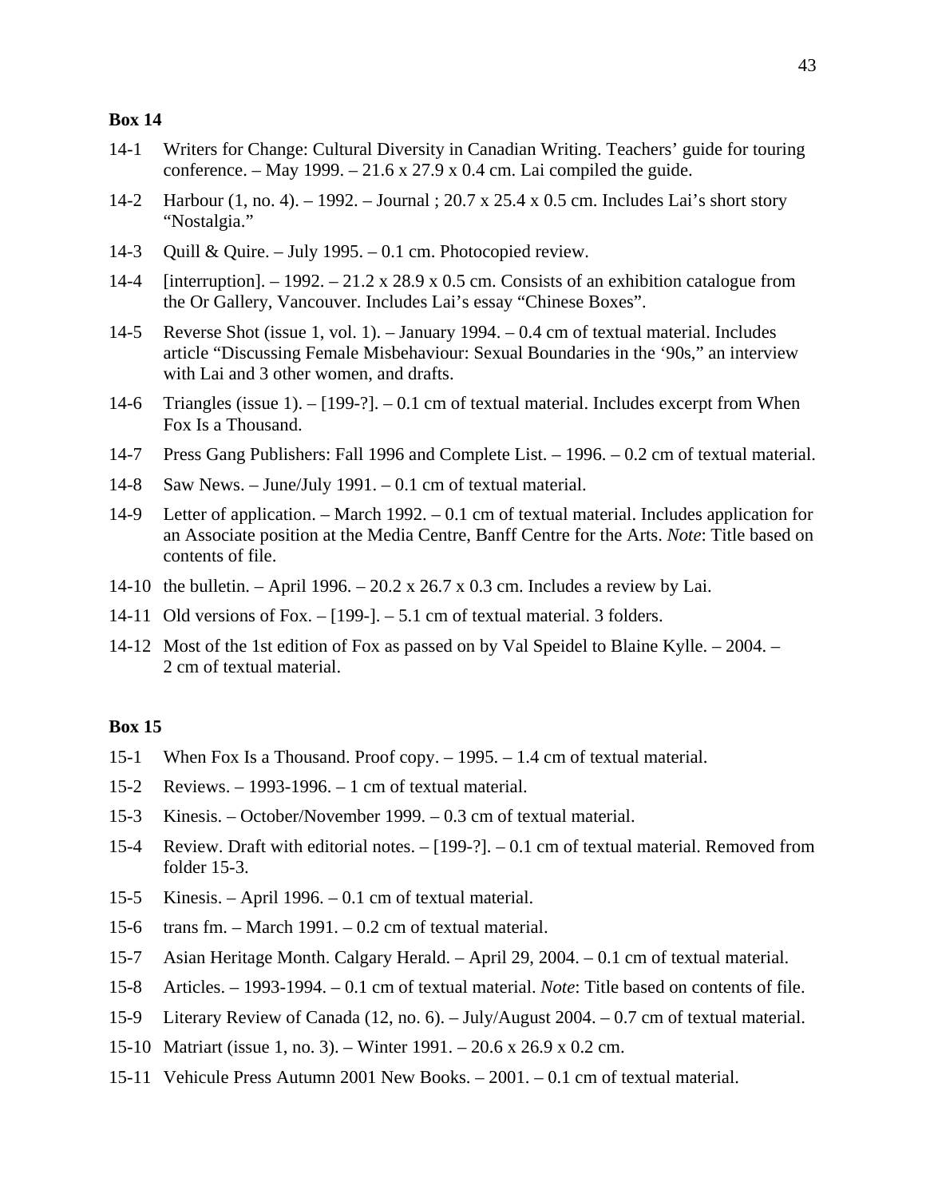**Box 14**

14-1 Writers for Change: Cultural Diversity in Canadian Writing. Teachers' guide for touring conference. – May 1999. – 21.6 x 27.9 x 0.4 cm. Lai compiled the guide.

14-2 Harbour (1, no. 4). – 1992. – Journal ; 20.7 x 25.4 x 0.5 cm. Includes Lai's short story "Nostalgia."

14-3 Quill & Quire. – July 1995. – 0.1 cm. Photocopied review.

14-4 [interruption]. – 1992. – 21.2 x 28.9 x 0.5 cm. Consists of an exhibition catalogue from the Or Gallery, Vancouver. Includes Lai's essay "Chinese Boxes".

14-5 Reverse Shot (issue 1, vol. 1). – January 1994. – 0.4 cm of textual material. Includes article "Discussing Female Misbehaviour: Sexual Boundaries in the '90s," an interview with Lai and 3 other women, and drafts.

14-6 Triangles (issue 1). – [199-?]. – 0.1 cm of textual material. Includes excerpt from When Fox Is a Thousand.

14-7 Press Gang Publishers: Fall 1996 and Complete List. – 1996. – 0.2 cm of textual material.

14-8 Saw News. – June/July 1991. – 0.1 cm of textual material.

14-9 Letter of application. – March 1992. – 0.1 cm of textual material. Includes application for an Associate position at the Media Centre, Banff Centre for the Arts. *Note*: Title based on contents of file.

14-10 the bulletin. – April 1996. – 20.2 x 26.7 x 0.3 cm. Includes a review by Lai.

14-11 Old versions of Fox. – [199-]. – 5.1 cm of textual material. 3 folders.

14-12 Most of the 1st edition of Fox as passed on by Val Speidel to Blaine Kylle. – 2004. – 2 cm of textual material.

**Box 15**

15-1 When Fox Is a Thousand. Proof copy. – 1995. – 1.4 cm of textual material.

15-2 Reviews. – 1993-1996. – 1 cm of textual material.

15-3 Kinesis. – October/November 1999. – 0.3 cm of textual material.

15-4 Review. Draft with editorial notes. – [199-?]. – 0.1 cm of textual material. Removed from folder 15-3.

15-5 Kinesis. – April 1996. – 0.1 cm of textual material.

15-6 trans fm. – March 1991. – 0.2 cm of textual material.

15-7 Asian Heritage Month. Calgary Herald. – April 29, 2004. – 0.1 cm of textual material.

15-8 Articles. – 1993-1994. – 0.1 cm of textual material. *Note*: Title based on contents of file.

15-9 Literary Review of Canada (12, no. 6). – July/August 2004. – 0.7 cm of textual material.

15-10 Matriart (issue 1, no. 3). – Winter 1991. – 20.6 x 26.9 x 0.2 cm.

15-11 Vehicule Press Autumn 2001 New Books. – 2001. – 0.1 cm of textual material.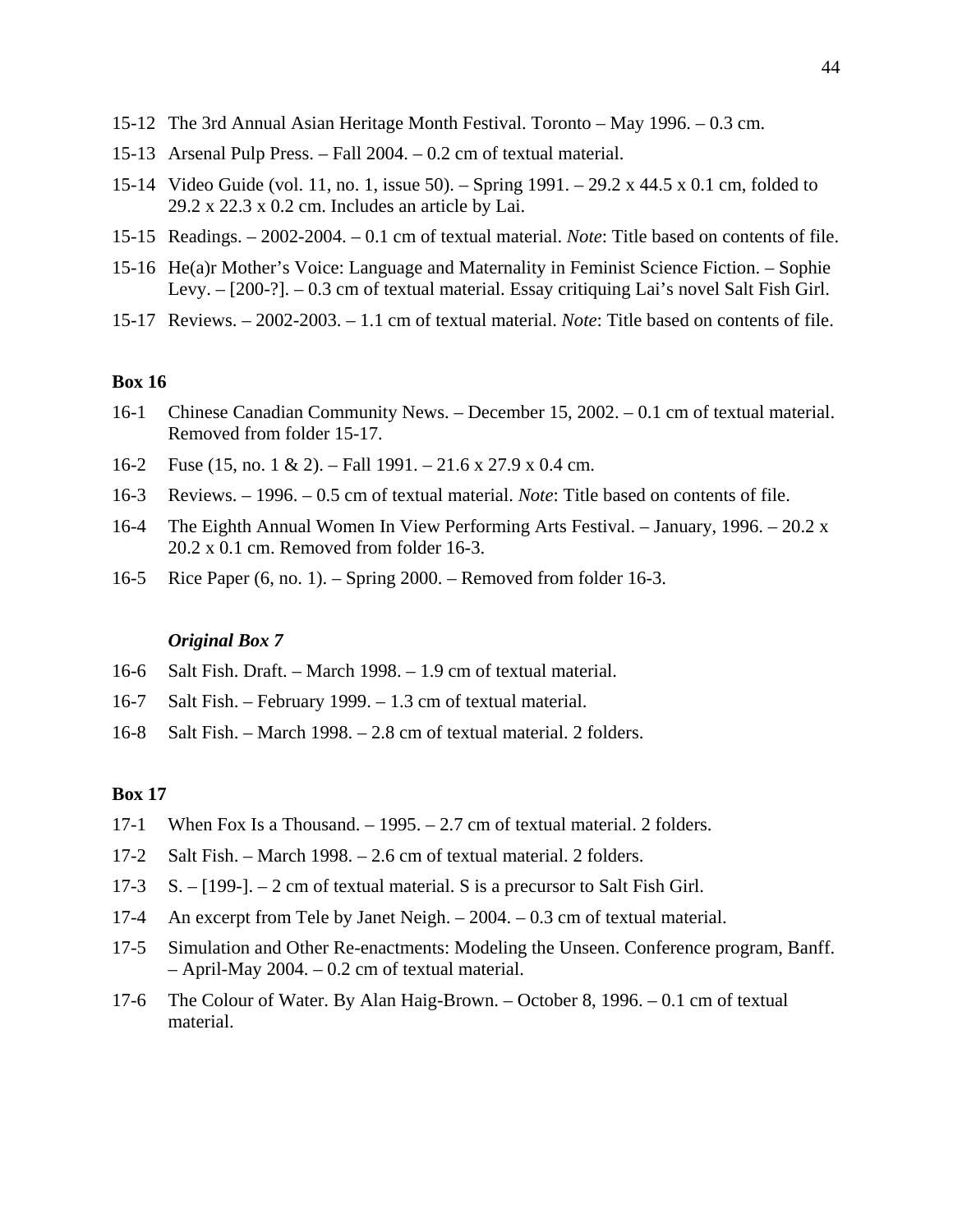15-12 The 3rd Annual Asian Heritage Month Festival. Toronto – May 1996. – 0.3 cm.

15-13 Arsenal Pulp Press. – Fall 2004. – 0.2 cm of textual material.

15-14 Video Guide (vol. 11, no. 1, issue 50). – Spring 1991. – 29.2 x 44.5 x 0.1 cm, folded to 29.2 x 22.3 x 0.2 cm. Includes an article by Lai.

15-15 Readings. – 2002-2004. – 0.1 cm of textual material. *Note*: Title based on contents of file.

15-16 He(a)r Mother's Voice: Language and Maternality in Feminist Science Fiction. – Sophie Levy. – [200-?]. – 0.3 cm of textual material. Essay critiquing Lai's novel Salt Fish Girl.

15-17 Reviews. – 2002-2003. – 1.1 cm of textual material. *Note*: Title based on contents of file.

**Box 16**

16-1 Chinese Canadian Community News. – December 15, 2002. – 0.1 cm of textual material. Removed from folder 15-17.

16-2 Fuse (15, no. 1 & 2). – Fall 1991. – 21.6 x 27.9 x 0.4 cm.

16-3 Reviews. – 1996. – 0.5 cm of textual material. *Note*: Title based on contents of file.

16-4 The Eighth Annual Women In View Performing Arts Festival. – January, 1996. – 20.2 x 20.2 x 0.1 cm. Removed from folder 16-3.

16-5 Rice Paper (6, no. 1). – Spring 2000. – Removed from folder 16-3.

***Original Box 7***

16-6 Salt Fish. Draft. – March 1998. – 1.9 cm of textual material.

16-7 Salt Fish. – February 1999. – 1.3 cm of textual material.

16-8 Salt Fish. – March 1998. – 2.8 cm of textual material. 2 folders.

**Box 17**

17-1 When Fox Is a Thousand. – 1995. – 2.7 cm of textual material. 2 folders.

17-2 Salt Fish. – March 1998. – 2.6 cm of textual material. 2 folders.

17-3 S. – [199-]. – 2 cm of textual material. S is a precursor to Salt Fish Girl.

17-4 An excerpt from Tele by Janet Neigh. – 2004. – 0.3 cm of textual material.

17-5 Simulation and Other Re-enactments: Modeling the Unseen. Conference program, Banff. – April-May 2004. – 0.2 cm of textual material.

17-6 The Colour of Water. By Alan Haig-Brown. – October 8, 1996. – 0.1 cm of textual material.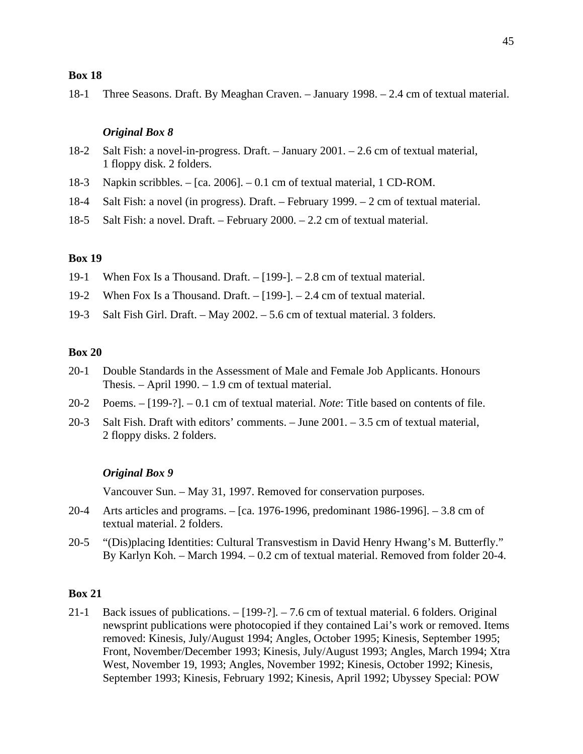**Box 18**

18-1 Three Seasons. Draft. By Meaghan Craven. – January 1998. – 2.4 cm of textual material.

***Original Box 8***

18-2 Salt Fish: a novel-in-progress. Draft. – January 2001. – 2.6 cm of textual material, 1 floppy disk. 2 folders.

18-3 Napkin scribbles. – [ca. 2006]. – 0.1 cm of textual material, 1 CD-ROM.

18-4 Salt Fish: a novel (in progress). Draft. – February 1999. – 2 cm of textual material.

18-5 Salt Fish: a novel. Draft. – February 2000. – 2.2 cm of textual material.

**Box 19**

19-1 When Fox Is a Thousand. Draft. – [199-]. – 2.8 cm of textual material.

19-2 When Fox Is a Thousand. Draft. – [199-]. – 2.4 cm of textual material.

19-3 Salt Fish Girl. Draft. – May 2002. – 5.6 cm of textual material. 3 folders.

**Box 20**

20-1 Double Standards in the Assessment of Male and Female Job Applicants. Honours Thesis. – April 1990. – 1.9 cm of textual material.

20-2 Poems. – [199-?]. – 0.1 cm of textual material. *Note*: Title based on contents of file.

20-3 Salt Fish. Draft with editors' comments. – June 2001. – 3.5 cm of textual material, 2 floppy disks. 2 folders.

***Original Box 9***

Vancouver Sun. – May 31, 1997. Removed for conservation purposes.

20-4 Arts articles and programs. – [ca. 1976-1996, predominant 1986-1996]. – 3.8 cm of textual material. 2 folders.

20-5 "(Dis)placing Identities: Cultural Transvestism in David Henry Hwang's M. Butterfly." By Karlyn Koh. – March 1994. – 0.2 cm of textual material. Removed from folder 20-4.

**Box 21**

21-1 Back issues of publications. – [199-?]. – 7.6 cm of textual material. 6 folders. Original newsprint publications were photocopied if they contained Lai's work or removed. Items removed: Kinesis, July/August 1994; Angles, October 1995; Kinesis, September 1995; Front, November/December 1993; Kinesis, July/August 1993; Angles, March 1994; Xtra West, November 19, 1993; Angles, November 1992; Kinesis, October 1992; Kinesis, September 1993; Kinesis, February 1992; Kinesis, April 1992; Ubyssey Special: POW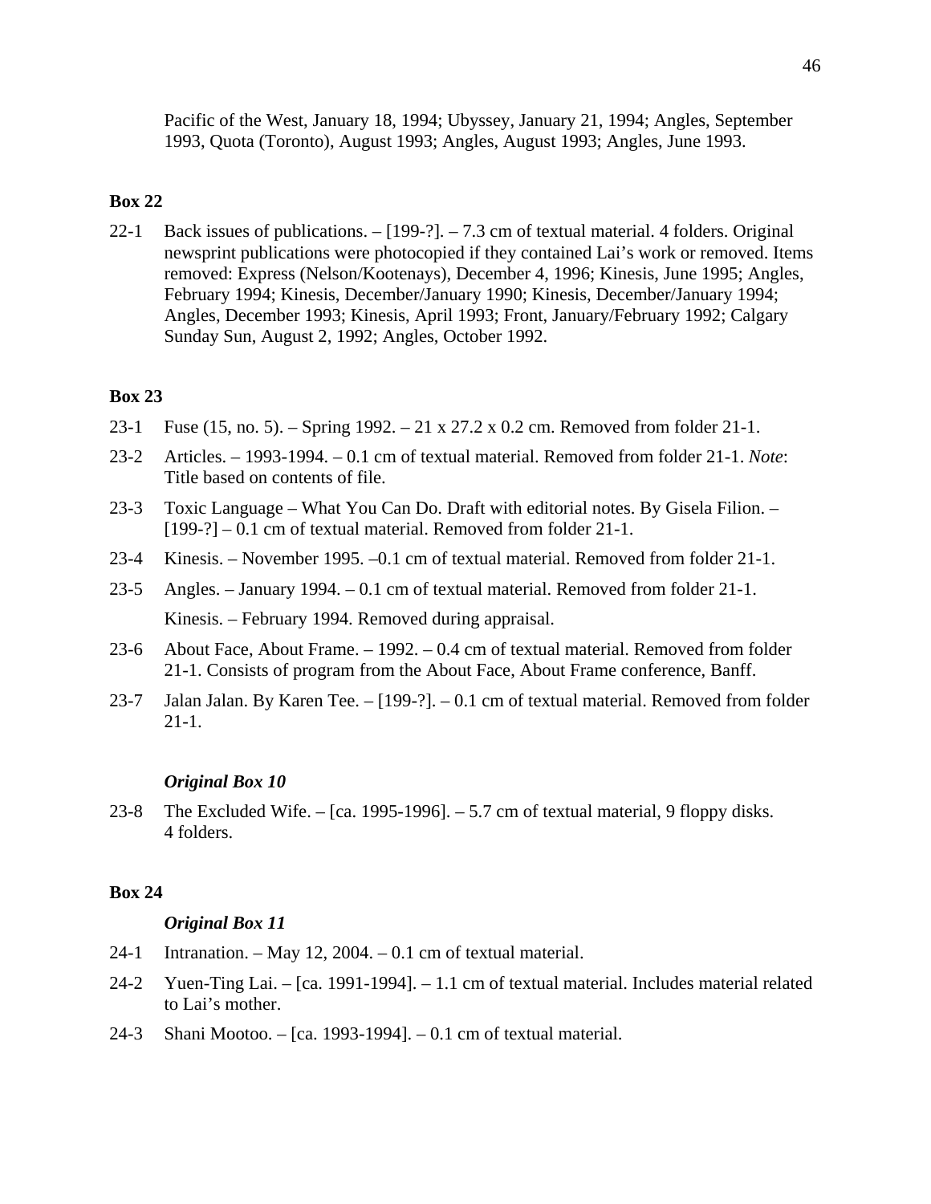Pacific of the West, January 18, 1994; Ubyssey, January 21, 1994; Angles, September 1993, Quota (Toronto), August 1993; Angles, August 1993; Angles, June 1993.

**Box 22**

22-1 Back issues of publications. – [199-?]. – 7.3 cm of textual material. 4 folders. Original newsprint publications were photocopied if they contained Lai's work or removed. Items removed: Express (Nelson/Kootenays), December 4, 1996; Kinesis, June 1995; Angles, February 1994; Kinesis, December/January 1990; Kinesis, December/January 1994; Angles, December 1993; Kinesis, April 1993; Front, January/February 1992; Calgary Sunday Sun, August 2, 1992; Angles, October 1992.

**Box 23**

23-1 Fuse (15, no. 5). – Spring 1992. – 21 x 27.2 x 0.2 cm. Removed from folder 21-1.

23-2 Articles. – 1993-1994. – 0.1 cm of textual material. Removed from folder 21-1. *Note*: Title based on contents of file.

23-3 Toxic Language – What You Can Do. Draft with editorial notes. By Gisela Filion. – [199-?] – 0.1 cm of textual material. Removed from folder 21-1.

23-4 Kinesis. – November 1995. –0.1 cm of textual material. Removed from folder 21-1.

23-5 Angles. – January 1994. – 0.1 cm of textual material. Removed from folder 21-1.

Kinesis. – February 1994. Removed during appraisal.

23-6 About Face, About Frame. – 1992. – 0.4 cm of textual material. Removed from folder 21-1. Consists of program from the About Face, About Frame conference, Banff.

23-7 Jalan Jalan. By Karen Tee. – [199-?]. – 0.1 cm of textual material. Removed from folder 21-1.

***Original Box 10***

23-8 The Excluded Wife. – [ca. 1995-1996]. – 5.7 cm of textual material, 9 floppy disks. 4 folders.

**Box 24**

***Original Box 11***

24-1 Intranation. – May 12, 2004. – 0.1 cm of textual material.

24-2 Yuen-Ting Lai. – [ca. 1991-1994]. – 1.1 cm of textual material. Includes material related to Lai's mother.

24-3 Shani Mootoo. – [ca. 1993-1994]. – 0.1 cm of textual material.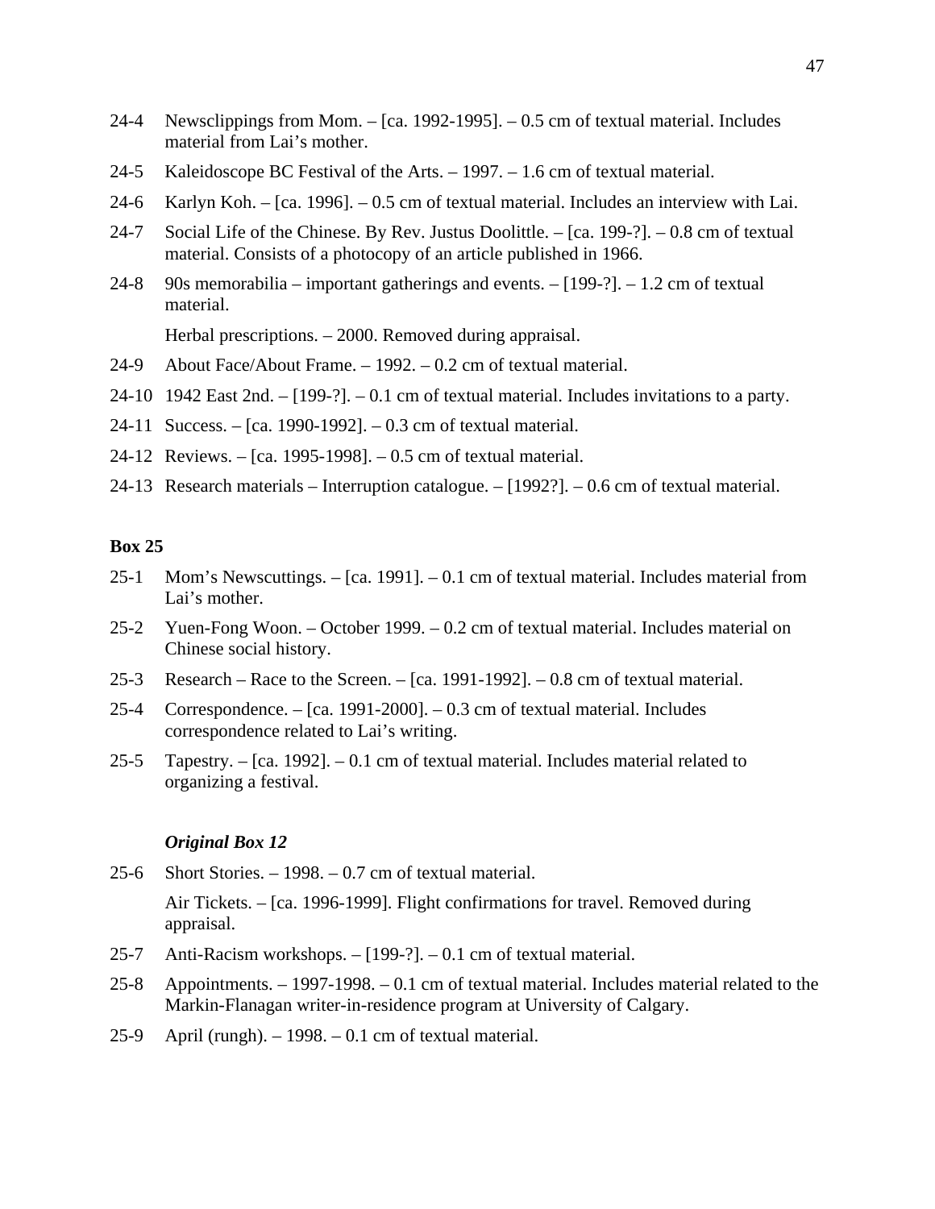24-4 Newsclippings from Mom. – [ca. 1992-1995]. – 0.5 cm of textual material. Includes material from Lai's mother.

24-5 Kaleidoscope BC Festival of the Arts. – 1997. – 1.6 cm of textual material.

24-6 Karlyn Koh. – [ca. 1996]. – 0.5 cm of textual material. Includes an interview with Lai.

24-7 Social Life of the Chinese. By Rev. Justus Doolittle. – [ca. 199-?]. – 0.8 cm of textual material. Consists of a photocopy of an article published in 1966.

24-8 90s memorabilia – important gatherings and events. – [199-?]. – 1.2 cm of textual material.

Herbal prescriptions. – 2000. Removed during appraisal.

24-9 About Face/About Frame. – 1992. – 0.2 cm of textual material.

24-10 1942 East 2nd. – [199-?]. – 0.1 cm of textual material. Includes invitations to a party.

24-11 Success. – [ca. 1990-1992]. – 0.3 cm of textual material.

24-12 Reviews. – [ca. 1995-1998]. – 0.5 cm of textual material.

24-13 Research materials – Interruption catalogue. – [1992?]. – 0.6 cm of textual material.

**Box 25**

25-1 Mom's Newscuttings. – [ca. 1991]. – 0.1 cm of textual material. Includes material from Lai's mother.

25-2 Yuen-Fong Woon. – October 1999. – 0.2 cm of textual material. Includes material on Chinese social history.

25-3 Research – Race to the Screen. – [ca. 1991-1992]. – 0.8 cm of textual material.

25-4 Correspondence. – [ca. 1991-2000]. – 0.3 cm of textual material. Includes correspondence related to Lai's writing.

25-5 Tapestry. – [ca. 1992]. – 0.1 cm of textual material. Includes material related to organizing a festival.

***Original Box 12***

25-6 Short Stories. – 1998. – 0.7 cm of textual material.

Air Tickets. – [ca. 1996-1999]. Flight confirmations for travel. Removed during appraisal.

25-7 Anti-Racism workshops. – [199-?]. – 0.1 cm of textual material.

25-8 Appointments. – 1997-1998. – 0.1 cm of textual material. Includes material related to the Markin-Flanagan writer-in-residence program at University of Calgary.

25-9 April (rungh). – 1998. – 0.1 cm of textual material.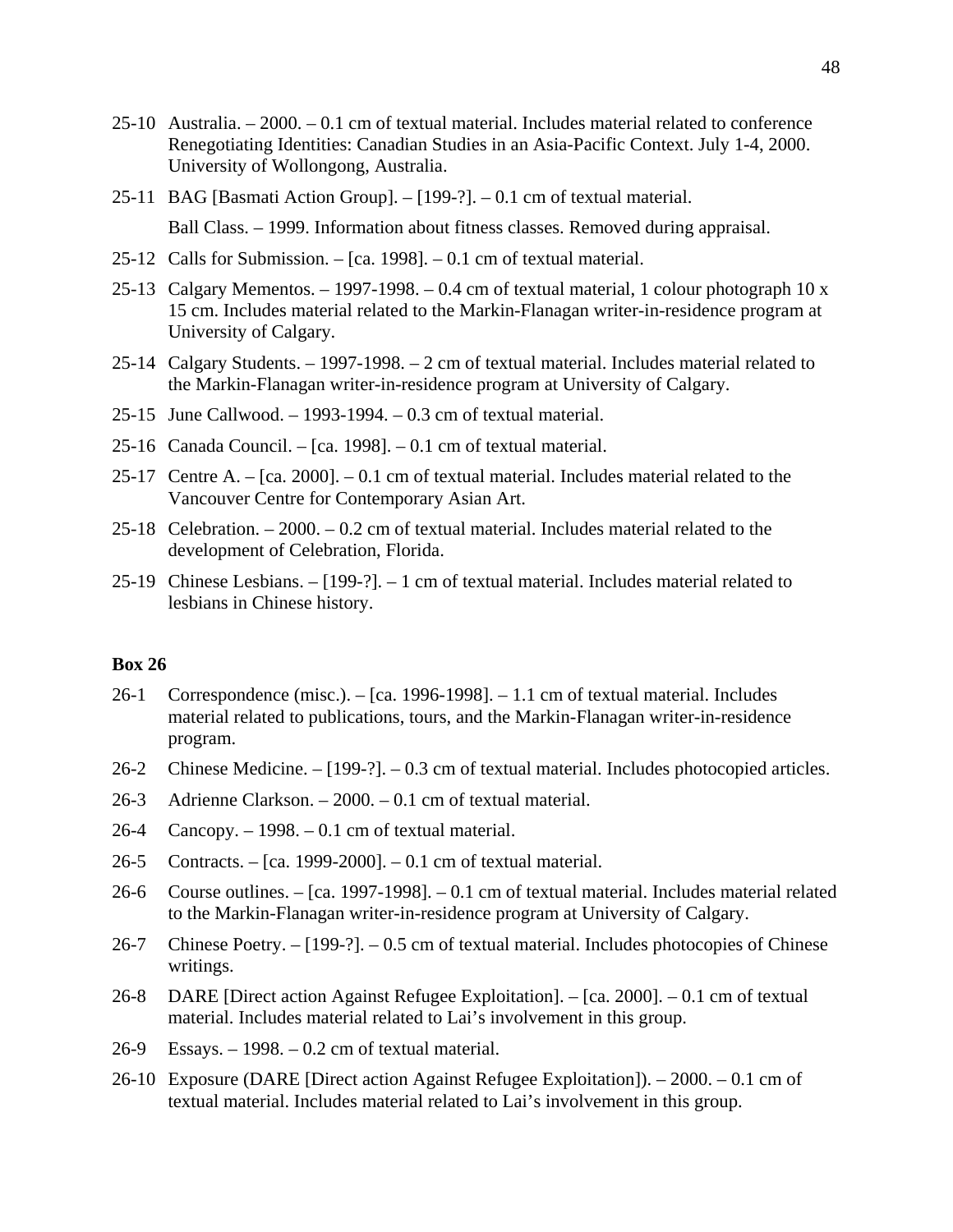25-10 Australia. – 2000. – 0.1 cm of textual material. Includes material related to conference Renegotiating Identities: Canadian Studies in an Asia-Pacific Context. July 1-4, 2000. University of Wollongong, Australia.

25-11 BAG [Basmati Action Group]. – [199-?]. – 0.1 cm of textual material.

Ball Class. – 1999. Information about fitness classes. Removed during appraisal.

25-12 Calls for Submission. – [ca. 1998]. – 0.1 cm of textual material.

25-13 Calgary Mementos. – 1997-1998. – 0.4 cm of textual material, 1 colour photograph 10 x 15 cm. Includes material related to the Markin-Flanagan writer-in-residence program at University of Calgary.

25-14 Calgary Students. – 1997-1998. – 2 cm of textual material. Includes material related to the Markin-Flanagan writer-in-residence program at University of Calgary.

25-15 June Callwood. – 1993-1994. – 0.3 cm of textual material.

25-16 Canada Council. – [ca. 1998]. – 0.1 cm of textual material.

25-17 Centre A. – [ca. 2000]. – 0.1 cm of textual material. Includes material related to the Vancouver Centre for Contemporary Asian Art.

25-18 Celebration. – 2000. – 0.2 cm of textual material. Includes material related to the development of Celebration, Florida.

25-19 Chinese Lesbians. – [199-?]. – 1 cm of textual material. Includes material related to lesbians in Chinese history.

**Box 26**

26-1 Correspondence (misc.). – [ca. 1996-1998]. – 1.1 cm of textual material. Includes material related to publications, tours, and the Markin-Flanagan writer-in-residence program.

26-2 Chinese Medicine. – [199-?]. – 0.3 cm of textual material. Includes photocopied articles.

26-3 Adrienne Clarkson. – 2000. – 0.1 cm of textual material.

26-4 Cancopy. – 1998. – 0.1 cm of textual material.

26-5 Contracts. – [ca. 1999-2000]. – 0.1 cm of textual material.

26-6 Course outlines. – [ca. 1997-1998]. – 0.1 cm of textual material. Includes material related to the Markin-Flanagan writer-in-residence program at University of Calgary.

26-7 Chinese Poetry. – [199-?]. – 0.5 cm of textual material. Includes photocopies of Chinese writings.

26-8 DARE [Direct action Against Refugee Exploitation]. – [ca. 2000]. – 0.1 cm of textual material. Includes material related to Lai's involvement in this group.

26-9 Essays. – 1998. – 0.2 cm of textual material.

26-10 Exposure (DARE [Direct action Against Refugee Exploitation]). – 2000. – 0.1 cm of textual material. Includes material related to Lai's involvement in this group.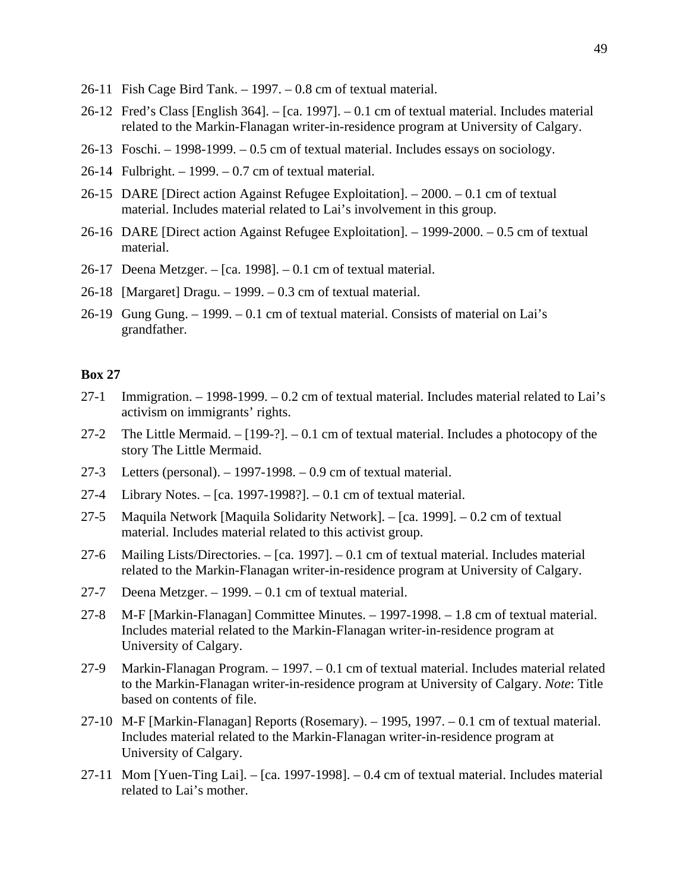26-11 Fish Cage Bird Tank. – 1997. – 0.8 cm of textual material.

26-12 Fred's Class [English 364]. – [ca. 1997]. – 0.1 cm of textual material. Includes material related to the Markin-Flanagan writer-in-residence program at University of Calgary.

26-13 Foschi. – 1998-1999. – 0.5 cm of textual material. Includes essays on sociology.

26-14 Fulbright. – 1999. – 0.7 cm of textual material.

26-15 DARE [Direct action Against Refugee Exploitation]. – 2000. – 0.1 cm of textual material. Includes material related to Lai's involvement in this group.

26-16 DARE [Direct action Against Refugee Exploitation]. – 1999-2000. – 0.5 cm of textual material.

26-17 Deena Metzger. – [ca. 1998]. – 0.1 cm of textual material.

26-18 [Margaret] Dragu. – 1999. – 0.3 cm of textual material.

26-19 Gung Gung. – 1999. – 0.1 cm of textual material. Consists of material on Lai's grandfather.

**Box 27**

27-1 Immigration. – 1998-1999. – 0.2 cm of textual material. Includes material related to Lai's activism on immigrants' rights.

27-2 The Little Mermaid. – [199-?]. – 0.1 cm of textual material. Includes a photocopy of the story The Little Mermaid.

27-3 Letters (personal). – 1997-1998. – 0.9 cm of textual material.

27-4 Library Notes. – [ca. 1997-1998?]. – 0.1 cm of textual material.

27-5 Maquila Network [Maquila Solidarity Network]. – [ca. 1999]. – 0.2 cm of textual material. Includes material related to this activist group.

27-6 Mailing Lists/Directories. – [ca. 1997]. – 0.1 cm of textual material. Includes material related to the Markin-Flanagan writer-in-residence program at University of Calgary.

27-7 Deena Metzger. – 1999. – 0.1 cm of textual material.

27-8 M-F [Markin-Flanagan] Committee Minutes. – 1997-1998. – 1.8 cm of textual material. Includes material related to the Markin-Flanagan writer-in-residence program at University of Calgary.

27-9 Markin-Flanagan Program. – 1997. – 0.1 cm of textual material. Includes material related to the Markin-Flanagan writer-in-residence program at University of Calgary. *Note*: Title based on contents of file.

27-10 M-F [Markin-Flanagan] Reports (Rosemary). – 1995, 1997. – 0.1 cm of textual material. Includes material related to the Markin-Flanagan writer-in-residence program at University of Calgary.

27-11 Mom [Yuen-Ting Lai]. – [ca. 1997-1998]. – 0.4 cm of textual material. Includes material related to Lai's mother.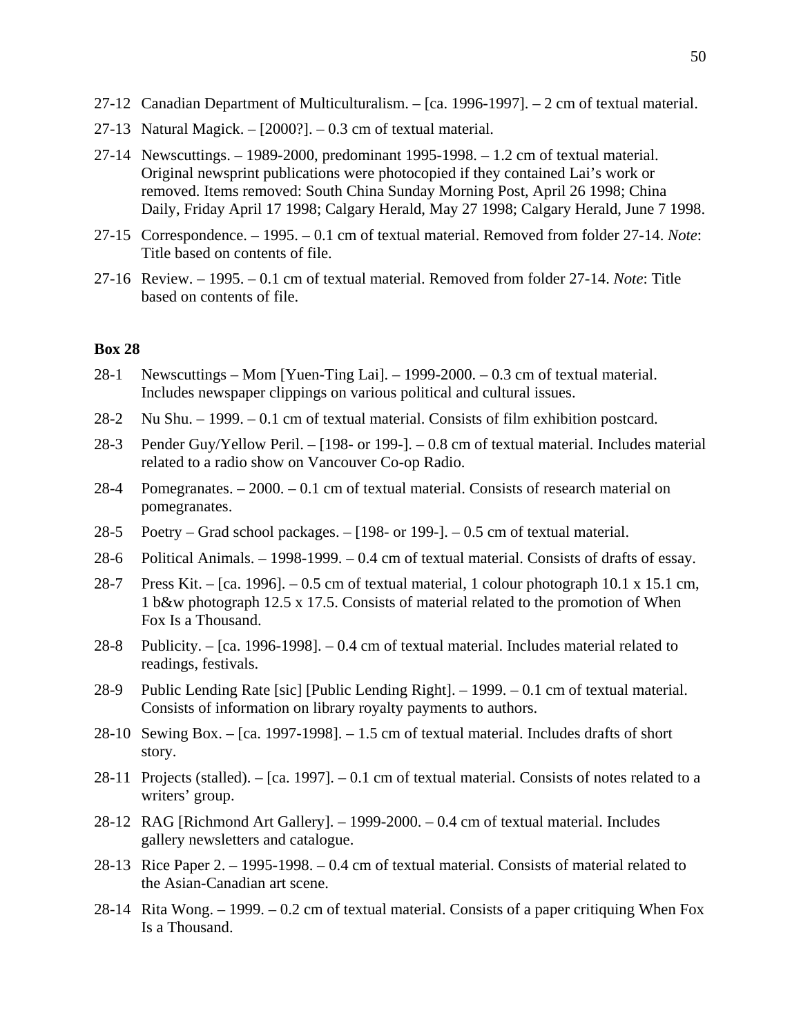27-12 Canadian Department of Multiculturalism. – [ca. 1996-1997]. – 2 cm of textual material.

27-13 Natural Magick. – [2000?]. – 0.3 cm of textual material.

27-14 Newscuttings. – 1989-2000, predominant 1995-1998. – 1.2 cm of textual material. Original newsprint publications were photocopied if they contained Lai's work or removed. Items removed: South China Sunday Morning Post, April 26 1998; China Daily, Friday April 17 1998; Calgary Herald, May 27 1998; Calgary Herald, June 7 1998.

27-15 Correspondence. – 1995. – 0.1 cm of textual material. Removed from folder 27-14. *Note*: Title based on contents of file.

27-16 Review. – 1995. – 0.1 cm of textual material. Removed from folder 27-14. *Note*: Title based on contents of file.

**Box 28**

28-1 Newscuttings – Mom [Yuen-Ting Lai]. – 1999-2000. – 0.3 cm of textual material. Includes newspaper clippings on various political and cultural issues.

28-2 Nu Shu. – 1999. – 0.1 cm of textual material. Consists of film exhibition postcard.

28-3 Pender Guy/Yellow Peril. – [198- or 199-]. – 0.8 cm of textual material. Includes material related to a radio show on Vancouver Co-op Radio.

28-4 Pomegranates. – 2000. – 0.1 cm of textual material. Consists of research material on pomegranates.

28-5 Poetry – Grad school packages. – [198- or 199-]. – 0.5 cm of textual material.

28-6 Political Animals. – 1998-1999. – 0.4 cm of textual material. Consists of drafts of essay.

28-7 Press Kit. – [ca. 1996]. – 0.5 cm of textual material, 1 colour photograph 10.1 x 15.1 cm, 1 b&w photograph 12.5 x 17.5. Consists of material related to the promotion of When Fox Is a Thousand.

28-8 Publicity. – [ca. 1996-1998]. – 0.4 cm of textual material. Includes material related to readings, festivals.

28-9 Public Lending Rate [sic] [Public Lending Right]. – 1999. – 0.1 cm of textual material. Consists of information on library royalty payments to authors.

28-10 Sewing Box. – [ca. 1997-1998]. – 1.5 cm of textual material. Includes drafts of short story.

28-11 Projects (stalled). – [ca. 1997]. – 0.1 cm of textual material. Consists of notes related to a writers' group.

28-12 RAG [Richmond Art Gallery]. – 1999-2000. – 0.4 cm of textual material. Includes gallery newsletters and catalogue.

28-13 Rice Paper 2. – 1995-1998. – 0.4 cm of textual material. Consists of material related to the Asian-Canadian art scene.

28-14 Rita Wong. – 1999. – 0.2 cm of textual material. Consists of a paper critiquing When Fox Is a Thousand.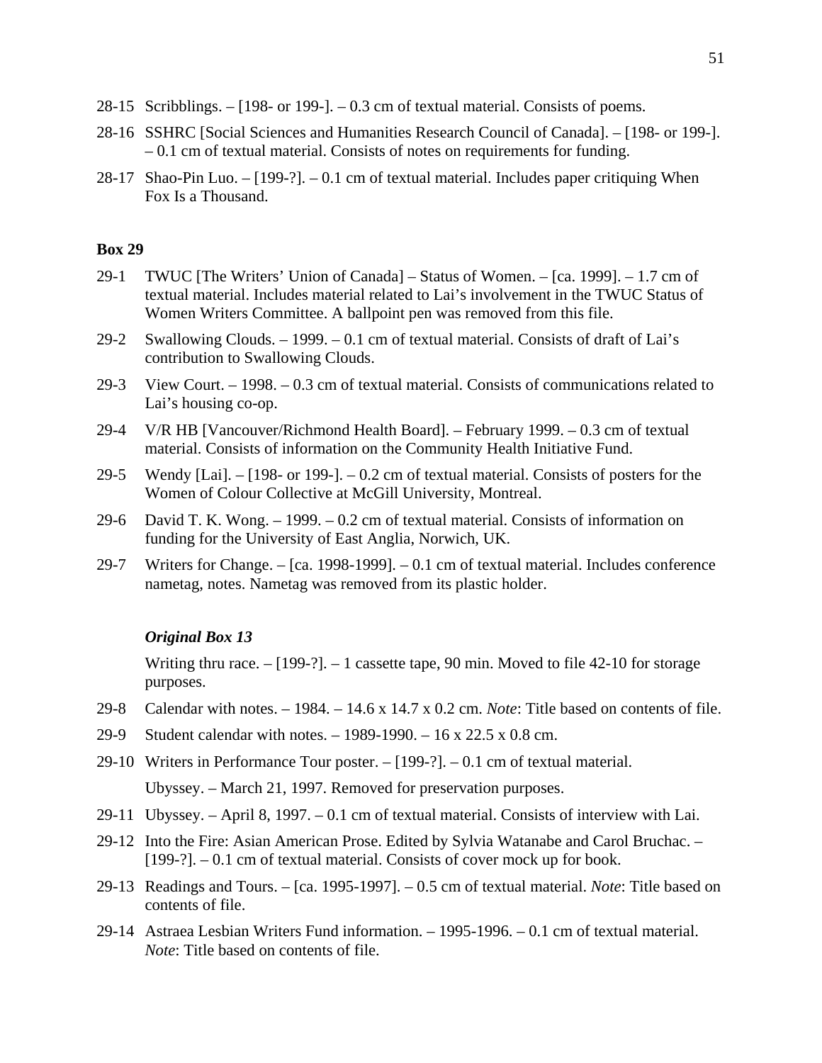28-15 Scribblings. – [198- or 199-]. – 0.3 cm of textual material. Consists of poems.

28-16 SSHRC [Social Sciences and Humanities Research Council of Canada]. – [198- or 199-]. – 0.1 cm of textual material. Consists of notes on requirements for funding.

28-17 Shao-Pin Luo. – [199-?]. – 0.1 cm of textual material. Includes paper critiquing When Fox Is a Thousand.

**Box 29**

29-1 TWUC [The Writers' Union of Canada] – Status of Women. – [ca. 1999]. – 1.7 cm of textual material. Includes material related to Lai's involvement in the TWUC Status of Women Writers Committee. A ballpoint pen was removed from this file.

29-2 Swallowing Clouds. – 1999. – 0.1 cm of textual material. Consists of draft of Lai's contribution to Swallowing Clouds.

29-3 View Court. – 1998. – 0.3 cm of textual material. Consists of communications related to Lai's housing co-op.

29-4 V/R HB [Vancouver/Richmond Health Board]. – February 1999. – 0.3 cm of textual material. Consists of information on the Community Health Initiative Fund.

29-5 Wendy [Lai]. – [198- or 199-]. – 0.2 cm of textual material. Consists of posters for the Women of Colour Collective at McGill University, Montreal.

29-6 David T. K. Wong. – 1999. – 0.2 cm of textual material. Consists of information on funding for the University of East Anglia, Norwich, UK.

29-7 Writers for Change. – [ca. 1998-1999]. – 0.1 cm of textual material. Includes conference nametag, notes. Nametag was removed from its plastic holder.

***Original Box 13***

Writing thru race. – [199-?]. – 1 cassette tape, 90 min. Moved to file 42-10 for storage purposes.

29-8 Calendar with notes. – 1984. – 14.6 x 14.7 x 0.2 cm. *Note*: Title based on contents of file.

29-9 Student calendar with notes. – 1989-1990. – 16 x 22.5 x 0.8 cm.

29-10 Writers in Performance Tour poster. – [199-?]. – 0.1 cm of textual material.

Ubyssey. – March 21, 1997. Removed for preservation purposes.

29-11 Ubyssey. – April 8, 1997. – 0.1 cm of textual material. Consists of interview with Lai.

29-12 Into the Fire: Asian American Prose. Edited by Sylvia Watanabe and Carol Bruchac. – [199-?]. – 0.1 cm of textual material. Consists of cover mock up for book.

29-13 Readings and Tours. – [ca. 1995-1997]. – 0.5 cm of textual material. *Note*: Title based on contents of file.

29-14 Astraea Lesbian Writers Fund information. – 1995-1996. – 0.1 cm of textual material. *Note*: Title based on contents of file.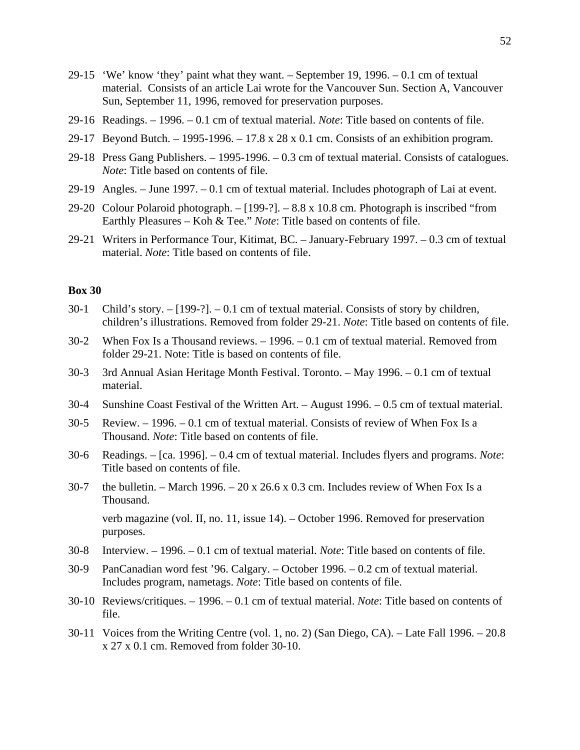29-15 'We' know 'they' paint what they want. – September 19, 1996. – 0.1 cm of textual material. Consists of an article Lai wrote for the Vancouver Sun. Section A, Vancouver Sun, September 11, 1996, removed for preservation purposes.

29-16 Readings. – 1996. – 0.1 cm of textual material. *Note*: Title based on contents of file.

29-17 Beyond Butch. – 1995-1996. – 17.8 x 28 x 0.1 cm. Consists of an exhibition program.

29-18 Press Gang Publishers. – 1995-1996. – 0.3 cm of textual material. Consists of catalogues. *Note*: Title based on contents of file.

29-19 Angles. – June 1997. – 0.1 cm of textual material. Includes photograph of Lai at event.

29-20 Colour Polaroid photograph. – [199-?]. – 8.8 x 10.8 cm. Photograph is inscribed "from Earthly Pleasures – Koh & Tee." *Note*: Title based on contents of file.

29-21 Writers in Performance Tour, Kitimat, BC. – January-February 1997. – 0.3 cm of textual material. *Note*: Title based on contents of file.

**Box 30**

30-1 Child's story. – [199-?]. – 0.1 cm of textual material. Consists of story by children, children's illustrations. Removed from folder 29-21. *Note*: Title based on contents of file.

30-2 When Fox Is a Thousand reviews. – 1996. – 0.1 cm of textual material. Removed from folder 29-21. Note: Title is based on contents of file.

30-3 3rd Annual Asian Heritage Month Festival. Toronto. – May 1996. – 0.1 cm of textual material.

30-4 Sunshine Coast Festival of the Written Art. – August 1996. – 0.5 cm of textual material.

30-5 Review. – 1996. – 0.1 cm of textual material. Consists of review of When Fox Is a Thousand. *Note*: Title based on contents of file.

30-6 Readings. – [ca. 1996]. – 0.4 cm of textual material. Includes flyers and programs. *Note*: Title based on contents of file.

30-7 the bulletin. – March 1996. – 20 x 26.6 x 0.3 cm. Includes review of When Fox Is a Thousand.

verb magazine (vol. II, no. 11, issue 14). – October 1996. Removed for preservation purposes.

30-8 Interview. – 1996. – 0.1 cm of textual material. *Note*: Title based on contents of file.

30-9 PanCanadian word fest '96. Calgary. – October 1996. – 0.2 cm of textual material. Includes program, nametags. *Note*: Title based on contents of file.

30-10 Reviews/critiques. – 1996. – 0.1 cm of textual material. *Note*: Title based on contents of file.

30-11 Voices from the Writing Centre (vol. 1, no. 2) (San Diego, CA). – Late Fall 1996. – 20.8 x 27 x 0.1 cm. Removed from folder 30-10.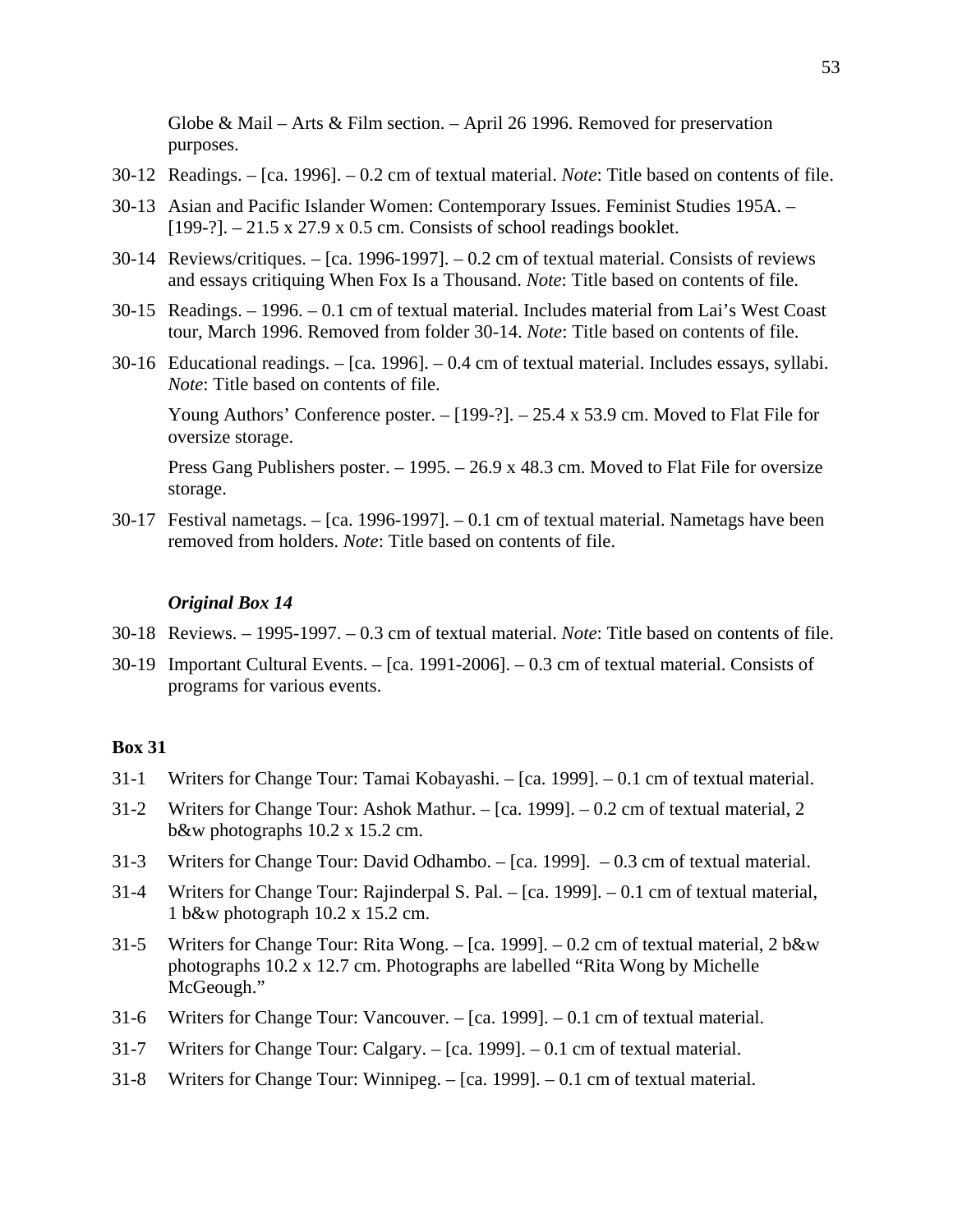Globe & Mail – Arts & Film section. – April 26 1996. Removed for preservation purposes.

30-12 Readings. – [ca. 1996]. – 0.2 cm of textual material. *Note*: Title based on contents of file.

30-13 Asian and Pacific Islander Women: Contemporary Issues. Feminist Studies 195A. – [199-?]. – 21.5 x 27.9 x 0.5 cm. Consists of school readings booklet.

30-14 Reviews/critiques. – [ca. 1996-1997]. – 0.2 cm of textual material. Consists of reviews and essays critiquing When Fox Is a Thousand. *Note*: Title based on contents of file.

30-15 Readings. – 1996. – 0.1 cm of textual material. Includes material from Lai's West Coast tour, March 1996. Removed from folder 30-14. *Note*: Title based on contents of file.

30-16 Educational readings. – [ca. 1996]. – 0.4 cm of textual material. Includes essays, syllabi. *Note*: Title based on contents of file.

Young Authors' Conference poster. – [199-?]. – 25.4 x 53.9 cm. Moved to Flat File for oversize storage.

Press Gang Publishers poster. – 1995. – 26.9 x 48.3 cm. Moved to Flat File for oversize storage.

30-17 Festival nametags. – [ca. 1996-1997]. – 0.1 cm of textual material. Nametags have been removed from holders. *Note*: Title based on contents of file.

***Original Box 14***

30-18 Reviews. – 1995-1997. – 0.3 cm of textual material. *Note*: Title based on contents of file.

30-19 Important Cultural Events. – [ca. 1991-2006]. – 0.3 cm of textual material. Consists of programs for various events.

**Box 31**

31-1 Writers for Change Tour: Tamai Kobayashi. – [ca. 1999]. – 0.1 cm of textual material.

31-2 Writers for Change Tour: Ashok Mathur. – [ca. 1999]. – 0.2 cm of textual material, 2 b&w photographs 10.2 x 15.2 cm.

31-3 Writers for Change Tour: David Odhambo. – [ca. 1999]. – 0.3 cm of textual material.

31-4 Writers for Change Tour: Rajinderpal S. Pal. – [ca. 1999]. – 0.1 cm of textual material, 1 b&w photograph 10.2 x 15.2 cm.

31-5 Writers for Change Tour: Rita Wong. – [ca. 1999]. – 0.2 cm of textual material, 2 b&w photographs 10.2 x 12.7 cm. Photographs are labelled "Rita Wong by Michelle McGeough."

31-6 Writers for Change Tour: Vancouver. – [ca. 1999]. – 0.1 cm of textual material.

31-7 Writers for Change Tour: Calgary. – [ca. 1999]. – 0.1 cm of textual material.

31-8 Writers for Change Tour: Winnipeg. – [ca. 1999]. – 0.1 cm of textual material.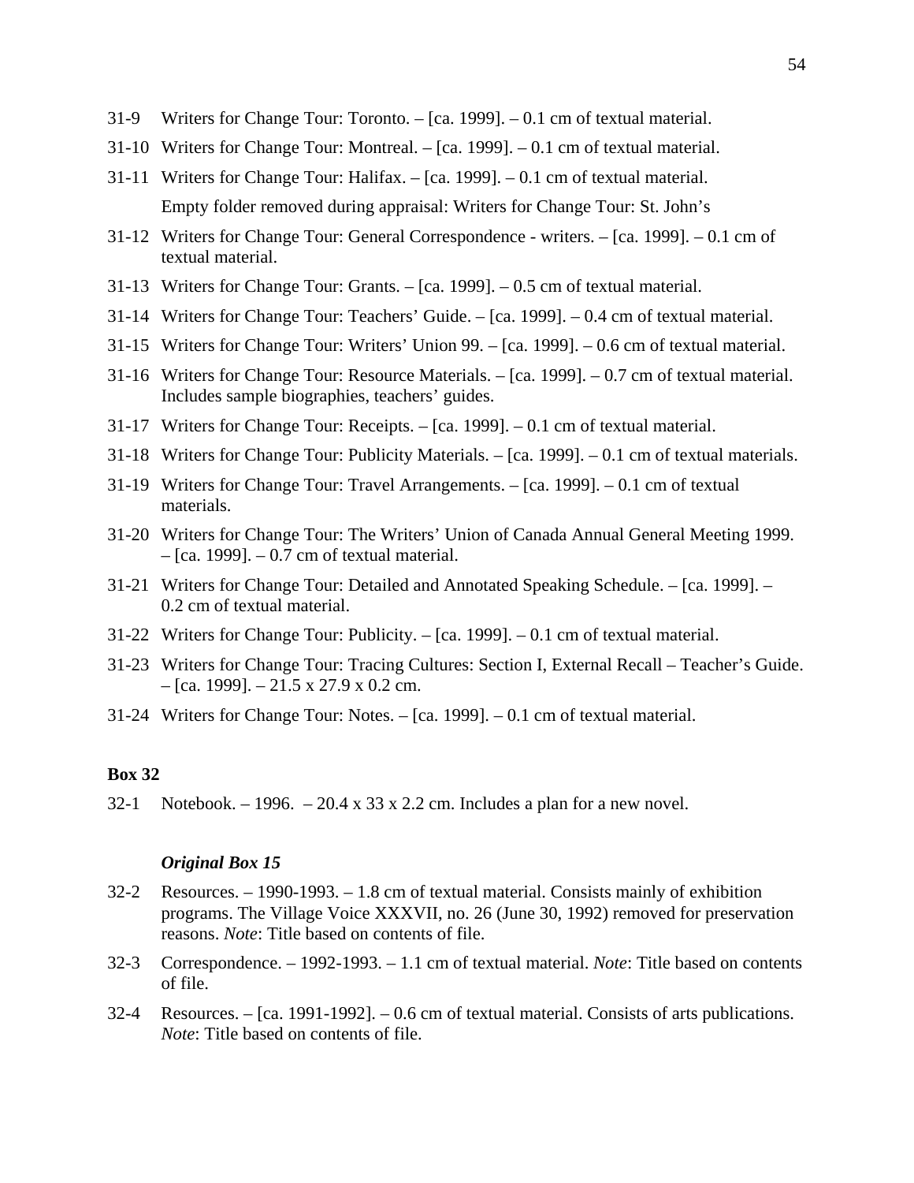31-9 Writers for Change Tour: Toronto. – [ca. 1999]. – 0.1 cm of textual material.

31-10 Writers for Change Tour: Montreal. – [ca. 1999]. – 0.1 cm of textual material.

31-11 Writers for Change Tour: Halifax. – [ca. 1999]. – 0.1 cm of textual material.
Empty folder removed during appraisal: Writers for Change Tour: St. John's

31-12 Writers for Change Tour: General Correspondence - writers. – [ca. 1999]. – 0.1 cm of textual material.

31-13 Writers for Change Tour: Grants. – [ca. 1999]. – 0.5 cm of textual material.

31-14 Writers for Change Tour: Teachers' Guide. – [ca. 1999]. – 0.4 cm of textual material.

31-15 Writers for Change Tour: Writers' Union 99. – [ca. 1999]. – 0.6 cm of textual material.

31-16 Writers for Change Tour: Resource Materials. – [ca. 1999]. – 0.7 cm of textual material. Includes sample biographies, teachers' guides.

31-17 Writers for Change Tour: Receipts. – [ca. 1999]. – 0.1 cm of textual material.

31-18 Writers for Change Tour: Publicity Materials. – [ca. 1999]. – 0.1 cm of textual materials.

31-19 Writers for Change Tour: Travel Arrangements. – [ca. 1999]. – 0.1 cm of textual materials.

31-20 Writers for Change Tour: The Writers' Union of Canada Annual General Meeting 1999. – [ca. 1999]. – 0.7 cm of textual material.

31-21 Writers for Change Tour: Detailed and Annotated Speaking Schedule. – [ca. 1999]. – 0.2 cm of textual material.

31-22 Writers for Change Tour: Publicity. – [ca. 1999]. – 0.1 cm of textual material.

31-23 Writers for Change Tour: Tracing Cultures: Section I, External Recall – Teacher's Guide. – [ca. 1999]. – 21.5 x 27.9 x 0.2 cm.

31-24 Writers for Change Tour: Notes. – [ca. 1999]. – 0.1 cm of textual material.

**Box 32**

32-1 Notebook. – 1996. – 20.4 x 33 x 2.2 cm. Includes a plan for a new novel.

***Original Box 15***

32-2 Resources. – 1990-1993. – 1.8 cm of textual material. Consists mainly of exhibition programs. The Village Voice XXXVII, no. 26 (June 30, 1992) removed for preservation reasons. *Note*: Title based on contents of file.

32-3 Correspondence. – 1992-1993. – 1.1 cm of textual material. *Note*: Title based on contents of file.

32-4 Resources. – [ca. 1991-1992]. – 0.6 cm of textual material. Consists of arts publications. *Note*: Title based on contents of file.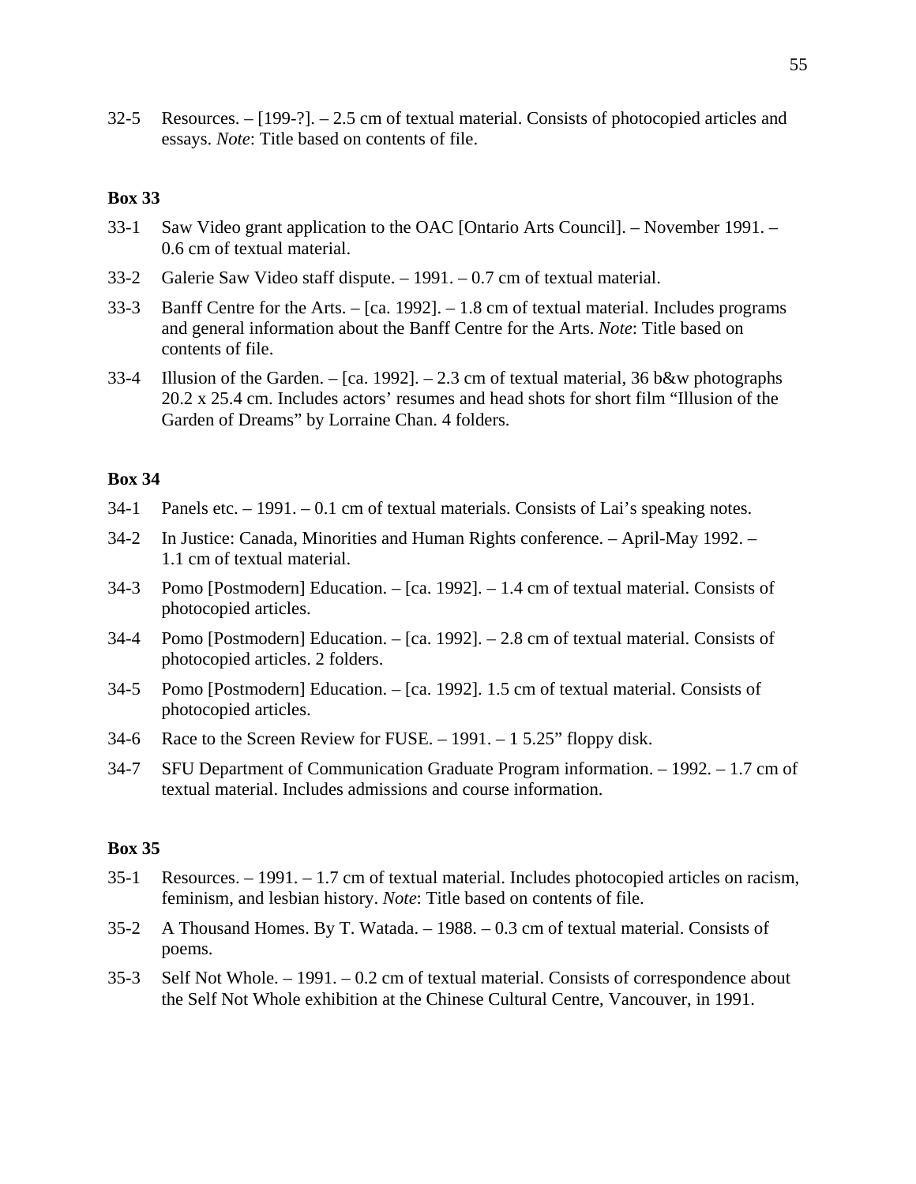32-5 Resources. – [199-?]. – 2.5 cm of textual material. Consists of photocopied articles and essays. *Note*: Title based on contents of file.

**Box 33**

33-1 Saw Video grant application to the OAC [Ontario Arts Council]. – November 1991. – 0.6 cm of textual material.

33-2 Galerie Saw Video staff dispute. – 1991. – 0.7 cm of textual material.

33-3 Banff Centre for the Arts. – [ca. 1992]. – 1.8 cm of textual material. Includes programs and general information about the Banff Centre for the Arts. *Note*: Title based on contents of file.

33-4 Illusion of the Garden. – [ca. 1992]. – 2.3 cm of textual material, 36 b&w photographs 20.2 x 25.4 cm. Includes actors' resumes and head shots for short film "Illusion of the Garden of Dreams" by Lorraine Chan. 4 folders.

**Box 34**

34-1 Panels etc. – 1991. – 0.1 cm of textual materials. Consists of Lai's speaking notes.

34-2 In Justice: Canada, Minorities and Human Rights conference. – April-May 1992. – 1.1 cm of textual material.

34-3 Pomo [Postmodern] Education. – [ca. 1992]. – 1.4 cm of textual material. Consists of photocopied articles.

34-4 Pomo [Postmodern] Education. – [ca. 1992]. – 2.8 cm of textual material. Consists of photocopied articles. 2 folders.

34-5 Pomo [Postmodern] Education. – [ca. 1992]. 1.5 cm of textual material. Consists of photocopied articles.

34-6 Race to the Screen Review for FUSE. – 1991. – 1 5.25" floppy disk.

34-7 SFU Department of Communication Graduate Program information. – 1992. – 1.7 cm of textual material. Includes admissions and course information.

**Box 35**

35-1 Resources. – 1991. – 1.7 cm of textual material. Includes photocopied articles on racism, feminism, and lesbian history. *Note*: Title based on contents of file.

35-2 A Thousand Homes. By T. Watada. – 1988. – 0.3 cm of textual material. Consists of poems.

35-3 Self Not Whole. – 1991. – 0.2 cm of textual material. Consists of correspondence about the Self Not Whole exhibition at the Chinese Cultural Centre, Vancouver, in 1991.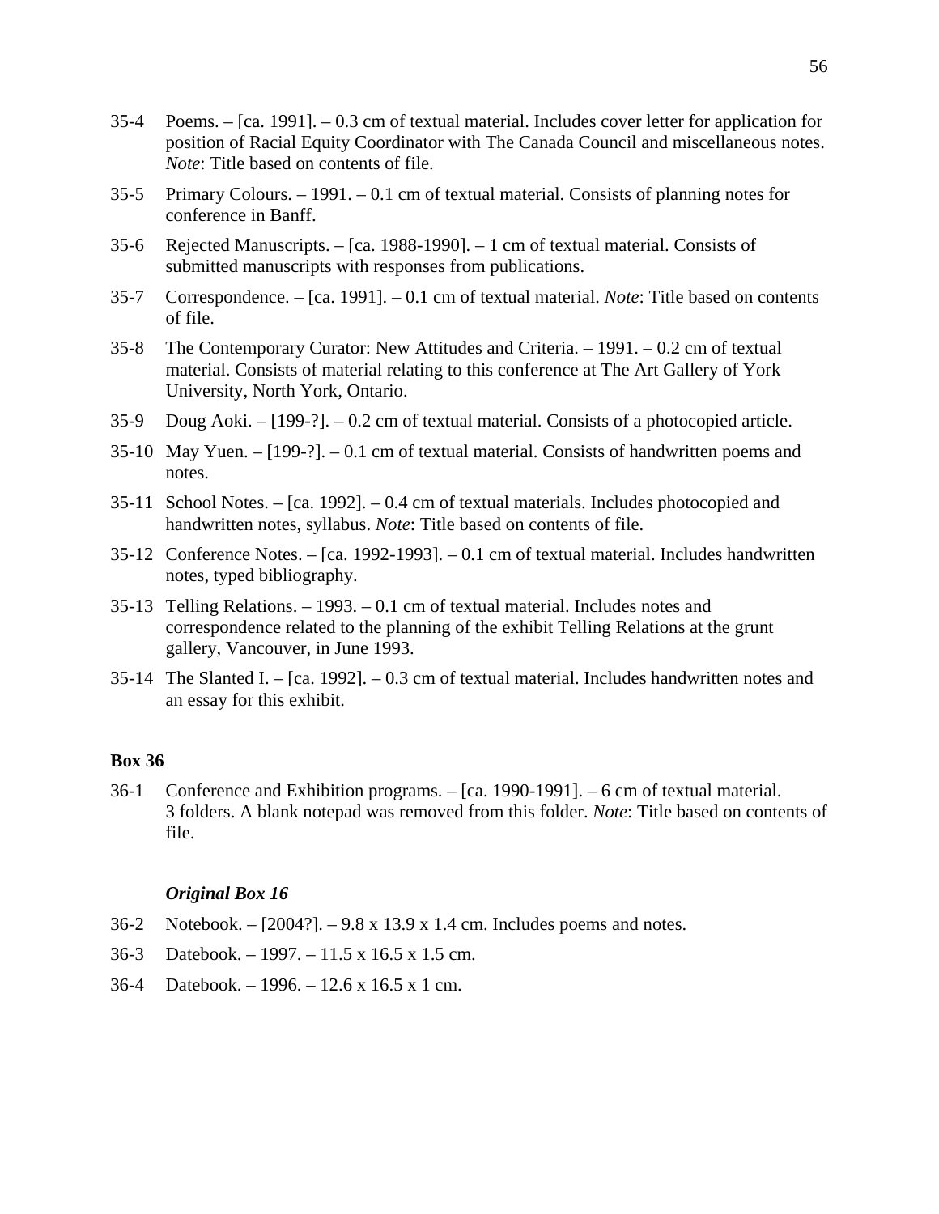35-4 Poems. – [ca. 1991]. – 0.3 cm of textual material. Includes cover letter for application for position of Racial Equity Coordinator with The Canada Council and miscellaneous notes. *Note*: Title based on contents of file.

35-5 Primary Colours. – 1991. – 0.1 cm of textual material. Consists of planning notes for conference in Banff.

35-6 Rejected Manuscripts. – [ca. 1988-1990]. – 1 cm of textual material. Consists of submitted manuscripts with responses from publications.

35-7 Correspondence. – [ca. 1991]. – 0.1 cm of textual material. *Note*: Title based on contents of file.

35-8 The Contemporary Curator: New Attitudes and Criteria. – 1991. – 0.2 cm of textual material. Consists of material relating to this conference at The Art Gallery of York University, North York, Ontario.

35-9 Doug Aoki. – [199-?]. – 0.2 cm of textual material. Consists of a photocopied article.

35-10 May Yuen. – [199-?]. – 0.1 cm of textual material. Consists of handwritten poems and notes.

35-11 School Notes. – [ca. 1992]. – 0.4 cm of textual materials. Includes photocopied and handwritten notes, syllabus. *Note*: Title based on contents of file.

35-12 Conference Notes. – [ca. 1992-1993]. – 0.1 cm of textual material. Includes handwritten notes, typed bibliography.

35-13 Telling Relations. – 1993. – 0.1 cm of textual material. Includes notes and correspondence related to the planning of the exhibit Telling Relations at the grunt gallery, Vancouver, in June 1993.

35-14 The Slanted I. – [ca. 1992]. – 0.3 cm of textual material. Includes handwritten notes and an essay for this exhibit.

**Box 36**

36-1 Conference and Exhibition programs. – [ca. 1990-1991]. – 6 cm of textual material. 3 folders. A blank notepad was removed from this folder. *Note*: Title based on contents of file.

***Original Box 16***

36-2 Notebook. – [2004?]. – 9.8 x 13.9 x 1.4 cm. Includes poems and notes.

36-3 Datebook. – 1997. – 11.5 x 16.5 x 1.5 cm.

36-4 Datebook. – 1996. – 12.6 x 16.5 x 1 cm.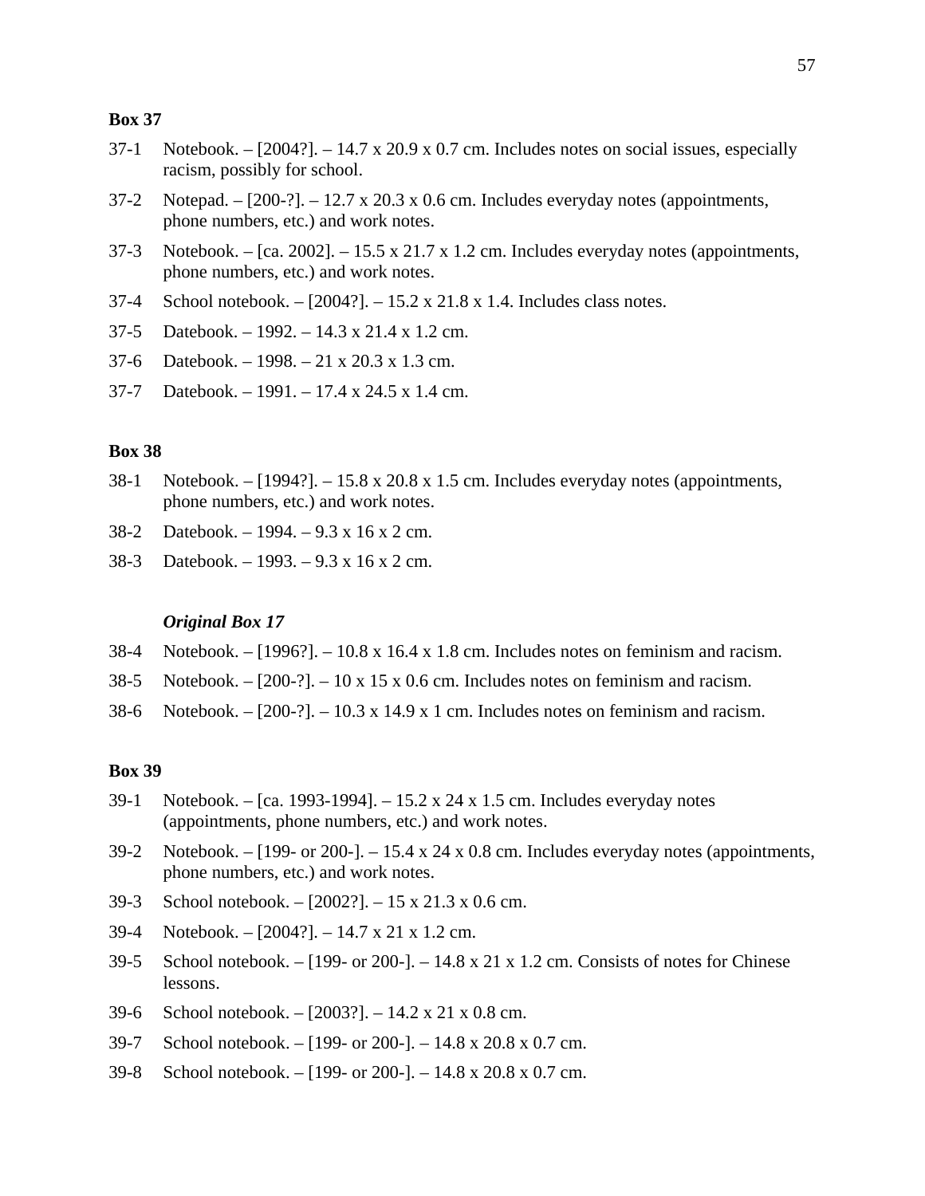**Box 37**

37-1 Notebook. – [2004?]. – 14.7 x 20.9 x 0.7 cm. Includes notes on social issues, especially racism, possibly for school.

37-2 Notepad. – [200-?]. – 12.7 x 20.3 x 0.6 cm. Includes everyday notes (appointments, phone numbers, etc.) and work notes.

37-3 Notebook. – [ca. 2002]. – 15.5 x 21.7 x 1.2 cm. Includes everyday notes (appointments, phone numbers, etc.) and work notes.

37-4 School notebook. – [2004?]. – 15.2 x 21.8 x 1.4. Includes class notes.

37-5 Datebook. – 1992. – 14.3 x 21.4 x 1.2 cm.

37-6 Datebook. – 1998. – 21 x 20.3 x 1.3 cm.

37-7 Datebook. – 1991. – 17.4 x 24.5 x 1.4 cm.

**Box 38**

38-1 Notebook. – [1994?]. – 15.8 x 20.8 x 1.5 cm. Includes everyday notes (appointments, phone numbers, etc.) and work notes.

38-2 Datebook. – 1994. – 9.3 x 16 x 2 cm.

38-3 Datebook. – 1993. – 9.3 x 16 x 2 cm.

***Original Box 17***

38-4 Notebook. – [1996?]. – 10.8 x 16.4 x 1.8 cm. Includes notes on feminism and racism.

38-5 Notebook. – [200-?]. – 10 x 15 x 0.6 cm. Includes notes on feminism and racism.

38-6 Notebook. – [200-?]. – 10.3 x 14.9 x 1 cm. Includes notes on feminism and racism.

**Box 39**

39-1 Notebook. – [ca. 1993-1994]. – 15.2 x 24 x 1.5 cm. Includes everyday notes (appointments, phone numbers, etc.) and work notes.

39-2 Notebook. – [199- or 200-]. – 15.4 x 24 x 0.8 cm. Includes everyday notes (appointments, phone numbers, etc.) and work notes.

39-3 School notebook. – [2002?]. – 15 x 21.3 x 0.6 cm.

39-4 Notebook. – [2004?]. – 14.7 x 21 x 1.2 cm.

39-5 School notebook. – [199- or 200-]. – 14.8 x 21 x 1.2 cm. Consists of notes for Chinese lessons.

39-6 School notebook. – [2003?]. – 14.2 x 21 x 0.8 cm.

39-7 School notebook. – [199- or 200-]. – 14.8 x 20.8 x 0.7 cm.

39-8 School notebook. – [199- or 200-]. – 14.8 x 20.8 x 0.7 cm.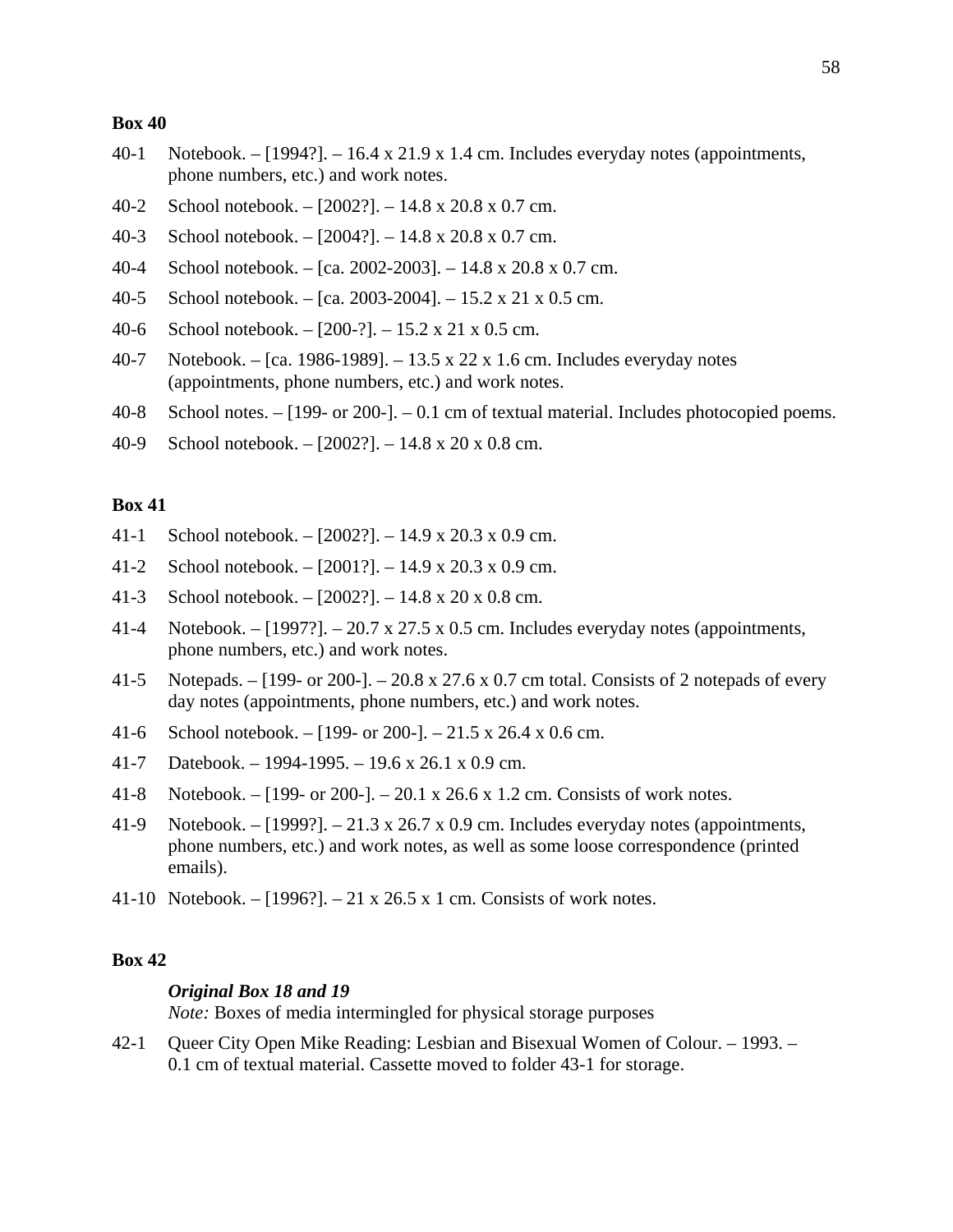**Box 40**

40-1 Notebook. – [1994?]. – 16.4 x 21.9 x 1.4 cm. Includes everyday notes (appointments, phone numbers, etc.) and work notes.

40-2 School notebook. – [2002?]. – 14.8 x 20.8 x 0.7 cm.

40-3 School notebook. – [2004?]. – 14.8 x 20.8 x 0.7 cm.

40-4 School notebook. – [ca. 2002-2003]. – 14.8 x 20.8 x 0.7 cm.

40-5 School notebook. – [ca. 2003-2004]. – 15.2 x 21 x 0.5 cm.

40-6 School notebook. – [200-?]. – 15.2 x 21 x 0.5 cm.

40-7 Notebook. – [ca. 1986-1989]. – 13.5 x 22 x 1.6 cm. Includes everyday notes (appointments, phone numbers, etc.) and work notes.

40-8 School notes. – [199- or 200-]. – 0.1 cm of textual material. Includes photocopied poems.

40-9 School notebook. – [2002?]. – 14.8 x 20 x 0.8 cm.

**Box 41**

41-1 School notebook. – [2002?]. – 14.9 x 20.3 x 0.9 cm.

41-2 School notebook. – [2001?]. – 14.9 x 20.3 x 0.9 cm.

41-3 School notebook. – [2002?]. – 14.8 x 20 x 0.8 cm.

41-4 Notebook. – [1997?]. – 20.7 x 27.5 x 0.5 cm. Includes everyday notes (appointments, phone numbers, etc.) and work notes.

41-5 Notepads. – [199- or 200-]. – 20.8 x 27.6 x 0.7 cm total. Consists of 2 notepads of every day notes (appointments, phone numbers, etc.) and work notes.

41-6 School notebook. – [199- or 200-]. – 21.5 x 26.4 x 0.6 cm.

41-7 Datebook. – 1994-1995. – 19.6 x 26.1 x 0.9 cm.

41-8 Notebook. – [199- or 200-]. – 20.1 x 26.6 x 1.2 cm. Consists of work notes.

41-9 Notebook. – [1999?]. – 21.3 x 26.7 x 0.9 cm. Includes everyday notes (appointments, phone numbers, etc.) and work notes, as well as some loose correspondence (printed emails).

41-10 Notebook. – [1996?]. – 21 x 26.5 x 1 cm. Consists of work notes.

**Box 42**

***Original Box 18 and 19***
*Note:* Boxes of media intermingled for physical storage purposes

42-1 Queer City Open Mike Reading: Lesbian and Bisexual Women of Colour. – 1993. – 0.1 cm of textual material. Cassette moved to folder 43-1 for storage.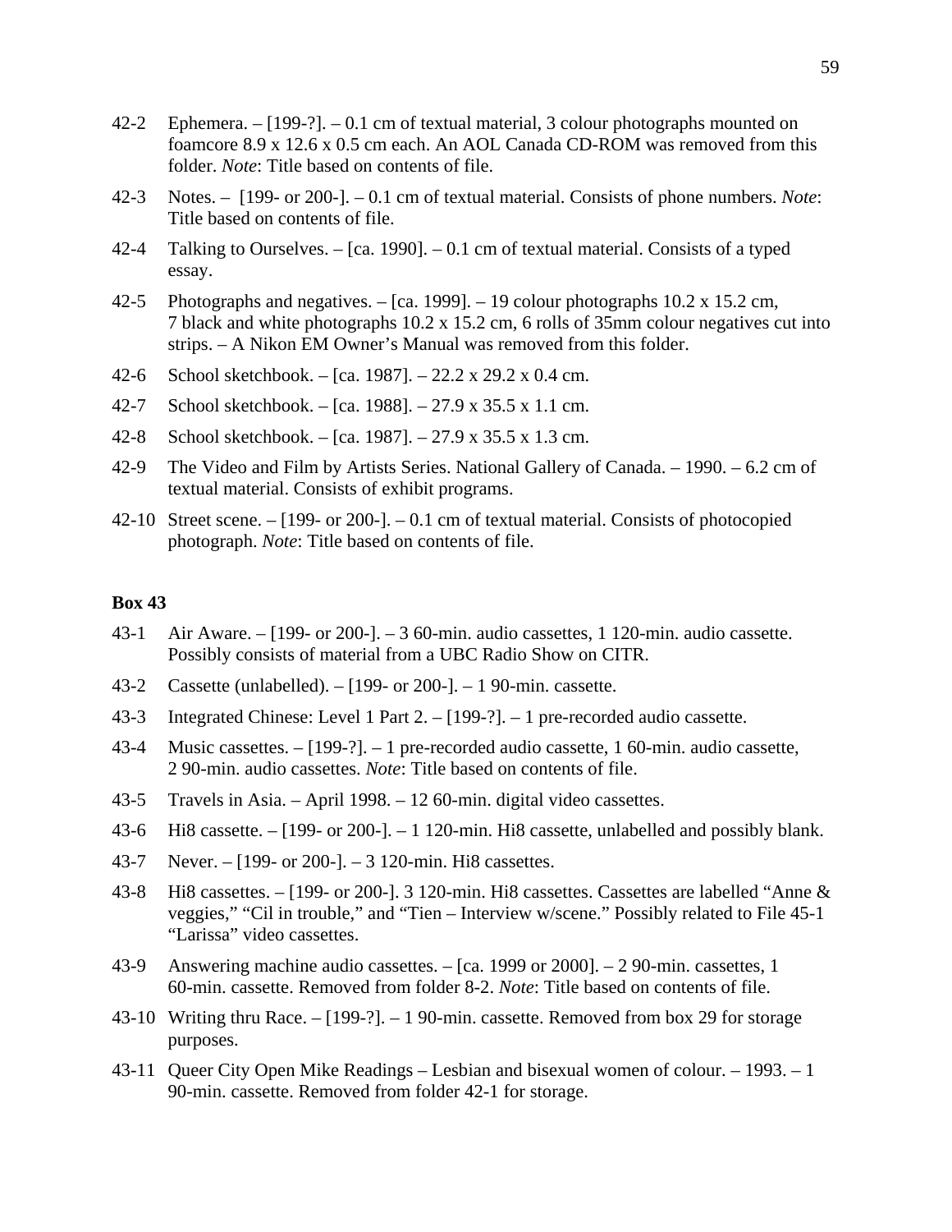42-2 Ephemera. – [199-?]. – 0.1 cm of textual material, 3 colour photographs mounted on foamcore 8.9 x 12.6 x 0.5 cm each. An AOL Canada CD-ROM was removed from this folder. *Note*: Title based on contents of file.

42-3 Notes. – [199- or 200-]. – 0.1 cm of textual material. Consists of phone numbers. *Note*: Title based on contents of file.

42-4 Talking to Ourselves. – [ca. 1990]. – 0.1 cm of textual material. Consists of a typed essay.

42-5 Photographs and negatives. – [ca. 1999]. – 19 colour photographs 10.2 x 15.2 cm, 7 black and white photographs 10.2 x 15.2 cm, 6 rolls of 35mm colour negatives cut into strips. – A Nikon EM Owner's Manual was removed from this folder.

42-6 School sketchbook. – [ca. 1987]. – 22.2 x 29.2 x 0.4 cm.

42-7 School sketchbook. – [ca. 1988]. – 27.9 x 35.5 x 1.1 cm.

42-8 School sketchbook. – [ca. 1987]. – 27.9 x 35.5 x 1.3 cm.

42-9 The Video and Film by Artists Series. National Gallery of Canada. – 1990. – 6.2 cm of textual material. Consists of exhibit programs.

42-10 Street scene. – [199- or 200-]. – 0.1 cm of textual material. Consists of photocopied photograph. *Note*: Title based on contents of file.

**Box 43**

43-1 Air Aware. – [199- or 200-]. – 3 60-min. audio cassettes, 1 120-min. audio cassette. Possibly consists of material from a UBC Radio Show on CITR.

43-2 Cassette (unlabelled). – [199- or 200-]. – 1 90-min. cassette.

43-3 Integrated Chinese: Level 1 Part 2. – [199-?]. – 1 pre-recorded audio cassette.

43-4 Music cassettes. – [199-?]. – 1 pre-recorded audio cassette, 1 60-min. audio cassette, 2 90-min. audio cassettes. *Note*: Title based on contents of file.

43-5 Travels in Asia. – April 1998. – 12 60-min. digital video cassettes.

43-6 Hi8 cassette. – [199- or 200-]. – 1 120-min. Hi8 cassette, unlabelled and possibly blank.

43-7 Never. – [199- or 200-]. – 3 120-min. Hi8 cassettes.

43-8 Hi8 cassettes. – [199- or 200-]. 3 120-min. Hi8 cassettes. Cassettes are labelled "Anne & veggies," "Cil in trouble," and "Tien – Interview w/scene." Possibly related to File 45-1 "Larissa" video cassettes.

43-9 Answering machine audio cassettes. – [ca. 1999 or 2000]. – 2 90-min. cassettes, 1 60-min. cassette. Removed from folder 8-2. *Note*: Title based on contents of file.

43-10 Writing thru Race. – [199-?]. – 1 90-min. cassette. Removed from box 29 for storage purposes.

43-11 Queer City Open Mike Readings – Lesbian and bisexual women of colour. – 1993. – 1 90-min. cassette. Removed from folder 42-1 for storage.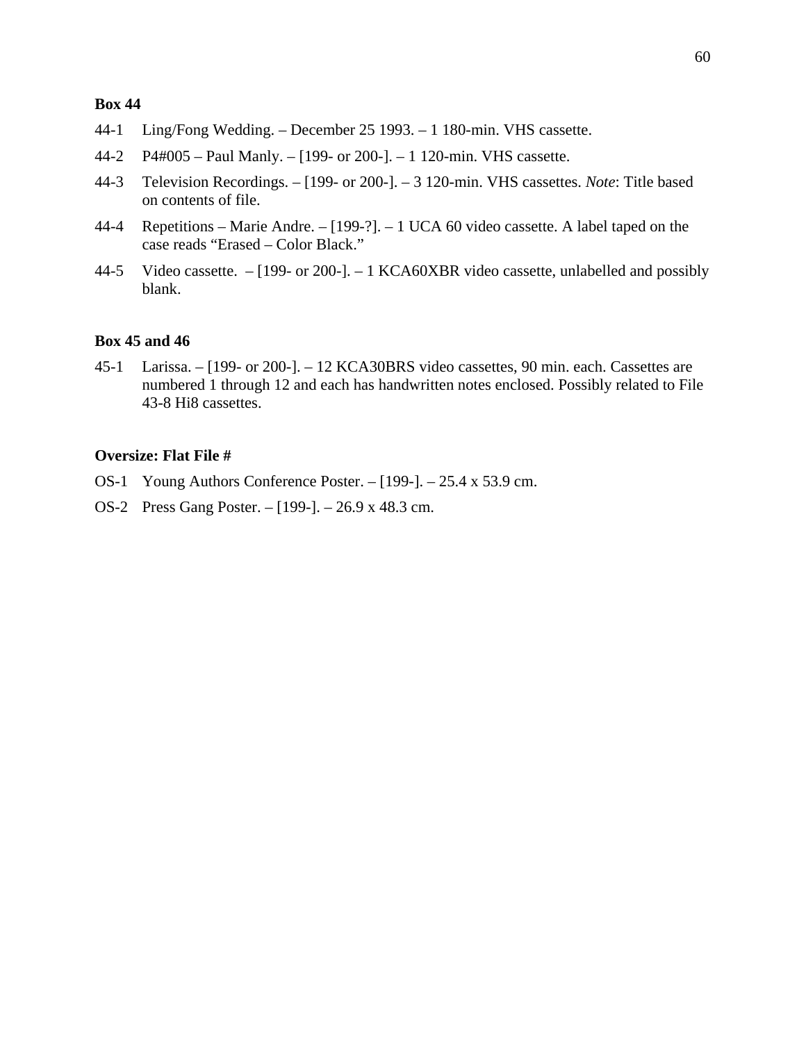**Box 44**

44-1 Ling/Fong Wedding. – December 25 1993. – 1 180-min. VHS cassette.

44-2 P4#005 – Paul Manly. – [199- or 200-]. – 1 120-min. VHS cassette.

44-3 Television Recordings. – [199- or 200-]. – 3 120-min. VHS cassettes. *Note*: Title based on contents of file.

44-4 Repetitions – Marie Andre. – [199-?]. – 1 UCA 60 video cassette. A label taped on the case reads “Erased – Color Black.”

44-5 Video cassette. – [199- or 200-]. – 1 KCA60XBR video cassette, unlabelled and possibly blank.

**Box 45 and 46**

45-1 Larissa. – [199- or 200-]. – 12 KCA30BRS video cassettes, 90 min. each. Cassettes are numbered 1 through 12 and each has handwritten notes enclosed. Possibly related to File 43-8 Hi8 cassettes.

**Oversize: Flat File #**

OS-1 Young Authors Conference Poster. – [199-]. – 25.4 x 53.9 cm.

OS-2 Press Gang Poster. – [199-]. – 26.9 x 48.3 cm.